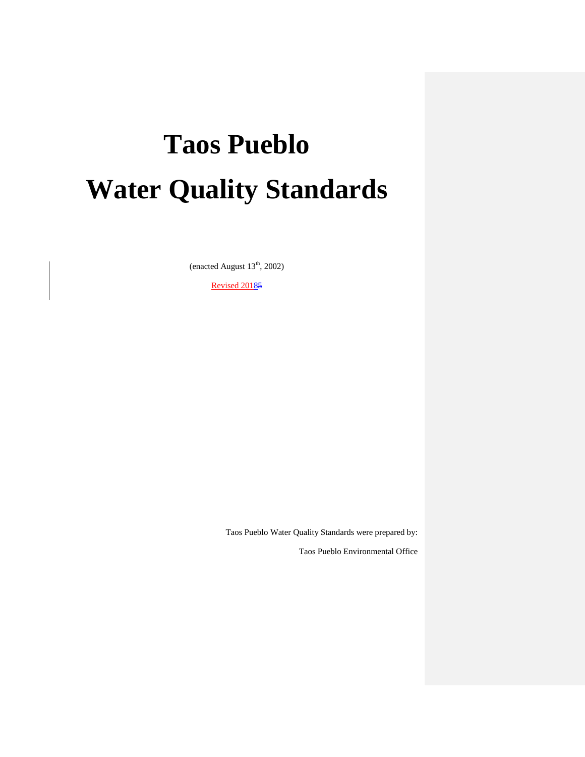# Taos Pueblo

# Water Quality Standards

(enacted August 13th, 2002)

Revised 2018

Taos Pueblo Water Quality Standards were prepared by:

Taos Pueblo Environmental Office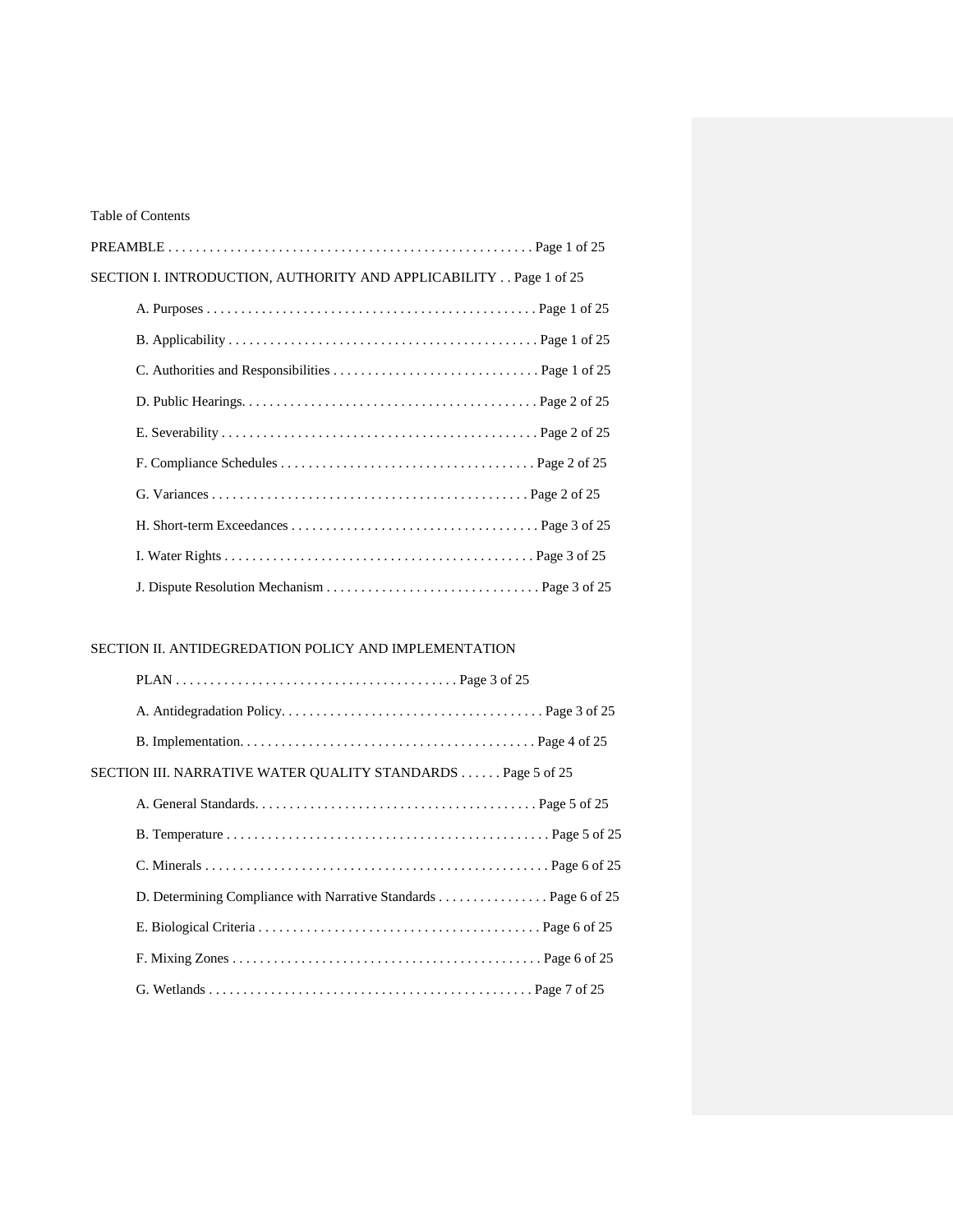Table of Contents

PREAMBLE . . . . . . . . . . . . . . . . . . . . . . . . . . . . . . . . . . . . . . . . . . . . . . . . . . . . Page 1 of 25

SECTION I. INTRODUCTION, AUTHORITY AND APPLICABILITY . . Page 1 of 25

- A. Purposes . . . . . . . . . . . . . . . . . . . . . . . . . . . . . . . . . . . . . . . . . . . . . . . Page 1 of 25
- B. Applicability . . . . . . . . . . . . . . . . . . . . . . . . . . . . . . . . . . . . . . . . . . . . Page 1 of 25
- C. Authorities and Responsibilities . . . . . . . . . . . . . . . . . . . . . . . . . . . . . Page 1 of 25
- D. Public Hearings. . . . . . . . . . . . . . . . . . . . . . . . . . . . . . . . . . . . . . . . . . Page 2 of 25
- E. Severability . . . . . . . . . . . . . . . . . . . . . . . . . . . . . . . . . . . . . . . . . . . . Page 2 of 25
- F. Compliance Schedules . . . . . . . . . . . . . . . . . . . . . . . . . . . . . . . . . . . . Page 2 of 25
- G. Variances . . . . . . . . . . . . . . . . . . . . . . . . . . . . . . . . . . . . . . . . . . . . . Page 2 of 25
- H. Short-term Exceedances . . . . . . . . . . . . . . . . . . . . . . . . . . . . . . . . . . . Page 3 of 25
- I. Water Rights . . . . . . . . . . . . . . . . . . . . . . . . . . . . . . . . . . . . . . . . . . . Page 3 of 25
- J. Dispute Resolution Mechanism . . . . . . . . . . . . . . . . . . . . . . . . . . . . . . Page 3 of 25

SECTION II. ANTIDEGREDATION POLICY AND IMPLEMENTATION PLAN . . . . . . . . . . . . . . . . . . . . . . . . . . . . . . . . . . . . . . . . Page 3 of 25

- A. Antidegradation Policy. . . . . . . . . . . . . . . . . . . . . . . . . . . . . . . . . . . . . Page 3 of 25
- B. Implementation. . . . . . . . . . . . . . . . . . . . . . . . . . . . . . . . . . . . . . . . . . Page 4 of 25

SECTION III. NARRATIVE WATER QUALITY STANDARDS . . . . . . Page 5 of 25

- A. General Standards. . . . . . . . . . . . . . . . . . . . . . . . . . . . . . . . . . . . . . . . Page 5 of 25
- B. Temperature . . . . . . . . . . . . . . . . . . . . . . . . . . . . . . . . . . . . . . . . . . . . . Page 5 of 25
- C. Minerals . . . . . . . . . . . . . . . . . . . . . . . . . . . . . . . . . . . . . . . . . . . . . . . . Page 6 of 25
- D. Determining Compliance with Narrative Standards . . . . . . . . . . . . . . . . Page 6 of 25
- E. Biological Criteria . . . . . . . . . . . . . . . . . . . . . . . . . . . . . . . . . . . . . . . Page 6 of 25
- F. Mixing Zones . . . . . . . . . . . . . . . . . . . . . . . . . . . . . . . . . . . . . . . . . . . Page 6 of 25
- G. Wetlands . . . . . . . . . . . . . . . . . . . . . . . . . . . . . . . . . . . . . . . . . . . . . . Page 7 of 25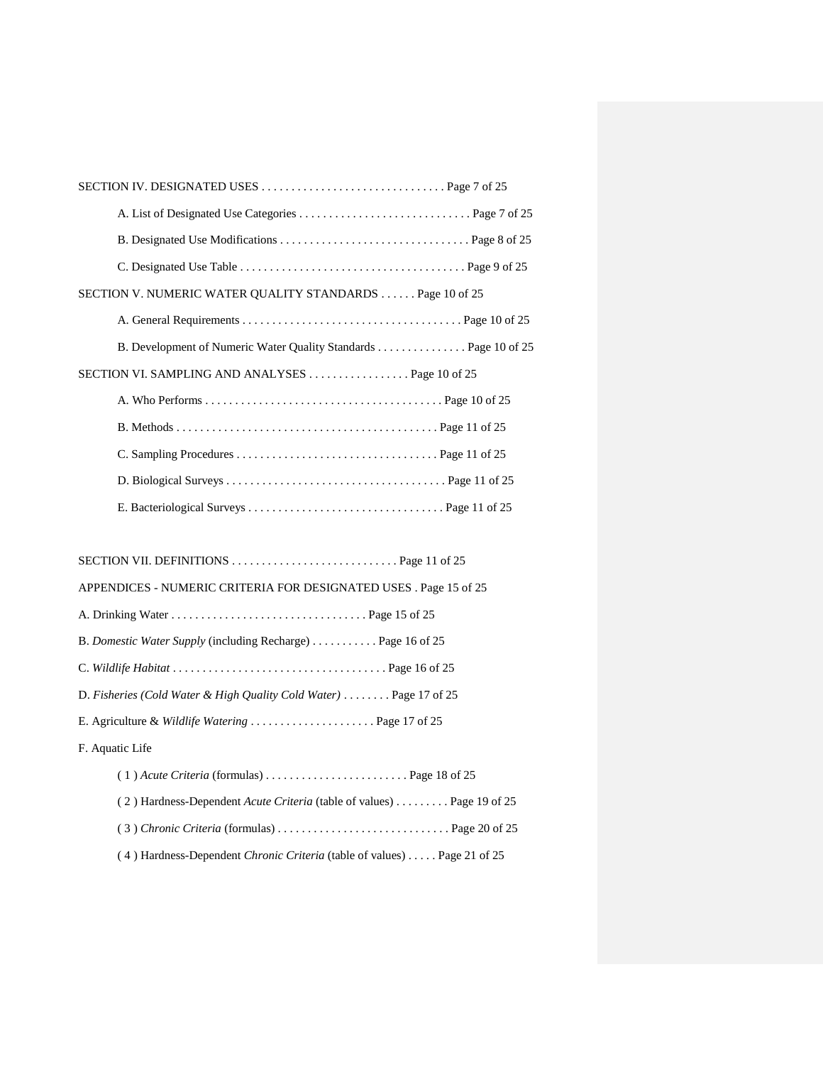SECTION IV. DESIGNATED USES . . . . . . . . . . . . . . . . . . . . . . . . . . . . . . . Page 7 of 25

- A. List of Designated Use Categories . . . . . . . . . . . . . . . . . . . . . . . . . . . . . Page 7 of 25
- B. Designated Use Modifications . . . . . . . . . . . . . . . . . . . . . . . . . . . . . . . . Page 8 of 25
- C. Designated Use Table . . . . . . . . . . . . . . . . . . . . . . . . . . . . . . . . . . . . . . Page 9 of 25

SECTION V. NUMERIC WATER QUALITY STANDARDS . . . . . . Page 10 of 25

- A. General Requirements . . . . . . . . . . . . . . . . . . . . . . . . . . . . . . . . . . . . . Page 10 of 25
- B. Development of Numeric Water Quality Standards . . . . . . . . . . . . . . . Page 10 of 25

SECTION VI. SAMPLING AND ANALYSES . . . . . . . . . . . . . . . . . Page 10 of 25

- A. Who Performs . . . . . . . . . . . . . . . . . . . . . . . . . . . . . . . . . . . . . . . . Page 10 of 25
- B. Methods . . . . . . . . . . . . . . . . . . . . . . . . . . . . . . . . . . . . . . . . . . . . Page 11 of 25
- C. Sampling Procedures . . . . . . . . . . . . . . . . . . . . . . . . . . . . . . . . . . Page 11 of 25
- D. Biological Surveys . . . . . . . . . . . . . . . . . . . . . . . . . . . . . . . . . . . . . Page 11 of 25
- E. Bacteriological Surveys . . . . . . . . . . . . . . . . . . . . . . . . . . . . . . . . . Page 11 of 25

SECTION VII. DEFINITIONS . . . . . . . . . . . . . . . . . . . . . . . . . . . . Page 11 of 25

APPENDICES - NUMERIC CRITERIA FOR DESIGNATED USES . Page 15 of 25

A. Drinking Water . . . . . . . . . . . . . . . . . . . . . . . . . . . . . . . . . Page 15 of 25

B. *Domestic Water Supply* (including Recharge) . . . . . . . . . . . Page 16 of 25

C. *Wildlife Habitat* . . . . . . . . . . . . . . . . . . . . . . . . . . . . . . . . . . . . Page 16 of 25

D. *Fisheries (Cold Water & High Quality Cold Water)* . . . . . . . . Page 17 of 25

E. Agriculture & *Wildlife Watering* . . . . . . . . . . . . . . . . . . . . . Page 17 of 25

F. Aquatic Life

- ( 1 ) *Acute Criteria* (formulas) . . . . . . . . . . . . . . . . . . . . . . . . Page 18 of 25
- ( 2 ) Hardness-Dependent *Acute Criteria* (table of values) . . . . . . . . . Page 19 of 25
- ( 3 ) *Chronic Criteria* (formulas) . . . . . . . . . . . . . . . . . . . . . . . . . . . . Page 20 of 25
- ( 4 ) Hardness-Dependent *Chronic Criteria* (table of values) . . . . . Page 21 of 25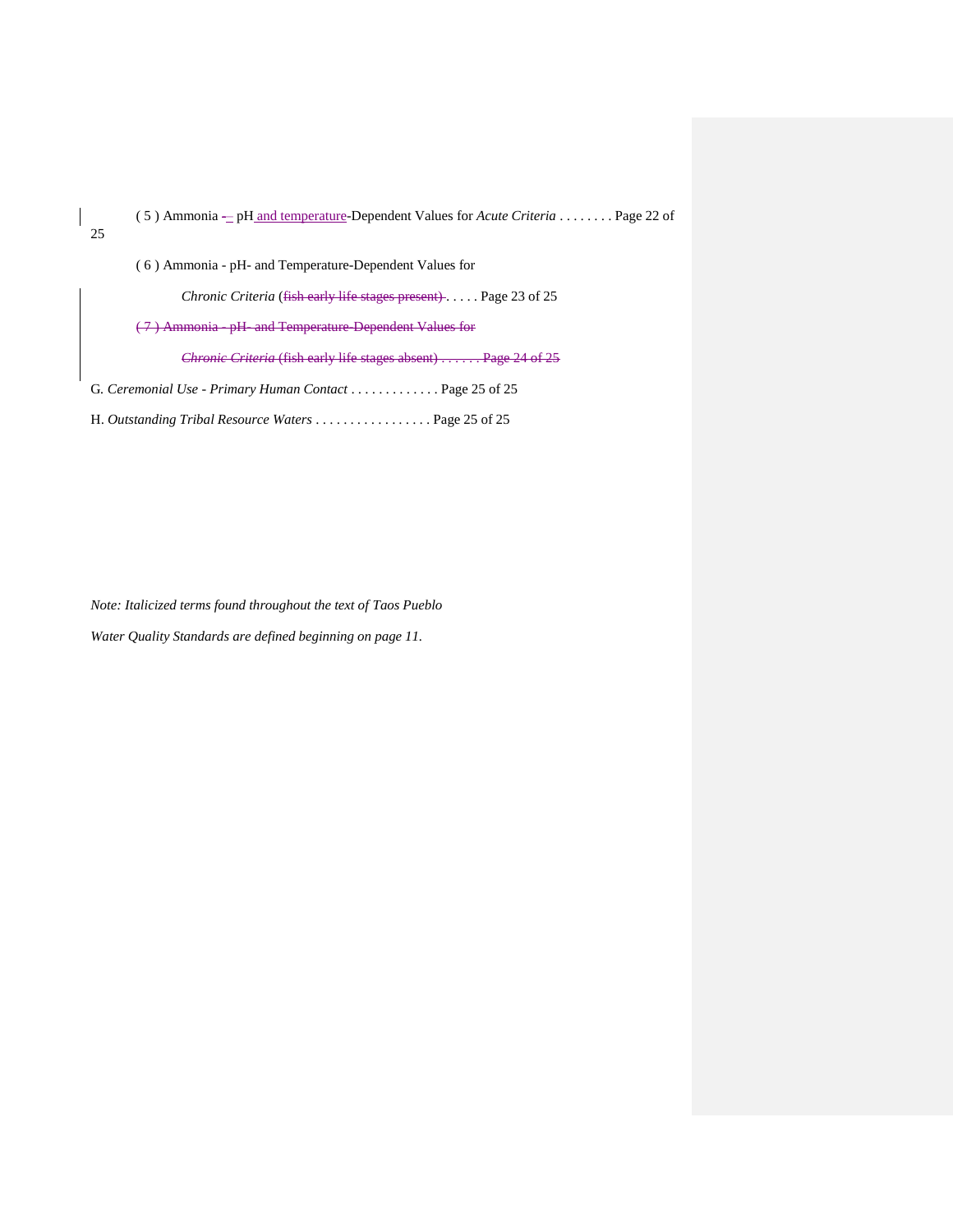( 5 ) Ammonia - pH and temperature-Dependent Values for *Acute Criteria* . . . . . . . . Page 22 of 25

( 6 ) Ammonia - pH- and Temperature-Dependent Values for

*Chronic Criteria* (~~fish early life stages present)~~ . . . . . Page 23 of 25

~~( 7 ) Ammonia - pH- and Temperature-Dependent Values for~~

~~*Chronic Criteria* (fish early life stages absent) . . . . . . Page 24 of 25~~

G. *Ceremonial Use - Primary Human Contact* . . . . . . . . . . . . . Page 25 of 25

H. *Outstanding Tribal Resource Waters* . . . . . . . . . . . . . . . . . Page 25 of 25

*Note: Italicized terms found throughout the text of Taos Pueblo Water Quality Standards are defined beginning on page 11.*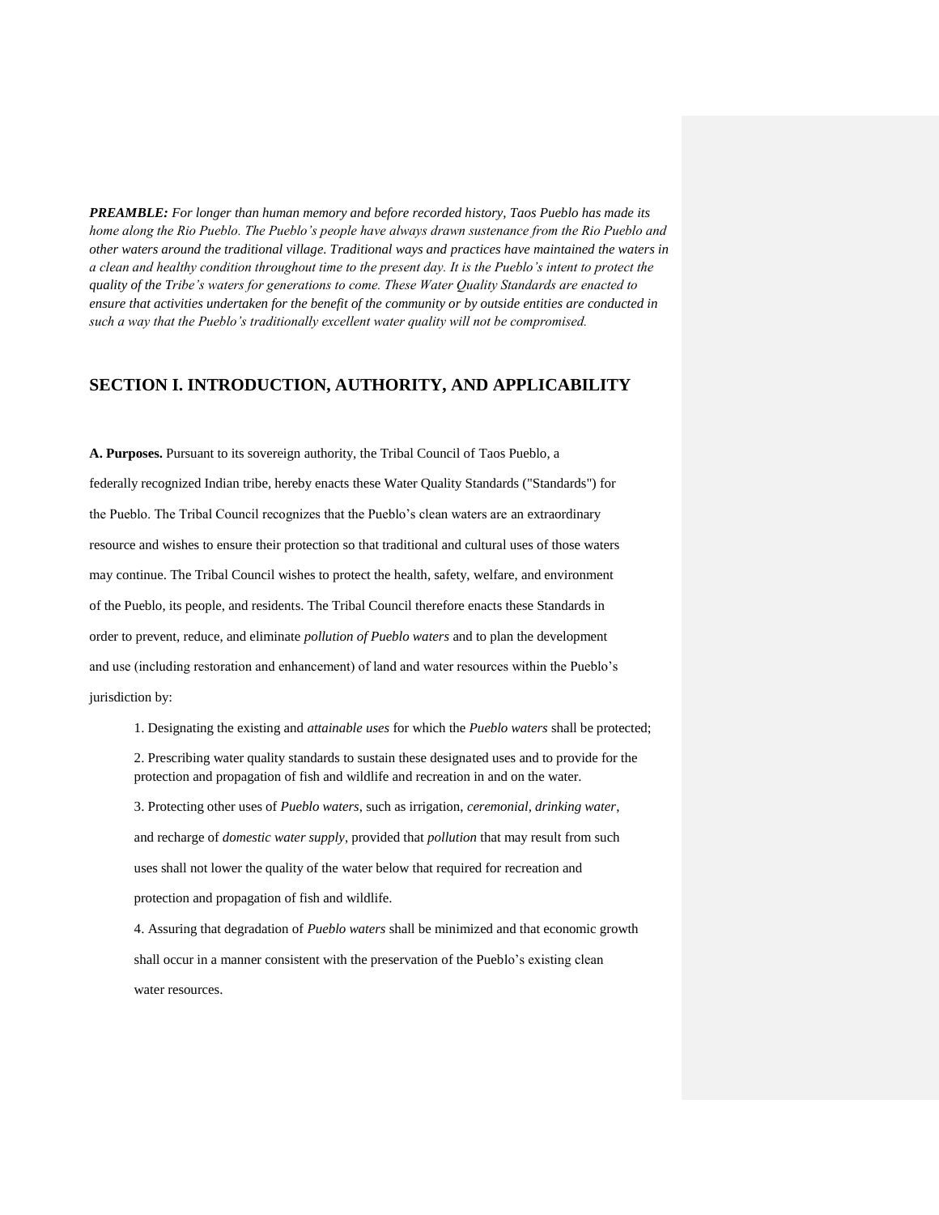***PREAMBLE:*** *For longer than human memory and before recorded history, Taos Pueblo has made its home along the Rio Pueblo. The Pueblo's people have always drawn sustenance from the Rio Pueblo and other waters around the traditional village. Traditional ways and practices have maintained the waters in a clean and healthy condition throughout time to the present day. It is the Pueblo's intent to protect the quality of the Tribe's waters for generations to come. These Water Quality Standards are enacted to ensure that activities undertaken for the benefit of the community or by outside entities are conducted in such a way that the Pueblo's traditionally excellent water quality will not be compromised.*

## SECTION I. INTRODUCTION, AUTHORITY, AND APPLICABILITY

**A. Purposes.** Pursuant to its sovereign authority, the Tribal Council of Taos Pueblo, a federally recognized Indian tribe, hereby enacts these Water Quality Standards ("Standards") for the Pueblo. The Tribal Council recognizes that the Pueblo's clean waters are an extraordinary resource and wishes to ensure their protection so that traditional and cultural uses of those waters may continue. The Tribal Council wishes to protect the health, safety, welfare, and environment of the Pueblo, its people, and residents. The Tribal Council therefore enacts these Standards in order to prevent, reduce, and eliminate *pollution of Pueblo waters* and to plan the development and use (including restoration and enhancement) of land and water resources within the Pueblo's jurisdiction by:

1. Designating the existing and *attainable uses* for which the *Pueblo waters* shall be protected;
2. Prescribing water quality standards to sustain these designated uses and to provide for the protection and propagation of fish and wildlife and recreation in and on the water.
3. Protecting other uses of *Pueblo waters*, such as irrigation, *ceremonial, drinking water*, and recharge of *domestic water supply*, provided that *pollution* that may result from such uses shall not lower the quality of the water below that required for recreation and protection and propagation of fish and wildlife.
4. Assuring that degradation of *Pueblo waters* shall be minimized and that economic growth shall occur in a manner consistent with the preservation of the Pueblo's existing clean water resources.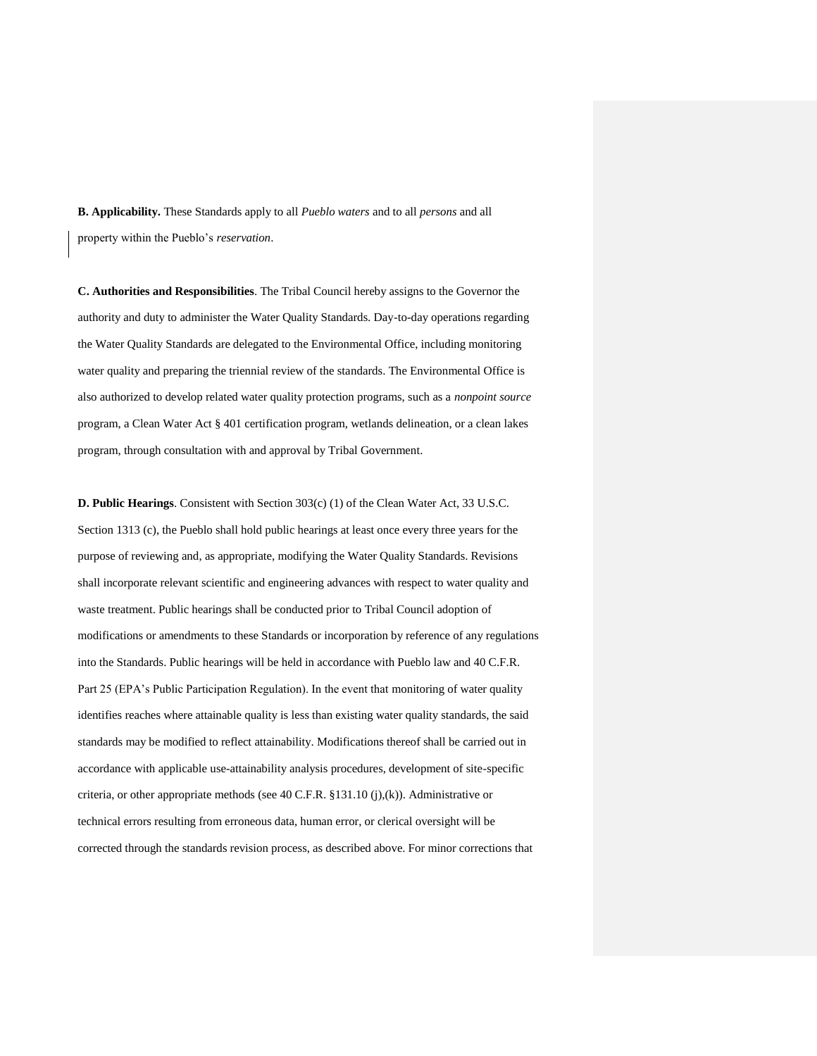**B. Applicability.** These Standards apply to all *Pueblo waters* and to all *persons* and all property within the Pueblo's *reservation*.

**C. Authorities and Responsibilities**. The Tribal Council hereby assigns to the Governor the authority and duty to administer the Water Quality Standards. Day-to-day operations regarding the Water Quality Standards are delegated to the Environmental Office, including monitoring water quality and preparing the triennial review of the standards. The Environmental Office is also authorized to develop related water quality protection programs, such as a *nonpoint source* program, a Clean Water Act § 401 certification program, wetlands delineation, or a clean lakes program, through consultation with and approval by Tribal Government.

**D. Public Hearings**. Consistent with Section 303(c) (1) of the Clean Water Act, 33 U.S.C. Section 1313 (c), the Pueblo shall hold public hearings at least once every three years for the purpose of reviewing and, as appropriate, modifying the Water Quality Standards. Revisions shall incorporate relevant scientific and engineering advances with respect to water quality and waste treatment. Public hearings shall be conducted prior to Tribal Council adoption of modifications or amendments to these Standards or incorporation by reference of any regulations into the Standards. Public hearings will be held in accordance with Pueblo law and 40 C.F.R. Part 25 (EPA's Public Participation Regulation). In the event that monitoring of water quality identifies reaches where attainable quality is less than existing water quality standards, the said standards may be modified to reflect attainability. Modifications thereof shall be carried out in accordance with applicable use-attainability analysis procedures, development of site-specific criteria, or other appropriate methods (see 40 C.F.R. §131.10 (j),(k)). Administrative or technical errors resulting from erroneous data, human error, or clerical oversight will be corrected through the standards revision process, as described above. For minor corrections that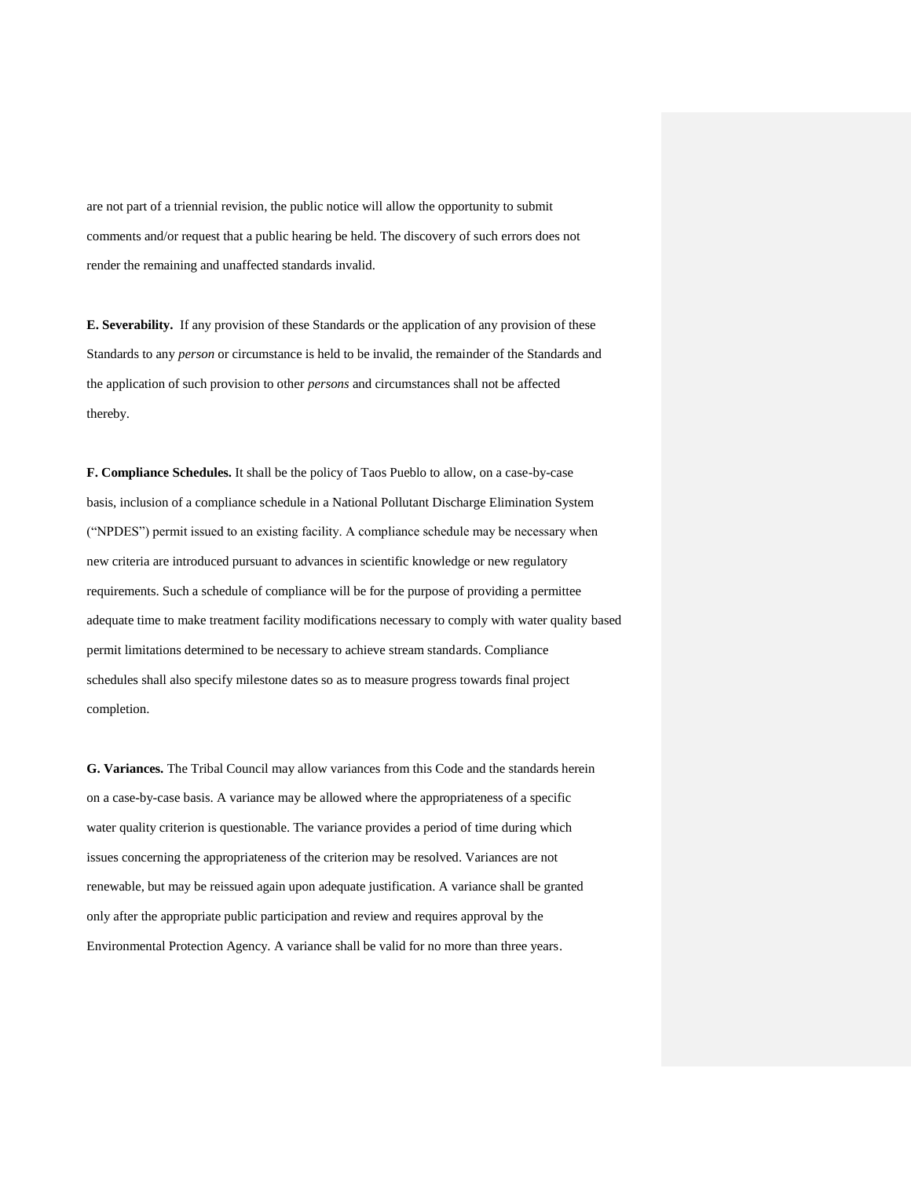are not part of a triennial revision, the public notice will allow the opportunity to submit comments and/or request that a public hearing be held. The discovery of such errors does not render the remaining and unaffected standards invalid.

**E. Severability.** If any provision of these Standards or the application of any provision of these Standards to any *person* or circumstance is held to be invalid, the remainder of the Standards and the application of such provision to other *persons* and circumstances shall not be affected thereby.

**F. Compliance Schedules.** It shall be the policy of Taos Pueblo to allow, on a case-by-case basis, inclusion of a compliance schedule in a National Pollutant Discharge Elimination System ("NPDES") permit issued to an existing facility. A compliance schedule may be necessary when new criteria are introduced pursuant to advances in scientific knowledge or new regulatory requirements. Such a schedule of compliance will be for the purpose of providing a permittee adequate time to make treatment facility modifications necessary to comply with water quality based permit limitations determined to be necessary to achieve stream standards. Compliance schedules shall also specify milestone dates so as to measure progress towards final project completion.

**G. Variances.** The Tribal Council may allow variances from this Code and the standards herein on a case-by-case basis. A variance may be allowed where the appropriateness of a specific water quality criterion is questionable. The variance provides a period of time during which issues concerning the appropriateness of the criterion may be resolved. Variances are not renewable, but may be reissued again upon adequate justification. A variance shall be granted only after the appropriate public participation and review and requires approval by the Environmental Protection Agency. A variance shall be valid for no more than three years.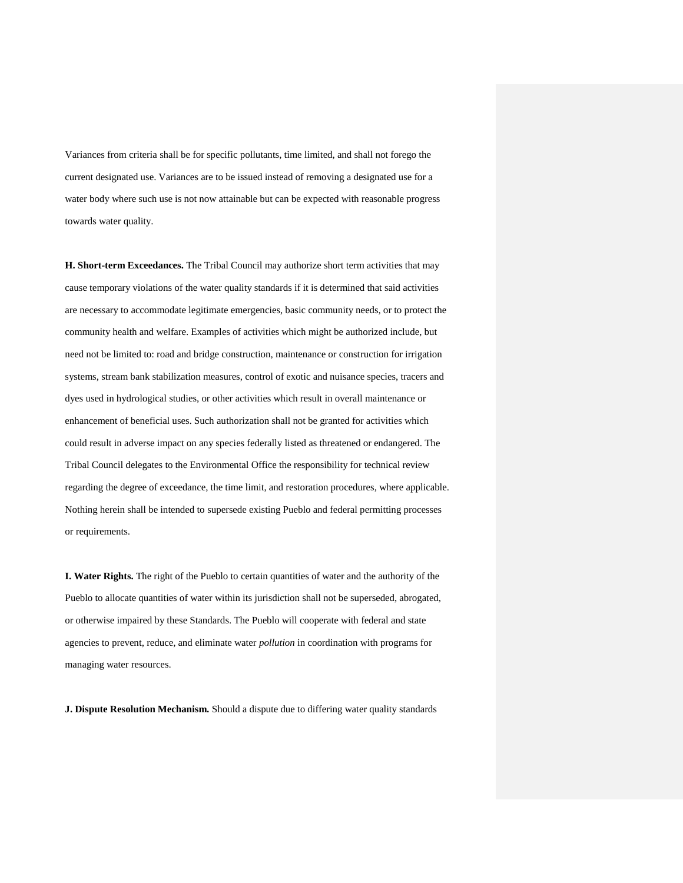Variances from criteria shall be for specific pollutants, time limited, and shall not forego the current designated use. Variances are to be issued instead of removing a designated use for a water body where such use is not now attainable but can be expected with reasonable progress towards water quality.

**H. Short-term Exceedances.** The Tribal Council may authorize short term activities that may cause temporary violations of the water quality standards if it is determined that said activities are necessary to accommodate legitimate emergencies, basic community needs, or to protect the community health and welfare. Examples of activities which might be authorized include, but need not be limited to: road and bridge construction, maintenance or construction for irrigation systems, stream bank stabilization measures, control of exotic and nuisance species, tracers and dyes used in hydrological studies, or other activities which result in overall maintenance or enhancement of beneficial uses. Such authorization shall not be granted for activities which could result in adverse impact on any species federally listed as threatened or endangered. The Tribal Council delegates to the Environmental Office the responsibility for technical review regarding the degree of exceedance, the time limit, and restoration procedures, where applicable. Nothing herein shall be intended to supersede existing Pueblo and federal permitting processes or requirements.

**I. Water Rights.** The right of the Pueblo to certain quantities of water and the authority of the Pueblo to allocate quantities of water within its jurisdiction shall not be superseded, abrogated, or otherwise impaired by these Standards. The Pueblo will cooperate with federal and state agencies to prevent, reduce, and eliminate water *pollution* in coordination with programs for managing water resources.

**J. Dispute Resolution Mechanism.** Should a dispute due to differing water quality standards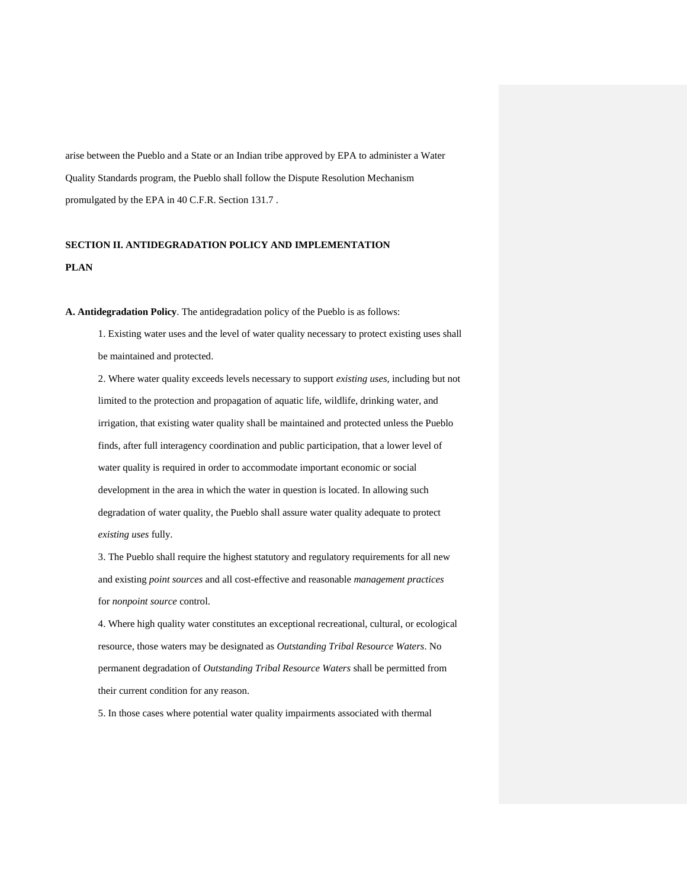arise between the Pueblo and a State or an Indian tribe approved by EPA to administer a Water Quality Standards program, the Pueblo shall follow the Dispute Resolution Mechanism promulgated by the EPA in 40 C.F.R. Section 131.7 .

## SECTION II. ANTIDEGRADATION POLICY AND IMPLEMENTATION PLAN

**A. Antidegradation Policy**. The antidegradation policy of the Pueblo is as follows:

1. Existing water uses and the level of water quality necessary to protect existing uses shall be maintained and protected.

2. Where water quality exceeds levels necessary to support *existing uses*, including but not limited to the protection and propagation of aquatic life, wildlife, drinking water, and irrigation, that existing water quality shall be maintained and protected unless the Pueblo finds, after full interagency coordination and public participation, that a lower level of water quality is required in order to accommodate important economic or social development in the area in which the water in question is located. In allowing such degradation of water quality, the Pueblo shall assure water quality adequate to protect *existing uses* fully.

3. The Pueblo shall require the highest statutory and regulatory requirements for all new and existing *point sources* and all cost-effective and reasonable *management practices* for *nonpoint source* control.

4. Where high quality water constitutes an exceptional recreational, cultural, or ecological resource, those waters may be designated as *Outstanding Tribal Resource Waters*. No permanent degradation of *Outstanding Tribal Resource Waters* shall be permitted from their current condition for any reason.

5. In those cases where potential water quality impairments associated with thermal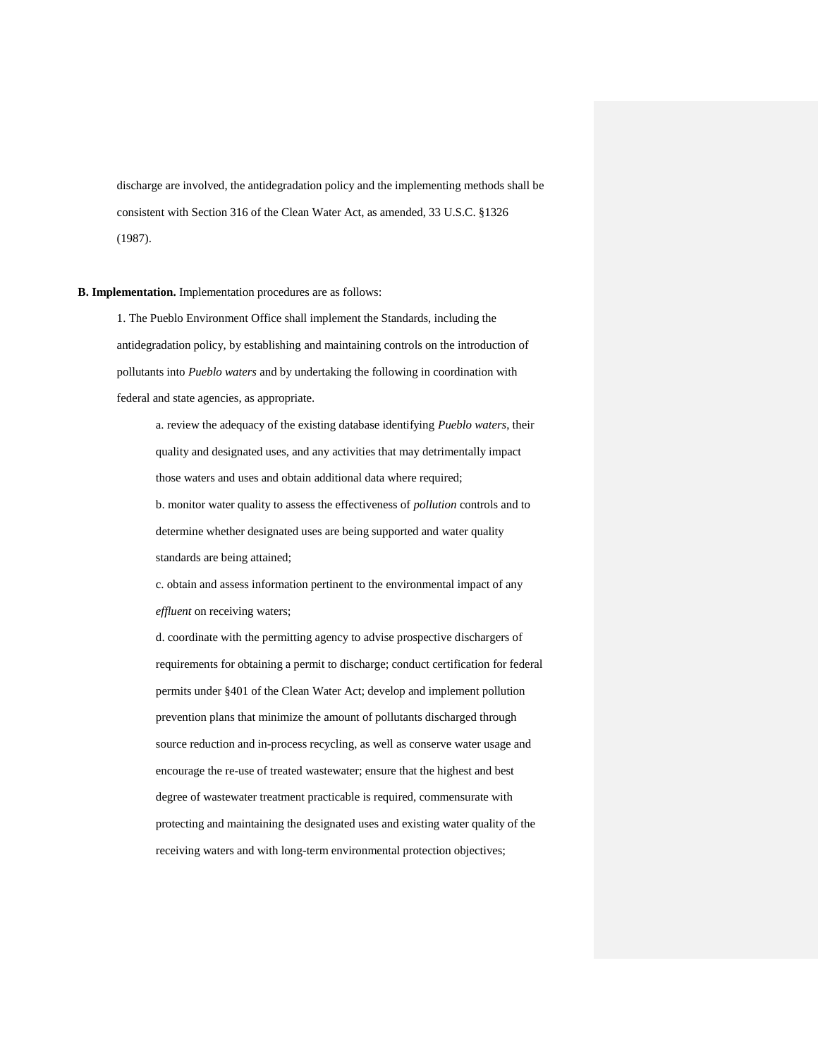discharge are involved, the antidegradation policy and the implementing methods shall be consistent with Section 316 of the Clean Water Act, as amended, 33 U.S.C. §1326 (1987).

**B. Implementation.** Implementation procedures are as follows:

1. The Pueblo Environment Office shall implement the Standards, including the antidegradation policy, by establishing and maintaining controls on the introduction of pollutants into *Pueblo waters* and by undertaking the following in coordination with federal and state agencies, as appropriate.

    a. review the adequacy of the existing database identifying *Pueblo waters*, their quality and designated uses, and any activities that may detrimentally impact those waters and uses and obtain additional data where required;

    b. monitor water quality to assess the effectiveness of *pollution* controls and to determine whether designated uses are being supported and water quality standards are being attained;

    c. obtain and assess information pertinent to the environmental impact of any *effluent* on receiving waters;

    d. coordinate with the permitting agency to advise prospective dischargers of requirements for obtaining a permit to discharge; conduct certification for federal permits under §401 of the Clean Water Act; develop and implement pollution prevention plans that minimize the amount of pollutants discharged through source reduction and in-process recycling, as well as conserve water usage and encourage the re-use of treated wastewater; ensure that the highest and best degree of wastewater treatment practicable is required, commensurate with protecting and maintaining the designated uses and existing water quality of the receiving waters and with long-term environmental protection objectives;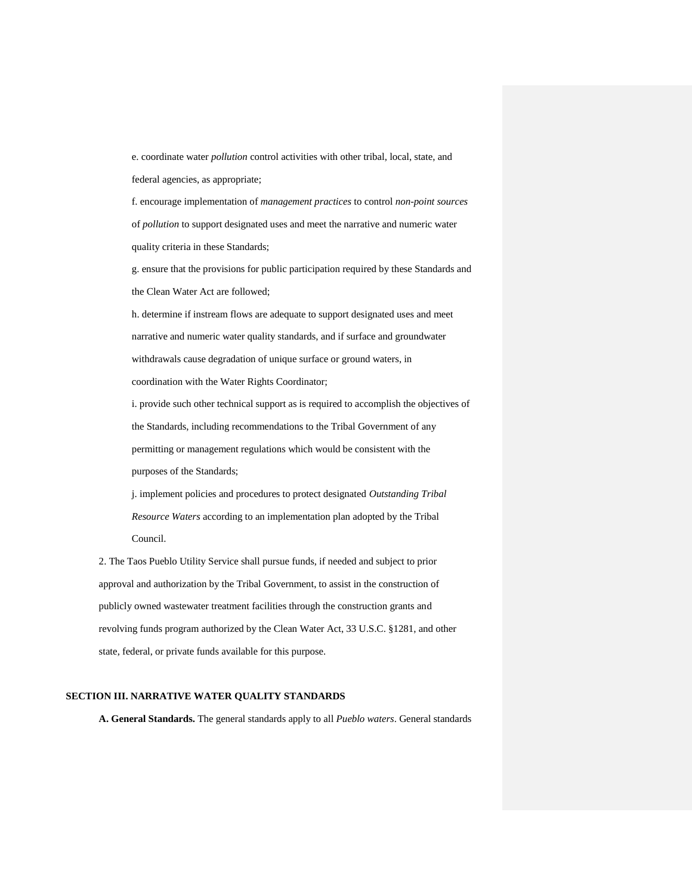e. coordinate water *pollution* control activities with other tribal, local, state, and federal agencies, as appropriate;

f. encourage implementation of *management practices* to control *non-point sources* of *pollution* to support designated uses and meet the narrative and numeric water quality criteria in these Standards;

g. ensure that the provisions for public participation required by these Standards and the Clean Water Act are followed;

h. determine if instream flows are adequate to support designated uses and meet narrative and numeric water quality standards, and if surface and groundwater withdrawals cause degradation of unique surface or ground waters, in coordination with the Water Rights Coordinator;

i. provide such other technical support as is required to accomplish the objectives of the Standards, including recommendations to the Tribal Government of any permitting or management regulations which would be consistent with the purposes of the Standards;

j. implement policies and procedures to protect designated *Outstanding Tribal Resource Waters* according to an implementation plan adopted by the Tribal Council.

2. The Taos Pueblo Utility Service shall pursue funds, if needed and subject to prior approval and authorization by the Tribal Government, to assist in the construction of publicly owned wastewater treatment facilities through the construction grants and revolving funds program authorized by the Clean Water Act, 33 U.S.C. §1281, and other state, federal, or private funds available for this purpose.

## SECTION III. NARRATIVE WATER QUALITY STANDARDS

**A. General Standards.** The general standards apply to all *Pueblo waters*. General standards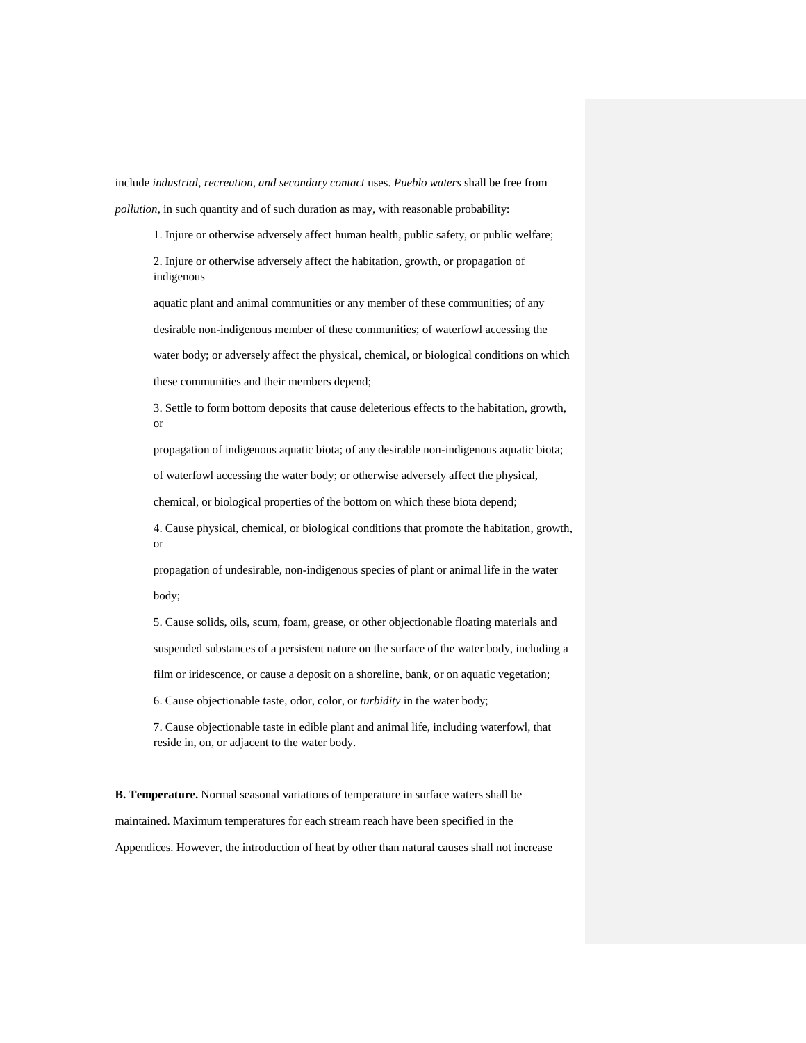include *industrial, recreation, and secondary contact* uses. *Pueblo waters* shall be free from *pollution*, in such quantity and of such duration as may, with reasonable probability:

1. Injure or otherwise adversely affect human health, public safety, or public welfare;
2. Injure or otherwise adversely affect the habitation, growth, or propagation of indigenous aquatic plant and animal communities or any member of these communities; of any desirable non-indigenous member of these communities; of waterfowl accessing the water body; or adversely affect the physical, chemical, or biological conditions on which these communities and their members depend;
3. Settle to form bottom deposits that cause deleterious effects to the habitation, growth, or propagation of indigenous aquatic biota; of any desirable non-indigenous aquatic biota; of waterfowl accessing the water body; or otherwise adversely affect the physical, chemical, or biological properties of the bottom on which these biota depend;
4. Cause physical, chemical, or biological conditions that promote the habitation, growth, or propagation of undesirable, non-indigenous species of plant or animal life in the water body;
5. Cause solids, oils, scum, foam, grease, or other objectionable floating materials and suspended substances of a persistent nature on the surface of the water body, including a film or iridescence, or cause a deposit on a shoreline, bank, or on aquatic vegetation;
6. Cause objectionable taste, odor, color, or *turbidity* in the water body;
7. Cause objectionable taste in edible plant and animal life, including waterfowl, that reside in, on, or adjacent to the water body.

**B. Temperature.** Normal seasonal variations of temperature in surface waters shall be maintained. Maximum temperatures for each stream reach have been specified in the Appendices. However, the introduction of heat by other than natural causes shall not increase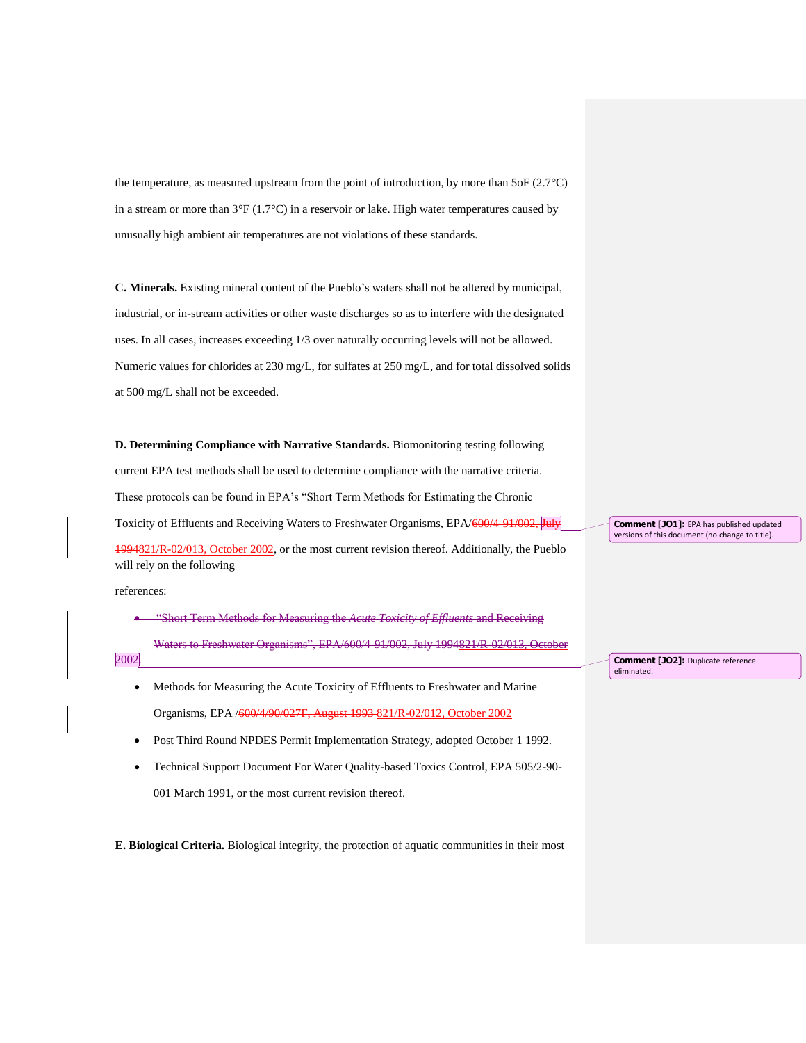the temperature, as measured upstream from the point of introduction, by more than 5oF (2.7°C) in a stream or more than 3°F (1.7°C) in a reservoir or lake. High water temperatures caused by unusually high ambient air temperatures are not violations of these standards.

**C. Minerals.** Existing mineral content of the Pueblo's waters shall not be altered by municipal, industrial, or in-stream activities or other waste discharges so as to interfere with the designated uses. In all cases, increases exceeding 1/3 over naturally occurring levels will not be allowed. Numeric values for chlorides at 230 mg/L, for sulfates at 250 mg/L, and for total dissolved solids at 500 mg/L shall not be exceeded.

**D. Determining Compliance with Narrative Standards.** Biomonitoring testing following current EPA test methods shall be used to determine compliance with the narrative criteria. These protocols can be found in EPA's "Short Term Methods for Estimating the Chronic Toxicity of Effluents and Receiving Waters to Freshwater Organisms, EPA/~~600/4-91/002, July 1994~~821/R-02/013, October 2002, or the most current revision thereof. Additionally, the Pueblo will rely on the following references:

- ~~"Short Term Methods for Measuring the *Acute Toxicity of Effluents* and Receiving Waters to Freshwater Organisms", EPA/600/4-91/002, July 1994821/R-02/013, October 2002~~
- Methods for Measuring the Acute Toxicity of Effluents to Freshwater and Marine Organisms, EPA /~~600/4/90/027F, August 1993~~ 821/R-02/012, October 2002
- Post Third Round NPDES Permit Implementation Strategy, adopted October 1 1992.
- Technical Support Document For Water Quality-based Toxics Control, EPA 505/2-90-001 March 1991, or the most current revision thereof.

**E. Biological Criteria.** Biological integrity, the protection of aquatic communities in their most

**Comment [JO1]:** EPA has published updated versions of this document (no change to title).

**Comment [JO2]:** Duplicate reference eliminated.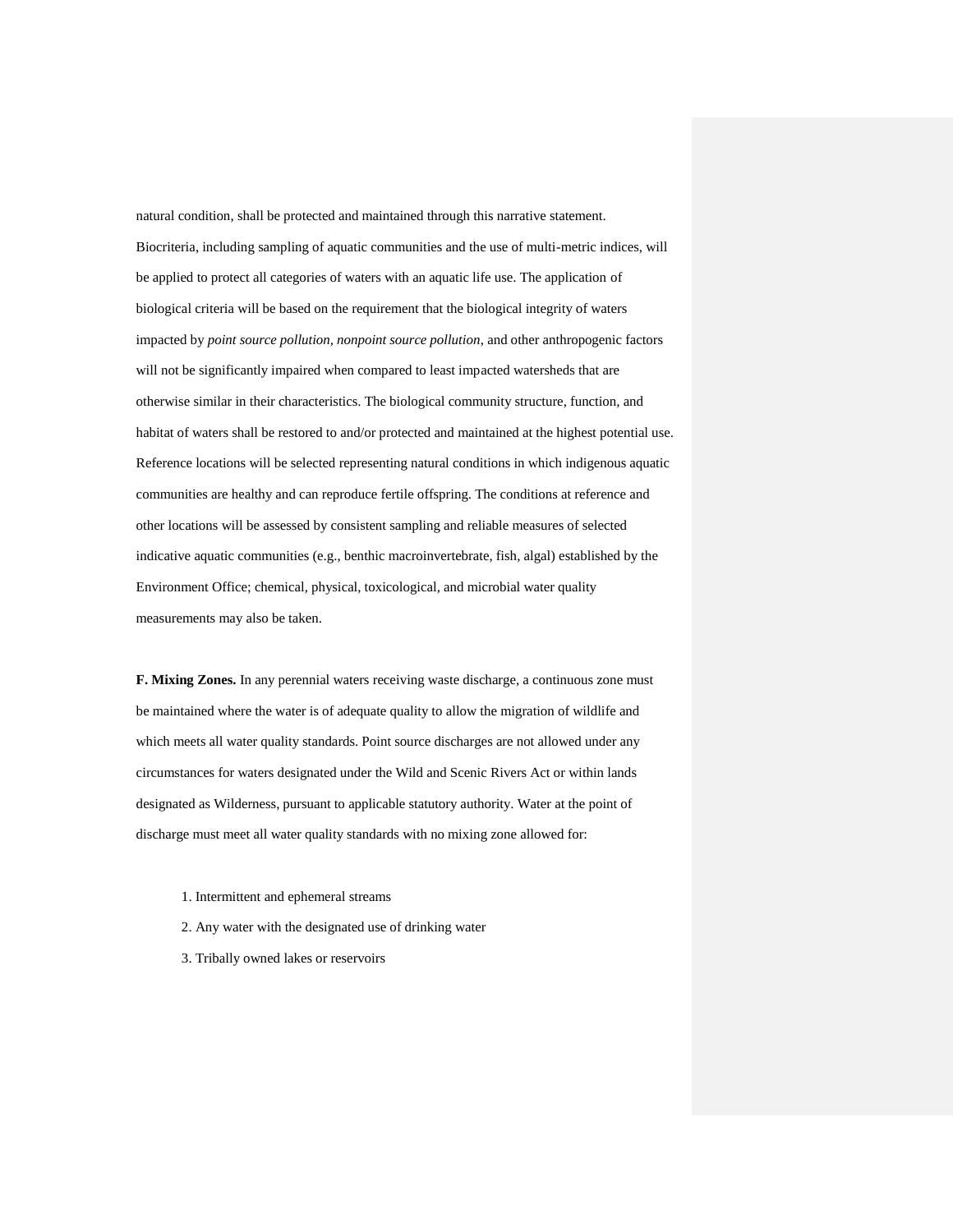natural condition, shall be protected and maintained through this narrative statement. Biocriteria, including sampling of aquatic communities and the use of multi-metric indices, will be applied to protect all categories of waters with an aquatic life use. The application of biological criteria will be based on the requirement that the biological integrity of waters impacted by *point source pollution*, *nonpoint source pollution*, and other anthropogenic factors will not be significantly impaired when compared to least impacted watersheds that are otherwise similar in their characteristics. The biological community structure, function, and habitat of waters shall be restored to and/or protected and maintained at the highest potential use. Reference locations will be selected representing natural conditions in which indigenous aquatic communities are healthy and can reproduce fertile offspring. The conditions at reference and other locations will be assessed by consistent sampling and reliable measures of selected indicative aquatic communities (e.g., benthic macroinvertebrate, fish, algal) established by the Environment Office; chemical, physical, toxicological, and microbial water quality measurements may also be taken.

**F. Mixing Zones.** In any perennial waters receiving waste discharge, a continuous zone must be maintained where the water is of adequate quality to allow the migration of wildlife and which meets all water quality standards. Point source discharges are not allowed under any circumstances for waters designated under the Wild and Scenic Rivers Act or within lands designated as Wilderness, pursuant to applicable statutory authority. Water at the point of discharge must meet all water quality standards with no mixing zone allowed for:

1. Intermittent and ephemeral streams
2. Any water with the designated use of drinking water
3. Tribally owned lakes or reservoirs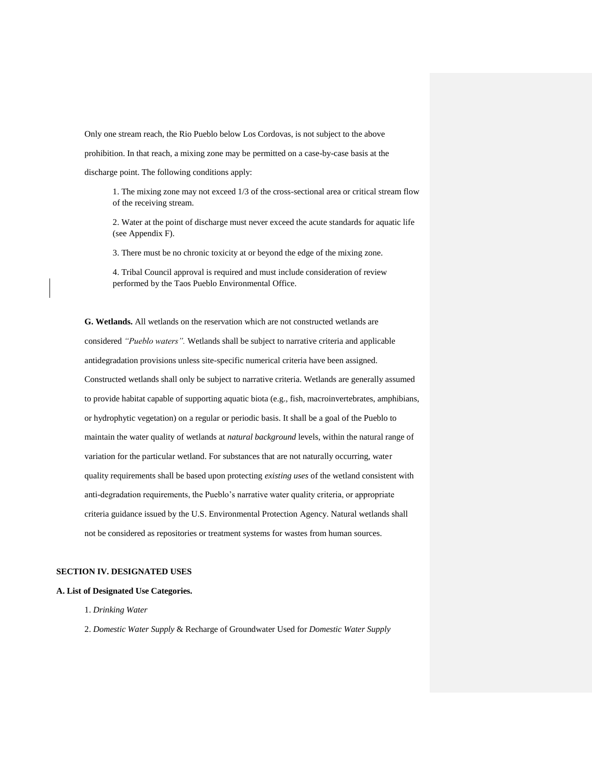Only one stream reach, the Rio Pueblo below Los Cordovas, is not subject to the above prohibition. In that reach, a mixing zone may be permitted on a case-by-case basis at the discharge point. The following conditions apply:

1. The mixing zone may not exceed 1/3 of the cross-sectional area or critical stream flow of the receiving stream.

2. Water at the point of discharge must never exceed the acute standards for aquatic life (see Appendix F).

3. There must be no chronic toxicity at or beyond the edge of the mixing zone.

4. Tribal Council approval is required and must include consideration of review performed by the Taos Pueblo Environmental Office.

**G. Wetlands.** All wetlands on the reservation which are not constructed wetlands are considered *"Pueblo waters".* Wetlands shall be subject to narrative criteria and applicable antidegradation provisions unless site-specific numerical criteria have been assigned. Constructed wetlands shall only be subject to narrative criteria. Wetlands are generally assumed to provide habitat capable of supporting aquatic biota (e.g., fish, macroinvertebrates, amphibians, or hydrophytic vegetation) on a regular or periodic basis. It shall be a goal of the Pueblo to maintain the water quality of wetlands at *natural background* levels, within the natural range of variation for the particular wetland. For substances that are not naturally occurring, water quality requirements shall be based upon protecting *existing uses* of the wetland consistent with anti-degradation requirements, the Pueblo's narrative water quality criteria, or appropriate criteria guidance issued by the U.S. Environmental Protection Agency. Natural wetlands shall not be considered as repositories or treatment systems for wastes from human sources.

## SECTION IV. DESIGNATED USES

### A. List of Designated Use Categories.

1. *Drinking Water*

2. *Domestic Water Supply* & Recharge of Groundwater Used for *Domestic Water Supply*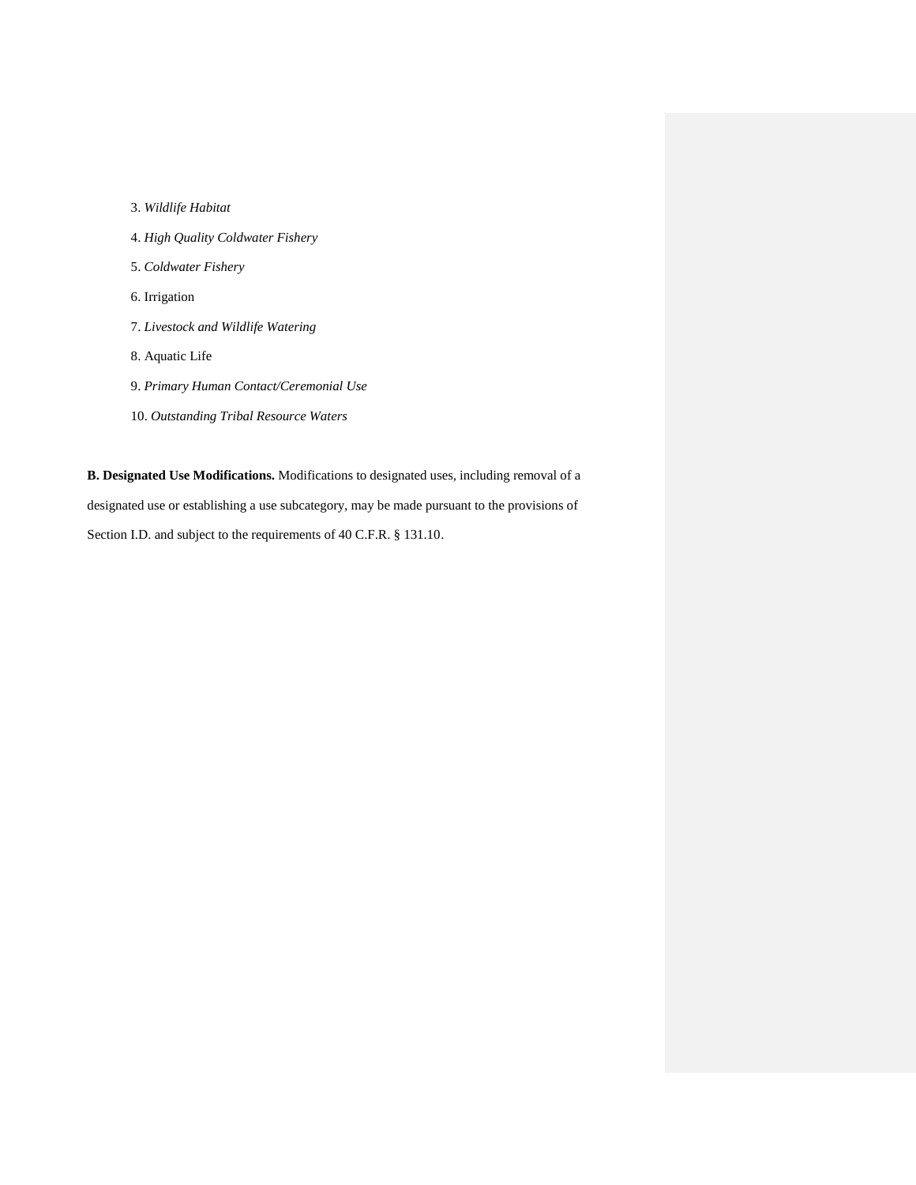3. *Wildlife Habitat*

4. *High Quality Coldwater Fishery*

5. *Coldwater Fishery*

6. Irrigation

7. *Livestock and Wildlife Watering*

8. Aquatic Life

9. *Primary Human Contact/Ceremonial Use*

10. *Outstanding Tribal Resource Waters*

**B. Designated Use Modifications.** Modifications to designated uses, including removal of a designated use or establishing a use subcategory, may be made pursuant to the provisions of Section I.D. and subject to the requirements of 40 C.F.R. § 131.10.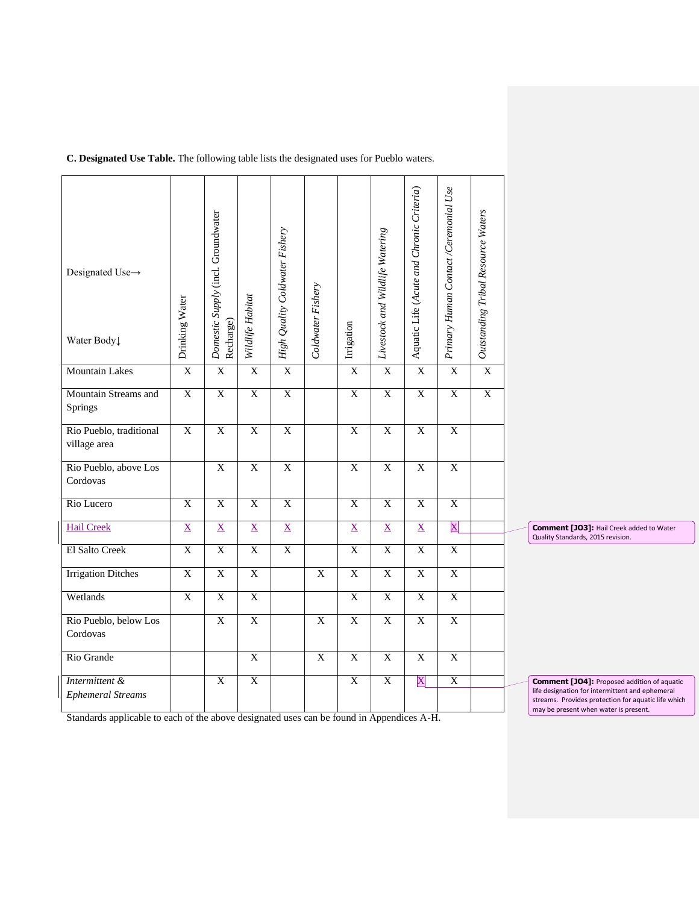**C. Designated Use Table.** The following table lists the designated uses for Pueblo waters.

| Designated Use→<br><br>Water Body↓ | Drinking Water | *Domestic Supply* (incl. Groundwater Recharge) | *Wildlife Habitat* | *High Quality Coldwater Fishery* | *Coldwater Fishery* | Irrigation | *Livestock and Wildlife Watering* | Aquatic Life (*Acute and Chronic Criteria*) | *Primary Human Contact /Ceremonial Use* | *Outstanding Tribal Resource Waters* |
|---|---|---|---|---|---|---|---|---|---|---|
| Mountain Lakes | X | X | X | X | | X | X | X | X | X |
| Mountain Streams and Springs | X | X | X | X | | X | X | X | X | X |
| Rio Pueblo, traditional village area | X | X | X | X | | X | X | X | X | |
| Rio Pueblo, above Los Cordovas | | X | X | X | | X | X | X | X | |
| Rio Lucero | X | X | X | X | | X | X | X | X | |
| Hail Creek | X | X | X | X | | X | X | X | X | |
| El Salto Creek | X | X | X | X | | X | X | X | X | |
| Irrigation Ditches | X | X | X | | X | X | X | X | X | |
| Wetlands | X | X | X | | | X | X | X | X | |
| Rio Pueblo, below Los Cordovas | | X | X | | X | X | X | X | X | |
| Rio Grande | | | X | | X | X | X | X | X | |
| *Intermittent & Ephemeral Streams* | | X | X | | | X | X | X | X | |

Standards applicable to each of the above designated uses can be found in Appendices A-H.

**Comment [JO3]:** Hail Creek added to Water Quality Standards, 2015 revision.

**Comment [JO4]:** Proposed addition of aquatic life designation for intermittent and ephemeral streams. Provides protection for aquatic life which may be present when water is present.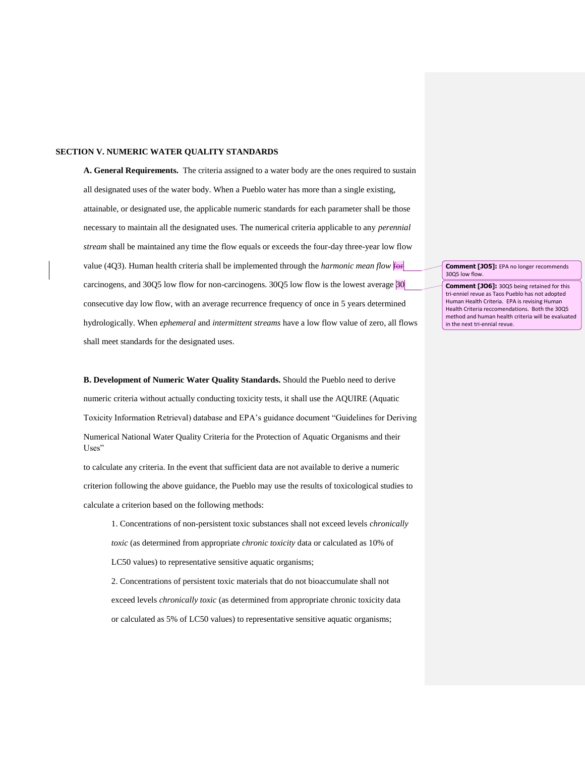## SECTION V. NUMERIC WATER QUALITY STANDARDS

**A. General Requirements.** The criteria assigned to a water body are the ones required to sustain all designated uses of the water body. When a Pueblo water has more than a single existing, attainable, or designated use, the applicable numeric standards for each parameter shall be those necessary to maintain all the designated uses. The numerical criteria applicable to any *perennial stream* shall be maintained any time the flow equals or exceeds the four-day three-year low flow value (4Q3). Human health criteria shall be implemented through the *harmonic mean flow* ~~for~~ carcinogens, and 30Q5 low flow for non-carcinogens. 30Q5 low flow is the lowest average 30 consecutive day low flow, with an average recurrence frequency of once in 5 years determined hydrologically. When *ephemeral* and *intermittent streams* have a low flow value of zero, all flows shall meet standards for the designated uses.

**Comment [JO5]:** EPA no longer recommends 30Q5 low flow.

**Comment [JO6]:** 30Q5 being retained for this tri-enniel revue as Taos Pueblo has not adopted Human Health Criteria. EPA is revising Human Health Criteria reccomendations. Both the 30Q5 method and human health criteria will be evaluated in the next tri-ennial revue.

**B. Development of Numeric Water Quality Standards.** Should the Pueblo need to derive numeric criteria without actually conducting toxicity tests, it shall use the AQUIRE (Aquatic Toxicity Information Retrieval) database and EPA's guidance document "Guidelines for Deriving Numerical National Water Quality Criteria for the Protection of Aquatic Organisms and their Uses"

to calculate any criteria. In the event that sufficient data are not available to derive a numeric criterion following the above guidance, the Pueblo may use the results of toxicological studies to calculate a criterion based on the following methods:

1. Concentrations of non-persistent toxic substances shall not exceed levels *chronically toxic* (as determined from appropriate *chronic toxicity* data or calculated as 10% of LC50 values) to representative sensitive aquatic organisms;

2. Concentrations of persistent toxic materials that do not bioaccumulate shall not exceed levels *chronically toxic* (as determined from appropriate chronic toxicity data or calculated as 5% of LC50 values) to representative sensitive aquatic organisms;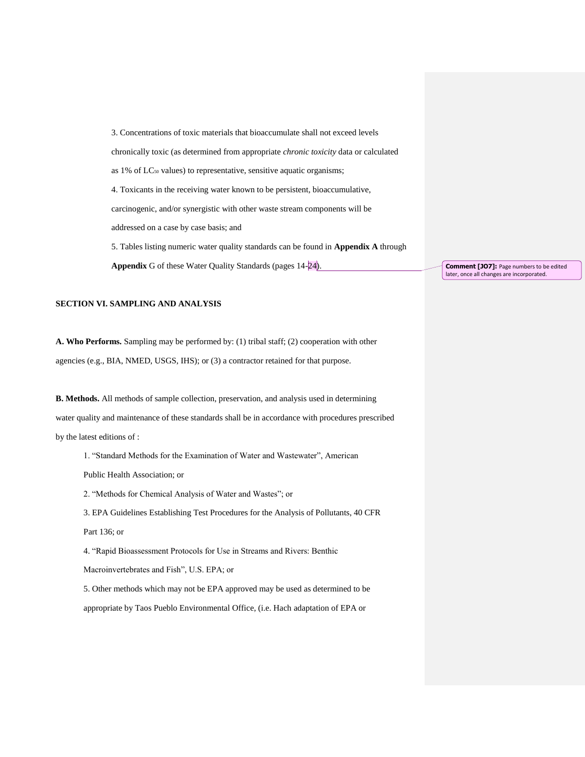3. Concentrations of toxic materials that bioaccumulate shall not exceed levels chronically toxic (as determined from appropriate *chronic toxicity* data or calculated as 1% of $LC_{50}$ values) to representative, sensitive aquatic organisms;

4. Toxicants in the receiving water known to be persistent, bioaccumulative, carcinogenic, and/or synergistic with other waste stream components will be addressed on a case by case basis; and

5. Tables listing numeric water quality standards can be found in **Appendix A** through **Appendix** G of these Water Quality Standards (pages 14-24).

**Comment [JO7]:** Page numbers to be edited later, once all changes are incorporated.

## SECTION VI. SAMPLING AND ANALYSIS

**A. Who Performs.** Sampling may be performed by: (1) tribal staff; (2) cooperation with other agencies (e.g., BIA, NMED, USGS, IHS); or (3) a contractor retained for that purpose.

**B. Methods.** All methods of sample collection, preservation, and analysis used in determining water quality and maintenance of these standards shall be in accordance with procedures prescribed by the latest editions of :

1. "Standard Methods for the Examination of Water and Wastewater", American Public Health Association; or

2. "Methods for Chemical Analysis of Water and Wastes"; or

3. EPA Guidelines Establishing Test Procedures for the Analysis of Pollutants, 40 CFR Part 136; or

4. "Rapid Bioassessment Protocols for Use in Streams and Rivers: Benthic Macroinvertebrates and Fish", U.S. EPA; or

5. Other methods which may not be EPA approved may be used as determined to be appropriate by Taos Pueblo Environmental Office, (i.e. Hach adaptation of EPA or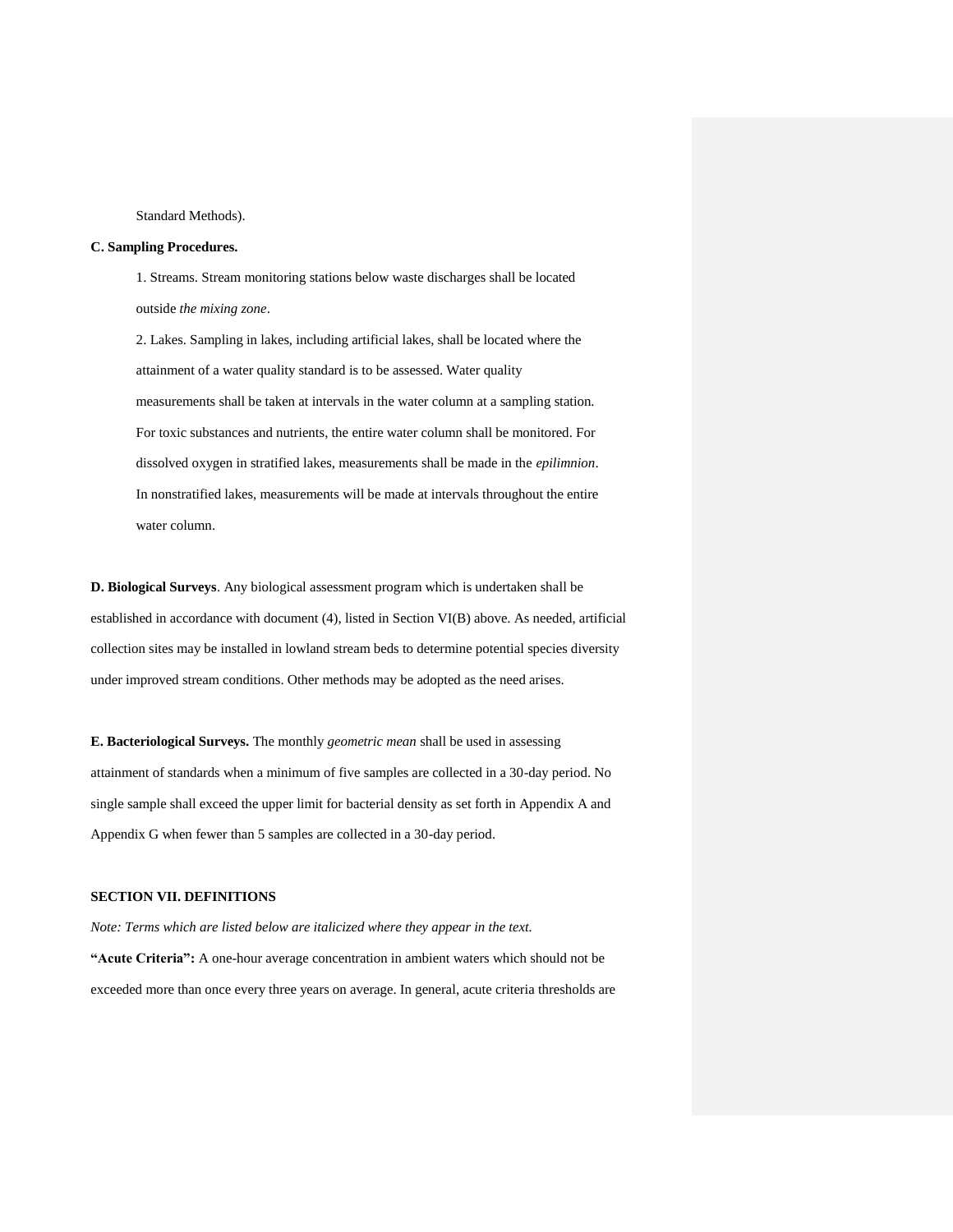Standard Methods).

**C. Sampling Procedures.**

1. Streams. Stream monitoring stations below waste discharges shall be located outside *the mixing zone*.

2. Lakes. Sampling in lakes, including artificial lakes, shall be located where the attainment of a water quality standard is to be assessed. Water quality measurements shall be taken at intervals in the water column at a sampling station. For toxic substances and nutrients, the entire water column shall be monitored. For dissolved oxygen in stratified lakes, measurements shall be made in the *epilimnion*. In nonstratified lakes, measurements will be made at intervals throughout the entire water column.

**D. Biological Surveys**. Any biological assessment program which is undertaken shall be established in accordance with document (4), listed in Section VI(B) above. As needed, artificial collection sites may be installed in lowland stream beds to determine potential species diversity under improved stream conditions. Other methods may be adopted as the need arises.

**E. Bacteriological Surveys.** The monthly *geometric mean* shall be used in assessing attainment of standards when a minimum of five samples are collected in a 30-day period. No single sample shall exceed the upper limit for bacterial density as set forth in Appendix A and Appendix G when fewer than 5 samples are collected in a 30-day period.

**SECTION VII. DEFINITIONS**

*Note: Terms which are listed below are italicized where they appear in the text.*

**"Acute Criteria":** A one-hour average concentration in ambient waters which should not be exceeded more than once every three years on average. In general, acute criteria thresholds are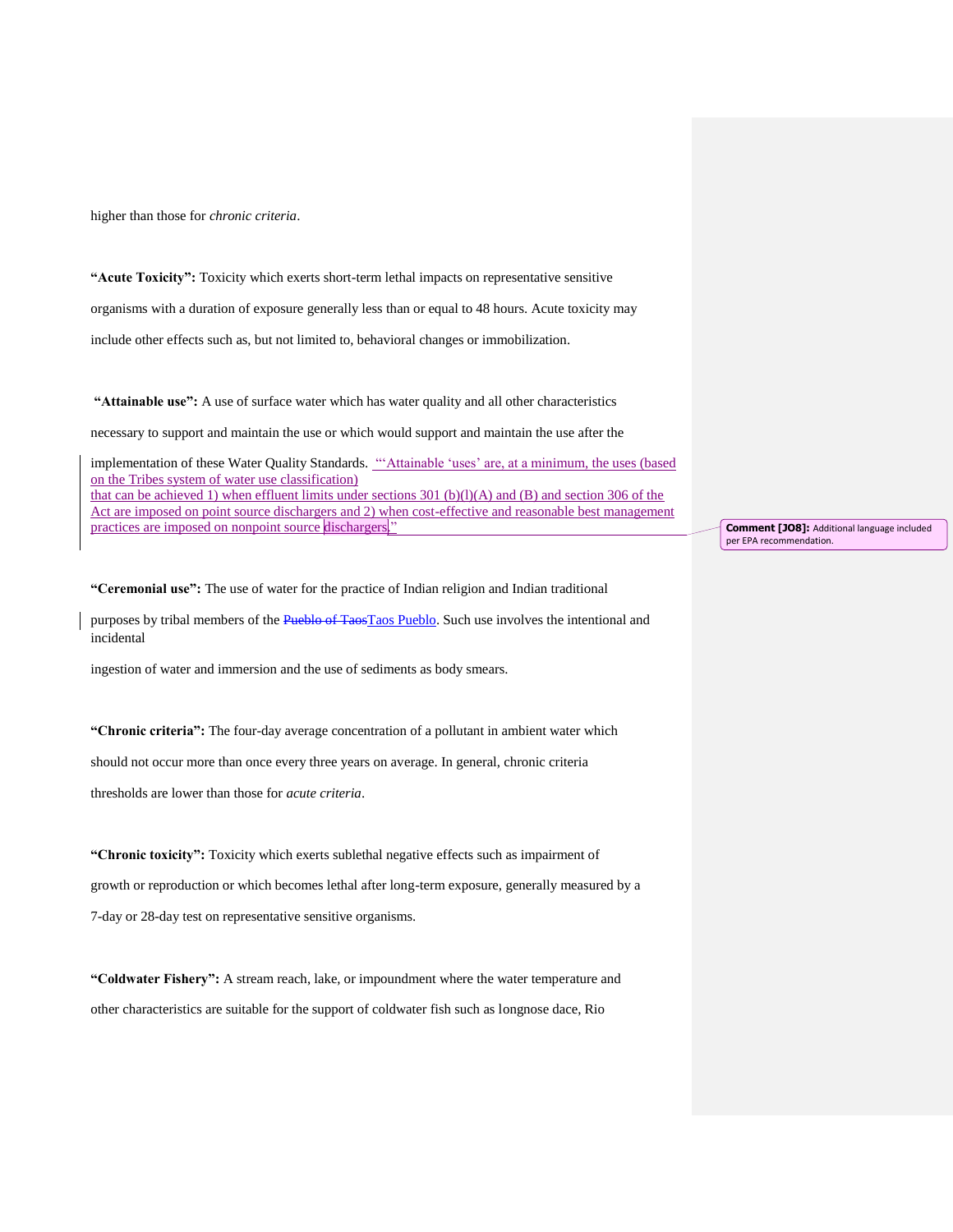higher than those for *chronic criteria*.

**"Acute Toxicity":** Toxicity which exerts short-term lethal impacts on representative sensitive organisms with a duration of exposure generally less than or equal to 48 hours. Acute toxicity may include other effects such as, but not limited to, behavioral changes or immobilization.

**"Attainable use":** A use of surface water which has water quality and all other characteristics necessary to support and maintain the use or which would support and maintain the use after the implementation of these Water Quality Standards. "'Attainable 'uses' are, at a minimum, the uses (based on the Tribes system of water use classification) that can be achieved 1) when effluent limits under sections 301 (b)(l)(A) and (B) and section 306 of the Act are imposed on point source dischargers and 2) when cost-effective and reasonable best management practices are imposed on nonpoint source dischargers."

Comment [JO8]: Additional language included per EPA recommendation.

**"Ceremonial use":** The use of water for the practice of Indian religion and Indian traditional purposes by tribal members of the ~~Pueblo of Taos~~Taos Pueblo. Such use involves the intentional and incidental ingestion of water and immersion and the use of sediments as body smears.

**"Chronic criteria":** The four-day average concentration of a pollutant in ambient water which should not occur more than once every three years on average. In general, chronic criteria thresholds are lower than those for *acute criteria*.

**"Chronic toxicity":** Toxicity which exerts sublethal negative effects such as impairment of growth or reproduction or which becomes lethal after long-term exposure, generally measured by a 7-day or 28-day test on representative sensitive organisms.

**"Coldwater Fishery":** A stream reach, lake, or impoundment where the water temperature and other characteristics are suitable for the support of coldwater fish such as longnose dace, Rio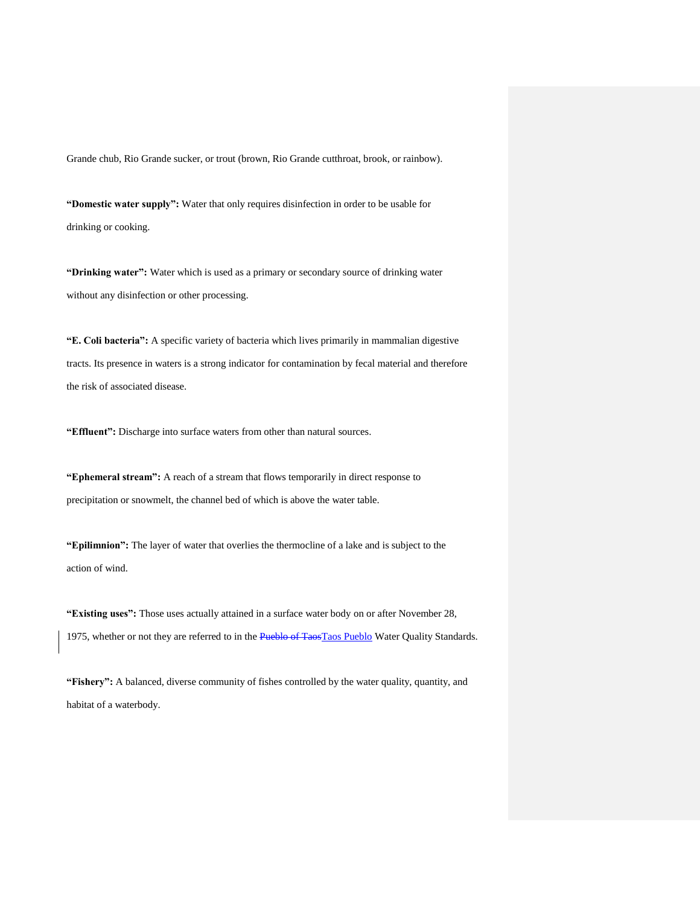Grande chub, Rio Grande sucker, or trout (brown, Rio Grande cutthroat, brook, or rainbow).

**"Domestic water supply":** Water that only requires disinfection in order to be usable for drinking or cooking.

**"Drinking water":** Water which is used as a primary or secondary source of drinking water without any disinfection or other processing.

**"E. Coli bacteria":** A specific variety of bacteria which lives primarily in mammalian digestive tracts. Its presence in waters is a strong indicator for contamination by fecal material and therefore the risk of associated disease.

**"Effluent":** Discharge into surface waters from other than natural sources.

**"Ephemeral stream":** A reach of a stream that flows temporarily in direct response to precipitation or snowmelt, the channel bed of which is above the water table.

**"Epilimnion":** The layer of water that overlies the thermocline of a lake and is subject to the action of wind.

**"Existing uses":** Those uses actually attained in a surface water body on or after November 28, 1975, whether or not they are referred to in the ~~Pueblo of Taos~~Taos Pueblo Water Quality Standards.

**"Fishery":** A balanced, diverse community of fishes controlled by the water quality, quantity, and habitat of a waterbody.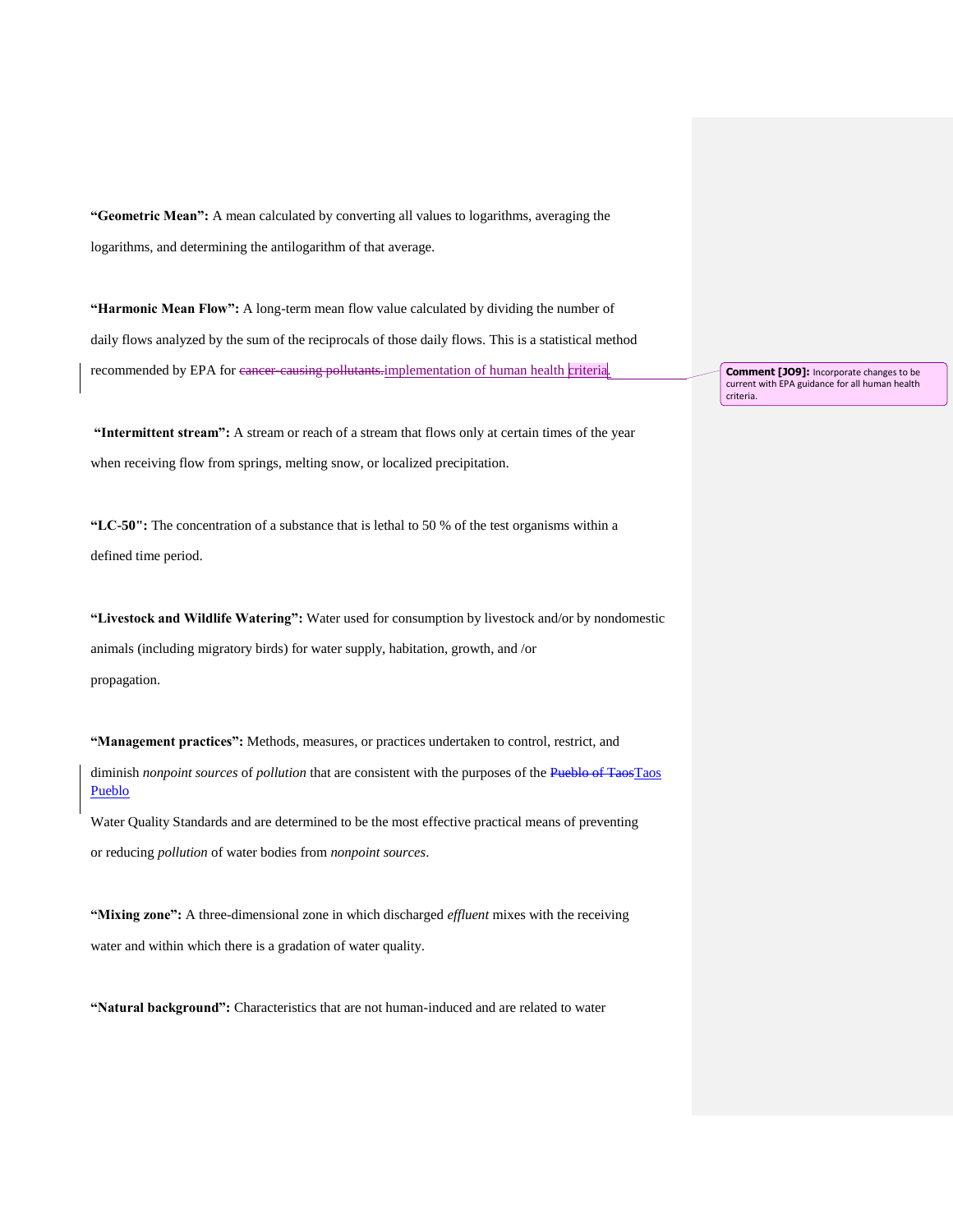**"Geometric Mean":** A mean calculated by converting all values to logarithms, averaging the logarithms, and determining the antilogarithm of that average.

**"Harmonic Mean Flow":** A long-term mean flow value calculated by dividing the number of daily flows analyzed by the sum of the reciprocals of those daily flows. This is a statistical method recommended by EPA for ~~cancer-causing pollutants.~~ implementation of human health criteria.

Comment [JO9]: Incorporate changes to be current with EPA guidance for all human health criteria.

**"Intermittent stream":** A stream or reach of a stream that flows only at certain times of the year when receiving flow from springs, melting snow, or localized precipitation.

**"LC-50":** The concentration of a substance that is lethal to 50 % of the test organisms within a defined time period.

**"Livestock and Wildlife Watering":** Water used for consumption by livestock and/or by nondomestic animals (including migratory birds) for water supply, habitation, growth, and /or propagation.

**"Management practices":** Methods, measures, or practices undertaken to control, restrict, and diminish *nonpoint sources* of *pollution* that are consistent with the purposes of the ~~Pueblo of Taos~~ Taos Pueblo Water Quality Standards and are determined to be the most effective practical means of preventing or reducing *pollution* of water bodies from *nonpoint sources*.

**"Mixing zone":** A three-dimensional zone in which discharged *effluent* mixes with the receiving water and within which there is a gradation of water quality.

**"Natural background":** Characteristics that are not human-induced and are related to water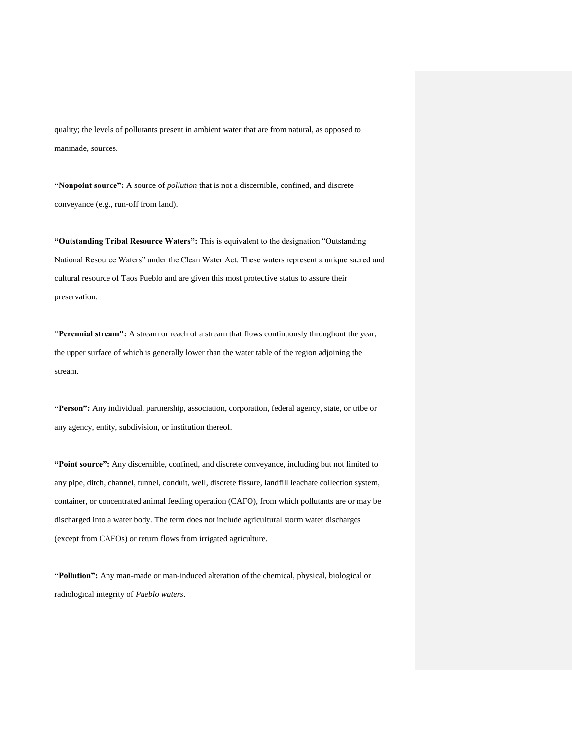quality; the levels of pollutants present in ambient water that are from natural, as opposed to manmade, sources.

**"Nonpoint source":** A source of *pollution* that is not a discernible, confined, and discrete conveyance (e.g., run-off from land).

**"Outstanding Tribal Resource Waters":** This is equivalent to the designation "Outstanding National Resource Waters" under the Clean Water Act. These waters represent a unique sacred and cultural resource of Taos Pueblo and are given this most protective status to assure their preservation.

**"Perennial stream":** A stream or reach of a stream that flows continuously throughout the year, the upper surface of which is generally lower than the water table of the region adjoining the stream.

**"Person":** Any individual, partnership, association, corporation, federal agency, state, or tribe or any agency, entity, subdivision, or institution thereof.

**"Point source":** Any discernible, confined, and discrete conveyance, including but not limited to any pipe, ditch, channel, tunnel, conduit, well, discrete fissure, landfill leachate collection system, container, or concentrated animal feeding operation (CAFO), from which pollutants are or may be discharged into a water body. The term does not include agricultural storm water discharges (except from CAFOs) or return flows from irrigated agriculture.

**"Pollution":** Any man-made or man-induced alteration of the chemical, physical, biological or radiological integrity of *Pueblo waters*.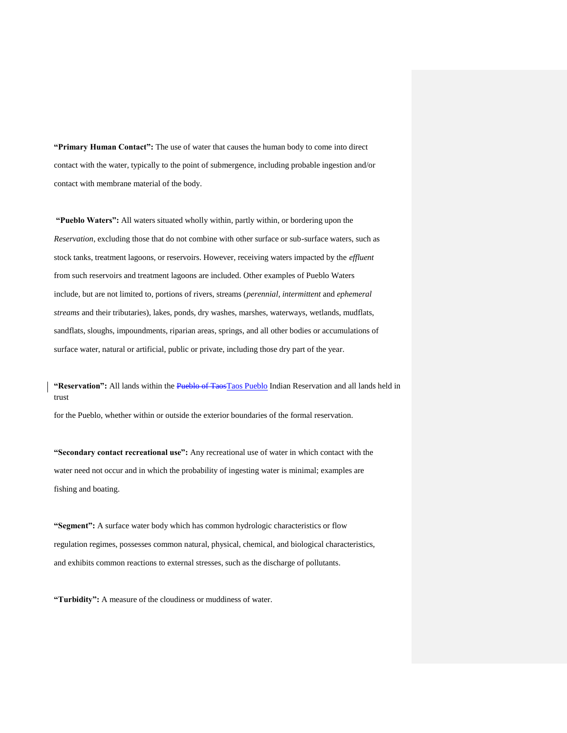**"Primary Human Contact":** The use of water that causes the human body to come into direct contact with the water, typically to the point of submergence, including probable ingestion and/or contact with membrane material of the body.

**"Pueblo Waters":** All waters situated wholly within, partly within, or bordering upon the *Reservation*, excluding those that do not combine with other surface or sub-surface waters, such as stock tanks, treatment lagoons, or reservoirs. However, receiving waters impacted by the *effluent* from such reservoirs and treatment lagoons are included. Other examples of Pueblo Waters include, but are not limited to, portions of rivers, streams (*perennial, intermittent* and *ephemeral streams* and their tributaries), lakes, ponds, dry washes, marshes, waterways, wetlands, mudflats, sandflats, sloughs, impoundments, riparian areas, springs, and all other bodies or accumulations of surface water, natural or artificial, public or private, including those dry part of the year.

**"Reservation":** All lands within the ~~Pueblo of Taos~~Taos Pueblo Indian Reservation and all lands held in trust for the Pueblo, whether within or outside the exterior boundaries of the formal reservation.

**"Secondary contact recreational use":** Any recreational use of water in which contact with the water need not occur and in which the probability of ingesting water is minimal; examples are fishing and boating.

**"Segment":** A surface water body which has common hydrologic characteristics or flow regulation regimes, possesses common natural, physical, chemical, and biological characteristics, and exhibits common reactions to external stresses, such as the discharge of pollutants.

**"Turbidity":** A measure of the cloudiness or muddiness of water.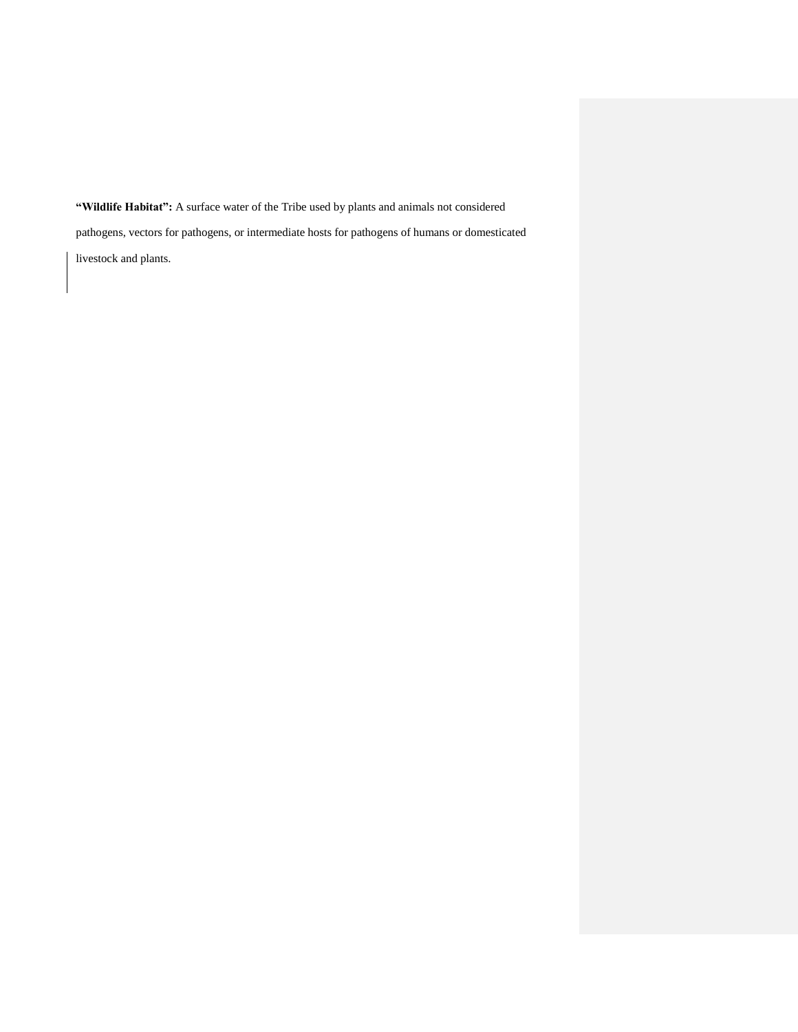**“Wildlife Habitat”:** A surface water of the Tribe used by plants and animals not considered pathogens, vectors for pathogens, or intermediate hosts for pathogens of humans or domesticated livestock and plants.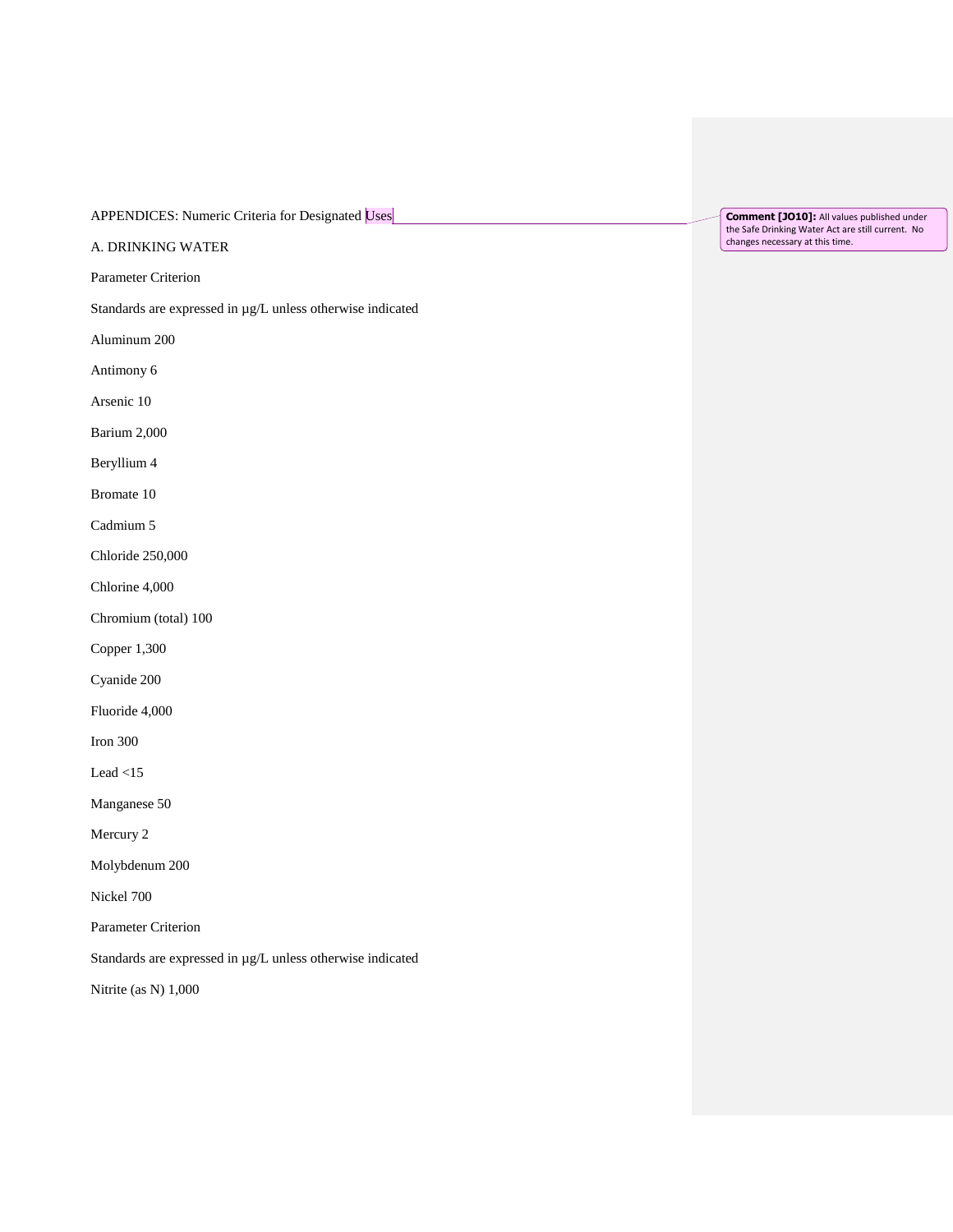APPENDICES: Numeric Criteria for Designated Uses

Comment [JO10]: All values published under the Safe Drinking Water Act are still current. No changes necessary at this time.

A. DRINKING WATER

| Parameter | Criterion |
|---|---|
| Standards are expressed in µg/L unless otherwise indicated | |
| Aluminum | 200 |
| Antimony | 6 |
| Arsenic | 10 |
| Barium | 2,000 |
| Beryllium | 4 |
| Bromate | 10 |
| Cadmium | 5 |
| Chloride | 250,000 |
| Chlorine | 4,000 |
| Chromium (total) | 100 |
| Copper | 1,300 |
| Cyanide | 200 |
| Fluoride | 4,000 |
| Iron | 300 |
| Lead | <15 |
| Manganese | 50 |
| Mercury | 2 |
| Molybdenum | 200 |
| Nickel | 700 |

| Parameter | Criterion |
|---|---|
| Standards are expressed in µg/L unless otherwise indicated | |
| Nitrite (as N) | 1,000 |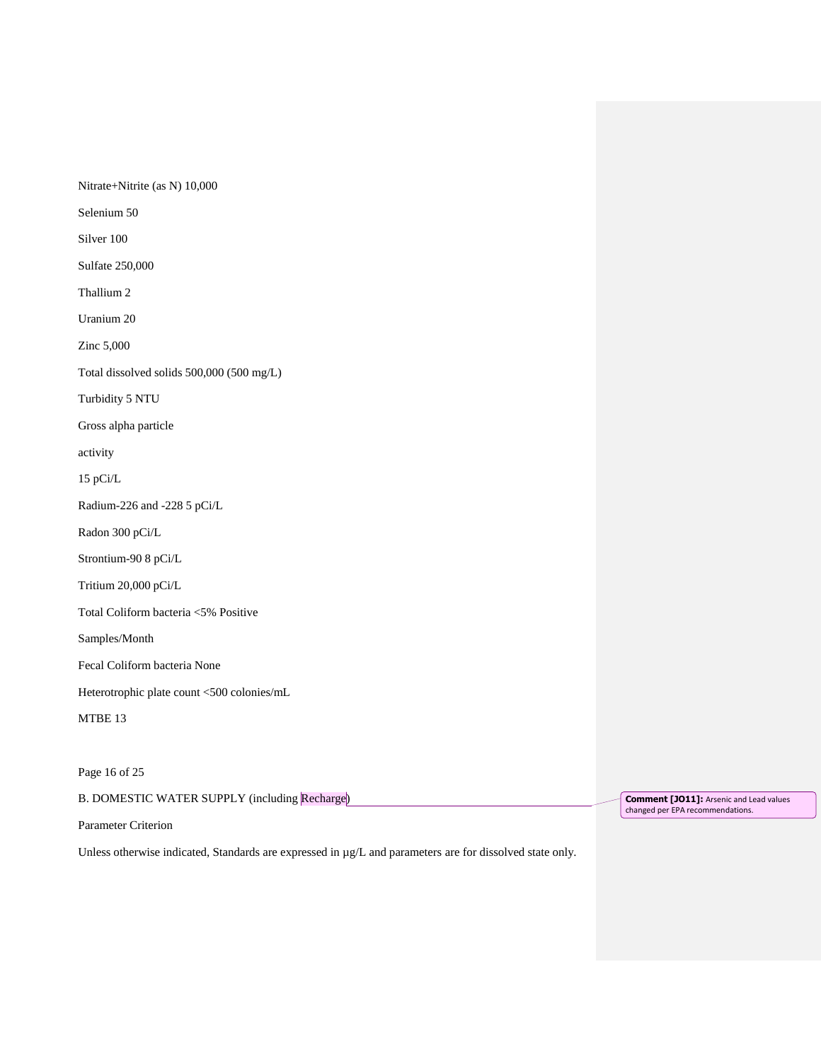Nitrate+Nitrite (as N) 10,000

Selenium 50

Silver 100

Sulfate 250,000

Thallium 2

Uranium 20

Zinc 5,000

Total dissolved solids 500,000 (500 mg/L)

Turbidity 5 NTU

Gross alpha particle

activity

15 pCi/L

Radium-226 and -228 5 pCi/L

Radon 300 pCi/L

Strontium-90 8 pCi/L

Tritium 20,000 pCi/L

Total Coliform bacteria <5% Positive

Samples/Month

Fecal Coliform bacteria None

Heterotrophic plate count <500 colonies/mL

MTBE 13

B. DOMESTIC WATER SUPPLY (including Recharge)

Comment [JO11]: Arsenic and Lead values changed per EPA recommendations.

Parameter Criterion

Unless otherwise indicated, Standards are expressed in µg/L and parameters are for dissolved state only.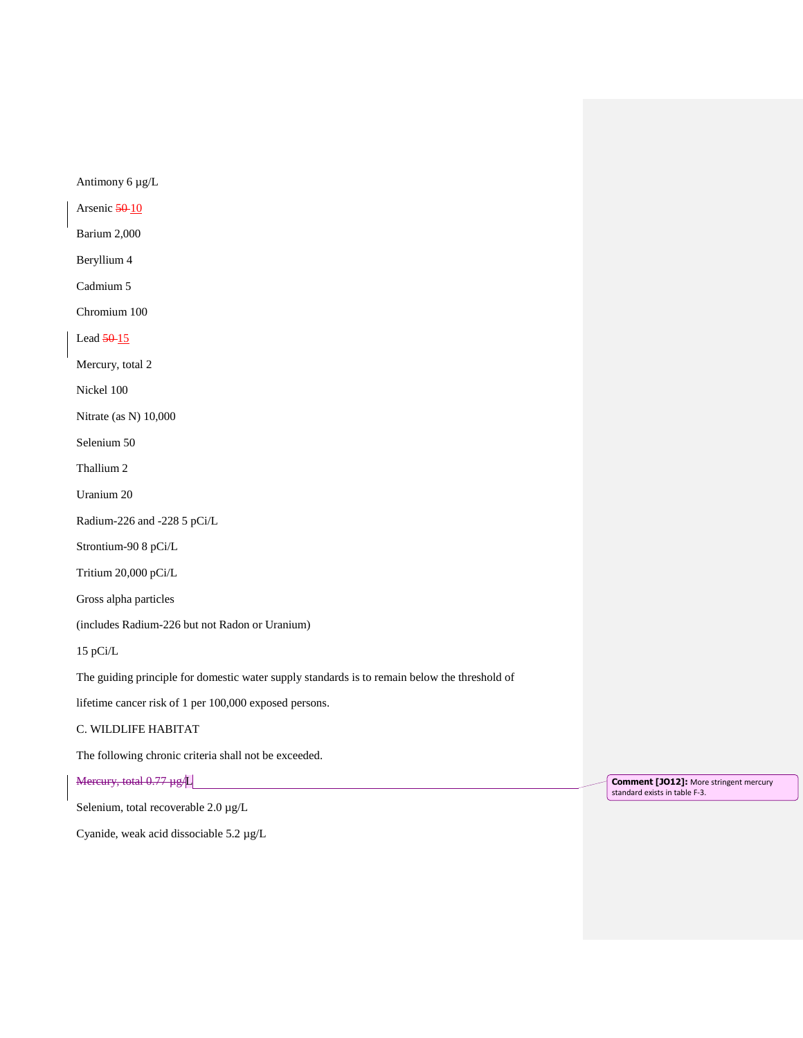Antimony 6 µg/L

Arsenic ~~50~~ 10

Barium 2,000

Beryllium 4

Cadmium 5

Chromium 100

Lead ~~50~~ 15

Mercury, total 2

Nickel 100

Nitrate (as N) 10,000

Selenium 50

Thallium 2

Uranium 20

Radium-226 and -228 5 pCi/L

Strontium-90 8 pCi/L

Tritium 20,000 pCi/L

Gross alpha particles

(includes Radium-226 but not Radon or Uranium)

15 pCi/L

The guiding principle for domestic water supply standards is to remain below the threshold of lifetime cancer risk of 1 per 100,000 exposed persons.

C. WILDLIFE HABITAT

The following chronic criteria shall not be exceeded.

~~Mercury, total 0.77 µg/L~~

Selenium, total recoverable 2.0 µg/L

Cyanide, weak acid dissociable 5.2 µg/L

**Comment [JO12]:** More stringent mercury standard exists in table F-3.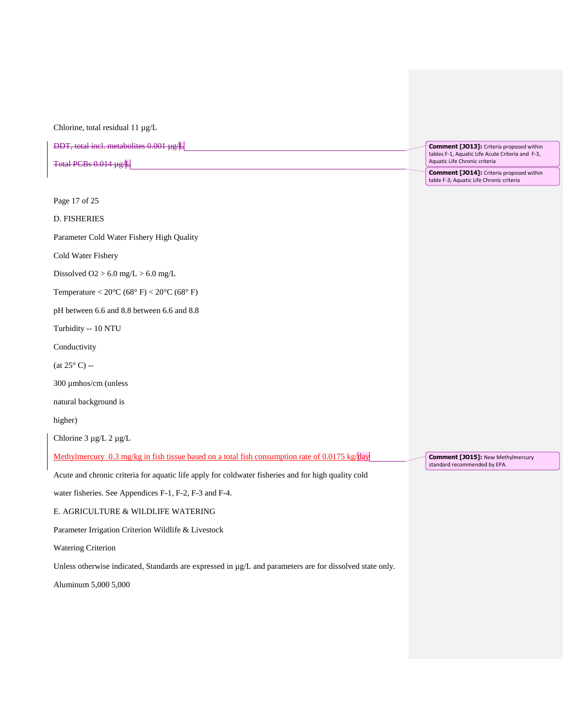Chlorine, total residual 11 µg/L

~~DDT, total incl. metabolites 0.001 µg/L~~

~~Total PCBs 0.014 µg/L~~

> **Comment [JO13]:** Criteria proposed within tables F-1, Aquatic Life Acute Criteria and F-3, Aquatic Life Chronic criteria

> **Comment [JO14]:** Criteria proposed within table F-3; Aquatic Life Chronic criteria

## D. FISHERIES

| Parameter | Cold Water Fishery High Quality | Cold Water Fishery |
|---|---|---|
| Dissolved $O_2$ | > 6.0 mg/L | > 6.0 mg/L |
| Temperature | < 20°C (68° F) | < 20°C (68° F) |
| pH | between 6.6 and 8.8 | between 6.6 and 8.8 |
| Turbidity | -- | 10 NTU |
| Conductivity (at 25° C) | -- | 300 µmhos/cm (unless natural background is higher) |
| Chlorine | 3 µg/L | 2 µg/L |
| Methylmercury | 0.3 mg/kg in fish tissue based on a total fish consumption rate of 0.0175 kg/day | |

> **Comment [JO15]:** New Methylmercury standard recommended by EPA.

Acute and chronic criteria for aquatic life apply for coldwater fisheries and for high quality cold water fisheries. See Appendices F-1, F-2, F-3 and F-4.

## E. AGRICULTURE & WILDLIFE WATERING

Unless otherwise indicated, Standards are expressed in µg/L and parameters are for dissolved state only.

| Parameter | Irrigation Criterion | Wildlife & Livestock Watering Criterion |
|---|---|---|
| Aluminum | 5,000 | 5,000 |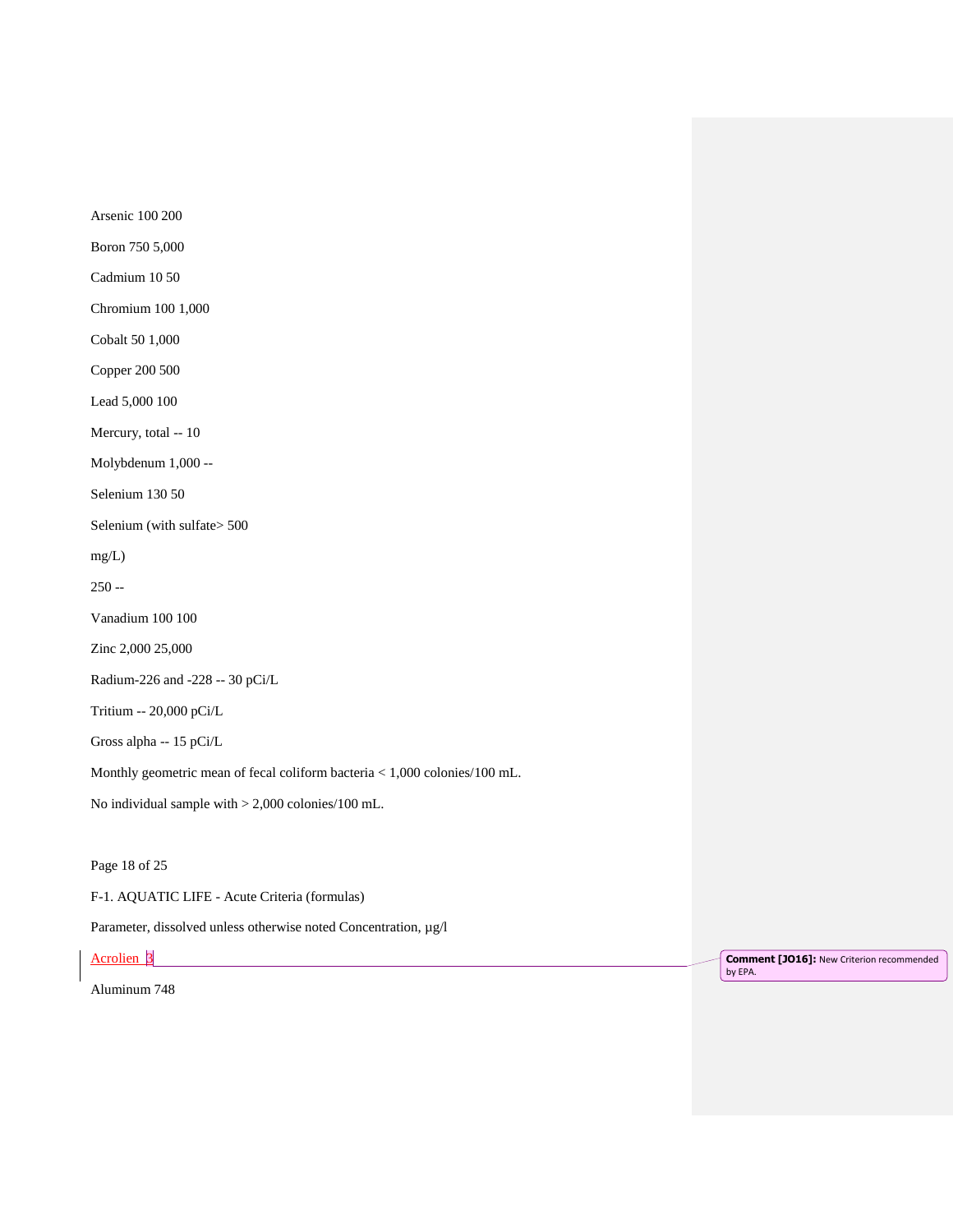Arsenic 100 200

Boron 750 5,000

Cadmium 10 50

Chromium 100 1,000

Cobalt 50 1,000

Copper 200 500

Lead 5,000 100

Mercury, total -- 10

Molybdenum 1,000 --

Selenium 130 50

Selenium (with sulfate> 500

mg/L)

250 --

Vanadium 100 100

Zinc 2,000 25,000

Radium-226 and -228 -- 30 pCi/L

Tritium -- 20,000 pCi/L

Gross alpha -- 15 pCi/L

Monthly geometric mean of fecal coliform bacteria < 1,000 colonies/100 mL.

No individual sample with > 2,000 colonies/100 mL.

Page 18 of 25

F-1. AQUATIC LIFE - Acute Criteria (formulas)

Parameter, dissolved unless otherwise noted Concentration, µg/l

Acrolien 3

Aluminum 748

Comment [JO16]: New Criterion recommended by EPA.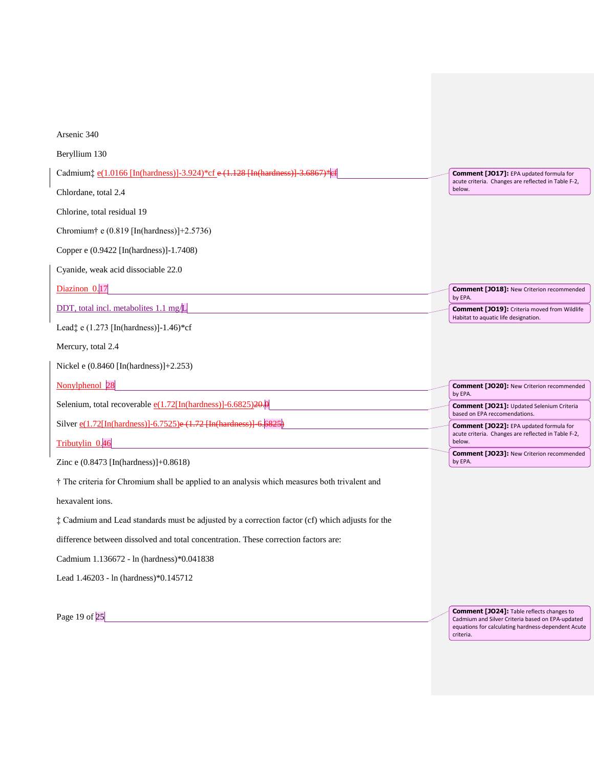Arsenic 340

Beryllium 130

Cadmium‡ e(1.0166 [In(hardness)]-3.924)*cf e (1.128 [In(hardness)]-3.6867)*cf

Chlordane, total 2.4

Chlorine, total residual 19

Chromium† e (0.819 [In(hardness)]+2.5736)

Copper e (0.9422 [In(hardness)]-1.7408)

Cyanide, weak acid dissociable 22.0

Diazinon 0.17

DDT, total incl. metabolites 1.1 mg/L

Lead‡ e (1.273 [In(hardness)]-1.46)*cf

Mercury, total 2.4

Nickel e (0.8460 [In(hardness)]+2.253)

Nonylphenol 28

Selenium, total recoverable e(1.72[In(hardness)]-6.6825)20.0

Silver e(1.72[In(hardness)]-6.7525)e (1.72 [In(hardness)]-6.5825)

Tributylin 0.46

Zinc e (0.8473 [In(hardness)]+0.8618)

† The criteria for Chromium shall be applied to an analysis which measures both trivalent and hexavalent ions.

‡ Cadmium and Lead standards must be adjusted by a correction factor (cf) which adjusts for the difference between dissolved and total concentration. These correction factors are:

Cadmium 1.136672 - ln (hardness)*0.041838

Lead 1.46203 - ln (hardness)*0.145712

**Comment [JO17]:** EPA updated formula for acute criteria. Changes are reflected in Table F-2, below.

**Comment [JO18]:** New Criterion recommended by EPA.

**Comment [JO19]:** Criteria moved from Wildlife Habitat to aquatic life designation.

**Comment [JO20]:** New Criterion recommended by EPA.

**Comment [JO21]:** Updated Selenium Criteria based on EPA reccomendations.

**Comment [JO22]:** EPA updated formula for acute criteria. Changes are reflected in Table F-2, below.

**Comment [JO23]:** New Criterion recommended by EPA.

**Comment [JO24]:** Table reflects changes to Cadmium and Silver Criteria based on EPA-updated equations for calculating hardness-dependent Acute criteria.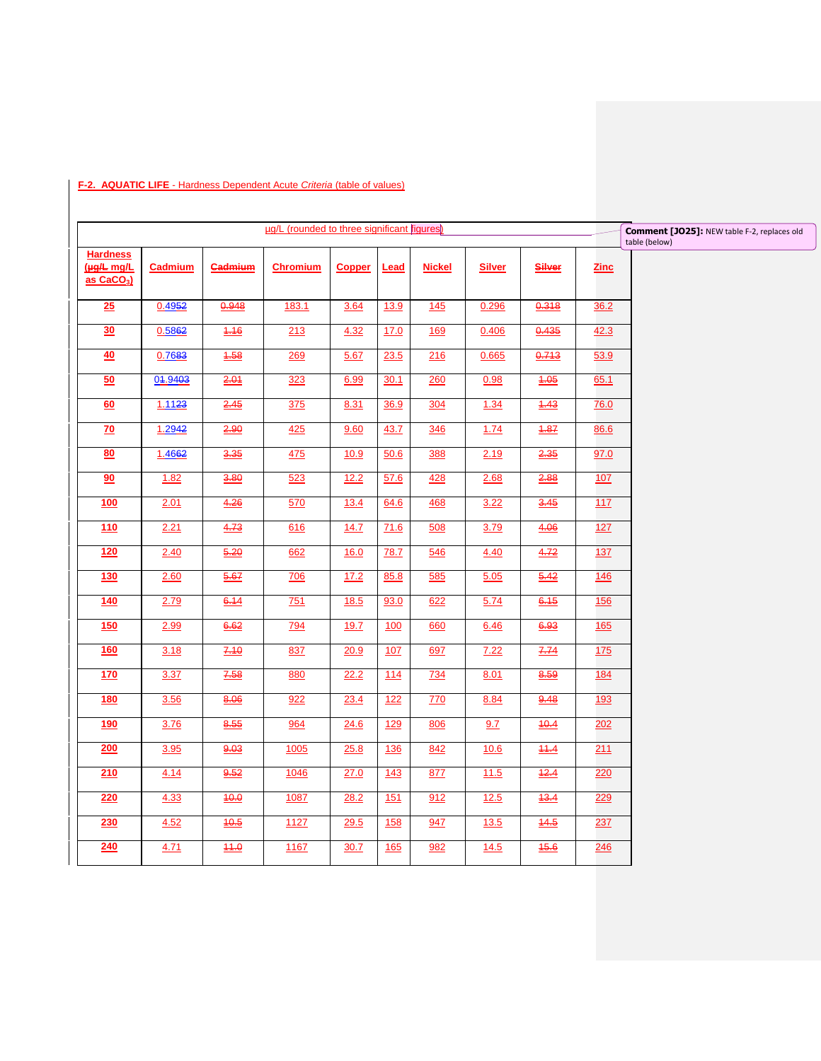**F-2. AQUATIC LIFE** - Hardness Dependent Acute *Criteria* (table of values)

| µg/L (rounded to three significant figures) | | | | | | | | | |
|---|---|---|---|---|---|---|---|---|---|
| **Hardness (~~µg/L~~ mg/L as $CaCO_3$)** | **Cadmium** | **~~Cadmium~~** | **Chromium** | **Copper** | **Lead** | **Nickel** | **Silver** | **~~Silver~~** | **Zinc** |
| **25** | 0.4952 | ~~0.948~~ | 183.1 | 3.64 | 13.9 | 145 | 0.296 | ~~0.318~~ | 36.2 |
| **30** | 0.5862 | ~~1.16~~ | 213 | 4.32 | 17.0 | 169 | 0.406 | ~~0.435~~ | 42.3 |
| **40** | 0.7683 | ~~1.58~~ | 269 | 5.67 | 23.5 | 216 | 0.665 | ~~0.713~~ | 53.9 |
| **50** | 01.9403 | ~~2.01~~ | 323 | 6.99 | 30.1 | 260 | 0.98 | ~~1.05~~ | 65.1 |
| **60** | 1.1123 | ~~2.45~~ | 375 | 8.31 | 36.9 | 304 | 1.34 | ~~1.43~~ | 76.0 |
| **70** | 1.2942 | ~~2.90~~ | 425 | 9.60 | 43.7 | 346 | 1.74 | ~~1.87~~ | 86.6 |
| **80** | 1.4662 | ~~3.35~~ | 475 | 10.9 | 50.6 | 388 | 2.19 | ~~2.35~~ | 97.0 |
| **90** | 1.82 | ~~3.80~~ | 523 | 12.2 | 57.6 | 428 | 2.68 | ~~2.88~~ | 107 |
| **100** | 2.01 | ~~4.26~~ | 570 | 13.4 | 64.6 | 468 | 3.22 | ~~3.45~~ | 117 |
| **110** | 2.21 | ~~4.73~~ | 616 | 14.7 | 71.6 | 508 | 3.79 | ~~4.06~~ | 127 |
| **120** | 2.40 | ~~5.20~~ | 662 | 16.0 | 78.7 | 546 | 4.40 | ~~4.72~~ | 137 |
| **130** | 2.60 | ~~5.67~~ | 706 | 17.2 | 85.8 | 585 | 5.05 | ~~5.42~~ | 146 |
| **140** | 2.79 | ~~6.14~~ | 751 | 18.5 | 93.0 | 622 | 5.74 | ~~6.15~~ | 156 |
| **150** | 2.99 | ~~6.62~~ | 794 | 19.7 | 100 | 660 | 6.46 | ~~6.93~~ | 165 |
| **160** | 3.18 | ~~7.10~~ | 837 | 20.9 | 107 | 697 | 7.22 | ~~7.74~~ | 175 |
| **170** | 3.37 | ~~7.58~~ | 880 | 22.2 | 114 | 734 | 8.01 | ~~8.59~~ | 184 |
| **180** | 3.56 | ~~8.06~~ | 922 | 23.4 | 122 | 770 | 8.84 | ~~9.48~~ | 193 |
| **190** | 3.76 | ~~8.55~~ | 964 | 24.6 | 129 | 806 | 9.7 | ~~10.4~~ | 202 |
| **200** | 3.95 | ~~9.03~~ | 1005 | 25.8 | 136 | 842 | 10.6 | ~~11.4~~ | 211 |
| **210** | 4.14 | ~~9.52~~ | 1046 | 27.0 | 143 | 877 | 11.5 | ~~12.4~~ | 220 |
| **220** | 4.33 | ~~10.0~~ | 1087 | 28.2 | 151 | 912 | 12.5 | ~~13.4~~ | 229 |
| **230** | 4.52 | ~~10.5~~ | 1127 | 29.5 | 158 | 947 | 13.5 | ~~14.5~~ | 237 |
| **240** | 4.71 | ~~11.0~~ | 1167 | 30.7 | 165 | 982 | 14.5 | ~~15.6~~ | 246 |

**Comment [JO25]:** NEW table F-2, replaces old table (below)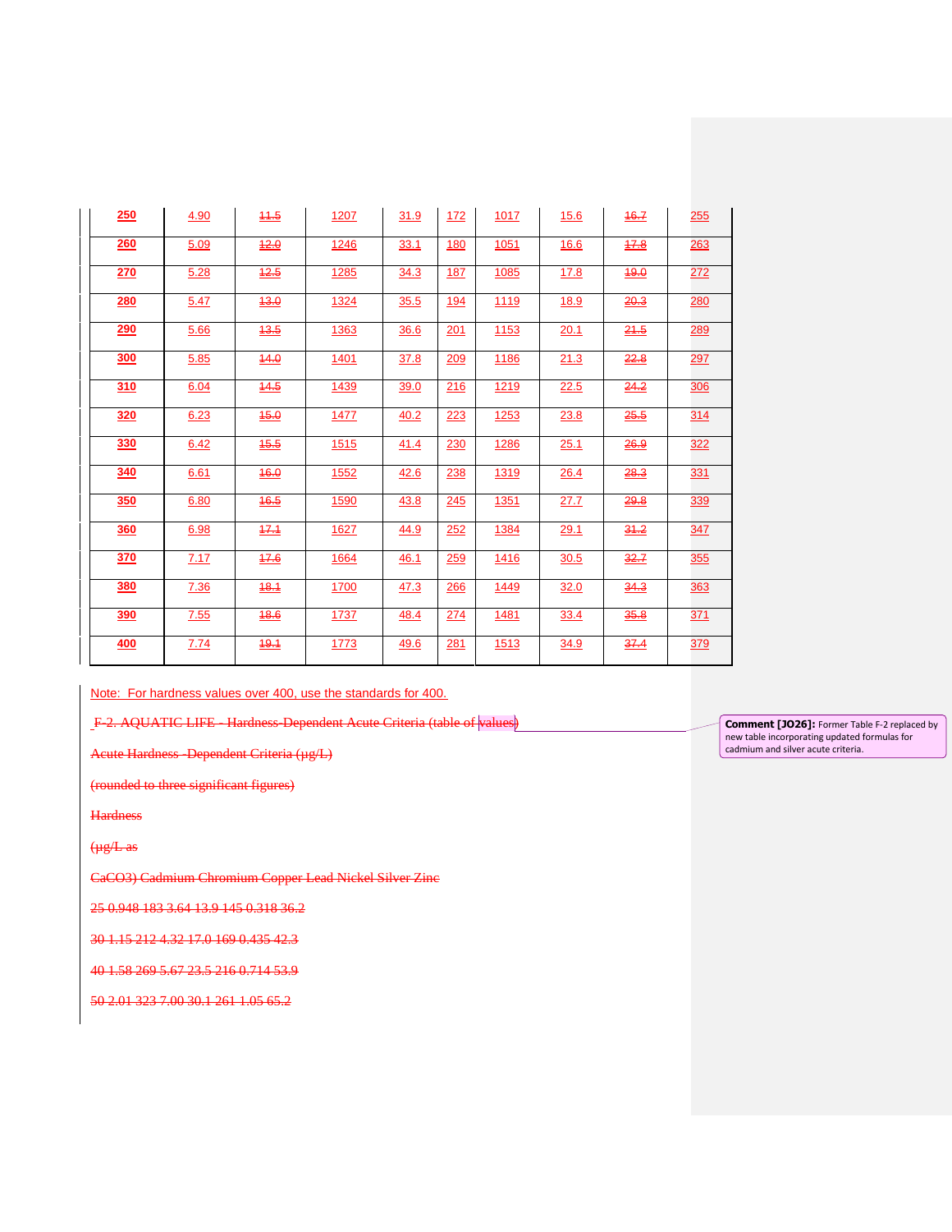| 250 | 4.90 | ~~11.5~~ | 1207 | 31.9 | 172 | 1017 | 15.6 | ~~16.7~~ | 255 |
|---|---|---|---|---|---|---|---|---|---|
| 260 | 5.09 | ~~12.0~~ | 1246 | 33.1 | 180 | 1051 | 16.6 | ~~17.8~~ | 263 |
| 270 | 5.28 | ~~12.5~~ | 1285 | 34.3 | 187 | 1085 | 17.8 | ~~19.0~~ | 272 |
| 280 | 5.47 | ~~13.0~~ | 1324 | 35.5 | 194 | 1119 | 18.9 | ~~20.3~~ | 280 |
| 290 | 5.66 | ~~13.5~~ | 1363 | 36.6 | 201 | 1153 | 20.1 | ~~21.5~~ | 289 |
| 300 | 5.85 | ~~14.0~~ | 1401 | 37.8 | 209 | 1186 | 21.3 | ~~22.8~~ | 297 |
| 310 | 6.04 | ~~14.5~~ | 1439 | 39.0 | 216 | 1219 | 22.5 | ~~24.2~~ | 306 |
| 320 | 6.23 | ~~15.0~~ | 1477 | 40.2 | 223 | 1253 | 23.8 | ~~25.5~~ | 314 |
| 330 | 6.42 | ~~15.5~~ | 1515 | 41.4 | 230 | 1286 | 25.1 | ~~26.9~~ | 322 |
| 340 | 6.61 | ~~16.0~~ | 1552 | 42.6 | 238 | 1319 | 26.4 | ~~28.3~~ | 331 |
| 350 | 6.80 | ~~16.5~~ | 1590 | 43.8 | 245 | 1351 | 27.7 | ~~29.8~~ | 339 |
| 360 | 6.98 | ~~17.1~~ | 1627 | 44.9 | 252 | 1384 | 29.1 | ~~31.2~~ | 347 |
| 370 | 7.17 | ~~17.6~~ | 1664 | 46.1 | 259 | 1416 | 30.5 | ~~32.7~~ | 355 |
| 380 | 7.36 | ~~18.1~~ | 1700 | 47.3 | 266 | 1449 | 32.0 | ~~34.3~~ | 363 |
| 390 | 7.55 | ~~18.6~~ | 1737 | 48.4 | 274 | 1481 | 33.4 | ~~35.8~~ | 371 |
| 400 | 7.74 | ~~19.1~~ | 1773 | 49.6 | 281 | 1513 | 34.9 | ~~37.4~~ | 379 |

Note: For hardness values over 400, use the standards for 400.

~~F-2. AQUATIC LIFE - Hardness-Dependent Acute Criteria (table of values)~~

Comment [JO26]: Former Table F-2 replaced by new table incorporating updated formulas for cadmium and silver acute criteria.

~~Acute Hardness -Dependent Criteria (µg/L)~~

~~(rounded to three significant figures)~~

~~Hardness~~

~~(µg/L as~~

~~CaCO3) Cadmium Chromium Copper Lead Nickel Silver Zinc~~

~~25 0.948 183 3.64 13.9 145 0.318 36.2~~

~~30 1.15 212 4.32 17.0 169 0.435 42.3~~

~~40 1.58 269 5.67 23.5 216 0.714 53.9~~

~~50 2.01 323 7.00 30.1 261 1.05 65.2~~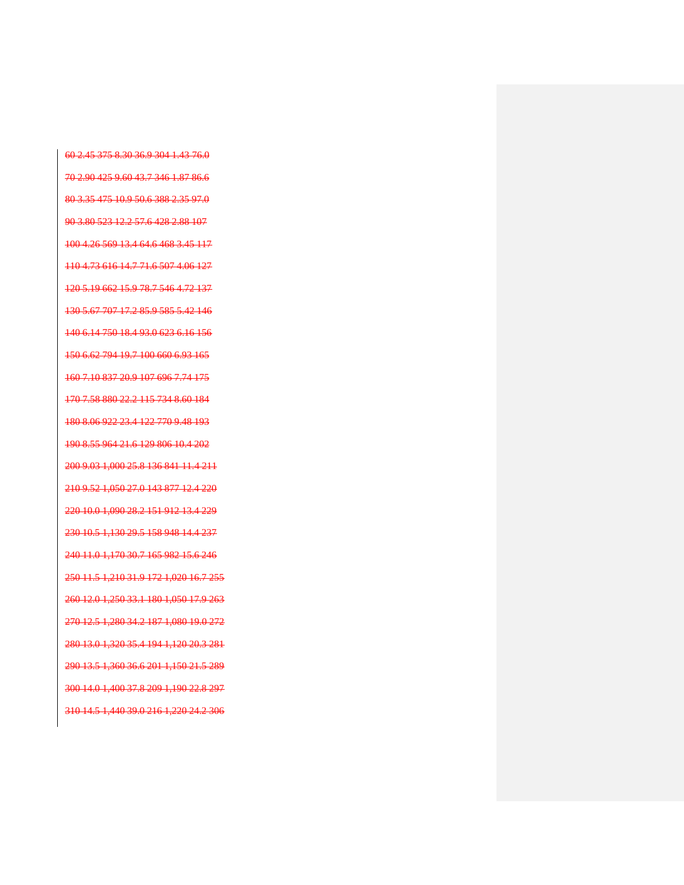~~60 2.45 375 8.30 36.9 304 1.43 76.0~~

~~70 2.90 425 9.60 43.7 346 1.87 86.6~~

~~80 3.35 475 10.9 50.6 388 2.35 97.0~~

~~90 3.80 523 12.2 57.6 428 2.88 107~~

~~100 4.26 569 13.4 64.6 468 3.45 117~~

~~110 4.73 616 14.7 71.6 507 4.06 127~~

~~120 5.19 662 15.9 78.7 546 4.72 137~~

~~130 5.67 707 17.2 85.9 585 5.42 146~~

~~140 6.14 750 18.4 93.0 623 6.16 156~~

~~150 6.62 794 19.7 100 660 6.93 165~~

~~160 7.10 837 20.9 107 696 7.74 175~~

~~170 7.58 880 22.2 115 734 8.60 184~~

~~180 8.06 922 23.4 122 770 9.48 193~~

~~190 8.55 964 21.6 129 806 10.4 202~~

~~200 9.03 1,000 25.8 136 841 11.4 211~~

~~210 9.52 1,050 27.0 143 877 12.4 220~~

~~220 10.0 1,090 28.2 151 912 13.4 229~~

~~230 10.5 1,130 29.5 158 948 14.4 237~~

~~240 11.0 1,170 30.7 165 982 15.6 246~~

~~250 11.5 1,210 31.9 172 1,020 16.7 255~~

~~260 12.0 1,250 33.1 180 1,050 17.9 263~~

~~270 12.5 1,280 34.2 187 1,080 19.0 272~~

~~280 13.0 1,320 35.4 194 1,120 20.3 281~~

~~290 13.5 1,360 36.6 201 1,150 21.5 289~~

~~300 14.0 1,400 37.8 209 1,190 22.8 297~~

~~310 14.5 1,440 39.0 216 1,220 24.2 306~~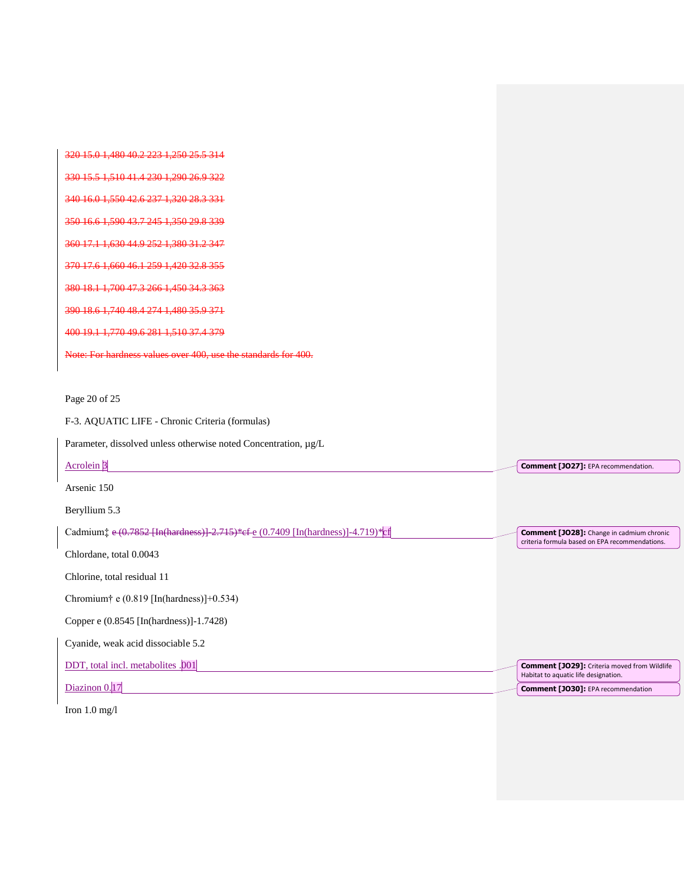~~320 15.0 1,480 40.2 223 1,250 25.5 314~~

~~330 15.5 1,510 41.4 230 1,290 26.9 322~~

~~340 16.0 1,550 42.6 237 1,320 28.3 331~~

~~350 16.6 1,590 43.7 245 1,350 29.8 339~~

~~360 17.1 1,630 44.9 252 1,380 31.2 347~~

~~370 17.6 1,660 46.1 259 1,420 32.8 355~~

~~380 18.1 1,700 47.3 266 1,450 34.3 363~~

~~390 18.6 1,740 48.4 274 1,480 35.9 371~~

~~400 19.1 1,770 49.6 281 1,510 37.4 379~~

~~Note: For hardness values over 400, use the standards for 400.~~

F-3. AQUATIC LIFE - Chronic Criteria (formulas)

Parameter, dissolved unless otherwise noted Concentration, µg/L

Acrolein 3

Arsenic 150

Beryllium 5.3

Cadmium‡ ~~e (0.7852 [In(hardness)]-2.715)*cf~~ e (0.7409 [In(hardness)]-4.719)*cf

Chlordane, total 0.0043

Chlorine, total residual 11

Chromium† e (0.819 [In(hardness)]+0.534)

Copper e (0.8545 [In(hardness)]-1.7428)

Cyanide, weak acid dissociable 5.2

DDT, total incl. metabolites .001

Diazinon 0.17

Iron 1.0 mg/l

Comment [JO27]: EPA recommendation.

Comment [JO28]: Change in cadmium chronic criteria formula based on EPA recommendations.

Comment [JO29]: Criteria moved from Wildlife Habitat to aquatic life designation.

Comment [JO30]: EPA recommendation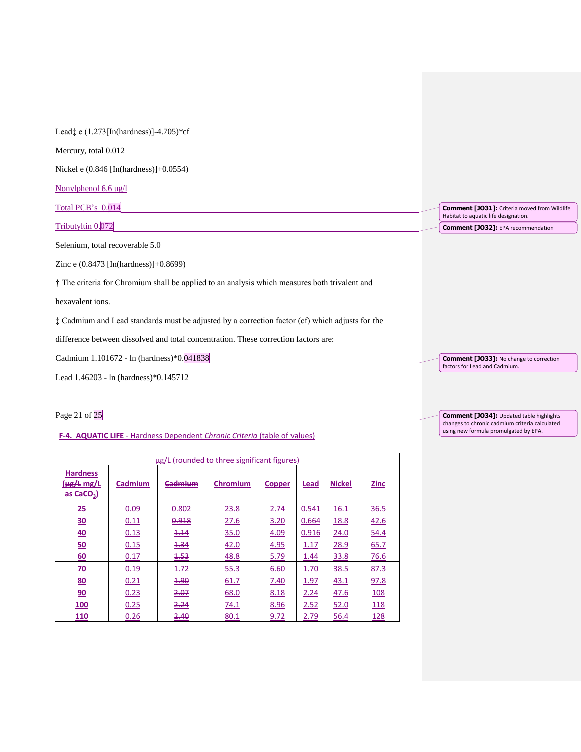Lead‡ e (1.273[In(hardness)]-4.705)*cf

Mercury, total 0.012

Nickel e (0.846 [In(hardness)]+0.0554)

Nonylphenol 6.6 ug/l

Total PCB's 0.014

Tributyltin 0.072

Selenium, total recoverable 5.0

Zinc e (0.8473 [In(hardness)]+0.8699)

† The criteria for Chromium shall be applied to an analysis which measures both trivalent and hexavalent ions.

‡ Cadmium and Lead standards must be adjusted by a correction factor (cf) which adjusts for the difference between dissolved and total concentration. These correction factors are:

Cadmium 1.101672 - ln (hardness)*0.041838

Lead 1.46203 - ln (hardness)*0.145712

**Comment [JO31]:** Criteria moved from Wildlife Habitat to aquatic life designation.

**Comment [JO32]:** EPA recommendation

**Comment [JO33]:** No change to correction factors for Lead and Cadmium.

**Comment [JO34]:** Updated table highlights changes to chronic cadmium criteria calculated using new formula promulgated by EPA.

**F-4. AQUATIC LIFE** - Hardness Dependent *Chronic Criteria* (table of values)

| µg/L (rounded to three significant figures) | | | | | | | |
|---|---|---|---|---|---|---|---|
| **Hardness (~~µg/L~~ mg/L as $CaCO_3$)** | **Cadmium** | **~~Cadmium~~** | **Chromium** | **Copper** | **Lead** | **Nickel** | **Zinc** |
| **25** | 0.09 | ~~0.802~~ | 23.8 | 2.74 | 0.541 | 16.1 | 36.5 |
| **30** | 0.11 | ~~0.918~~ | 27.6 | 3.20 | 0.664 | 18.8 | 42.6 |
| **40** | 0.13 | ~~1.14~~ | 35.0 | 4.09 | 0.916 | 24.0 | 54.4 |
| **50** | 0.15 | ~~1.34~~ | 42.0 | 4.95 | 1.17 | 28.9 | 65.7 |
| **60** | 0.17 | ~~1.53~~ | 48.8 | 5.79 | 1.44 | 33.8 | 76.6 |
| **70** | 0.19 | ~~1.72~~ | 55.3 | 6.60 | 1.70 | 38.5 | 87.3 |
| **80** | 0.21 | ~~1.90~~ | 61.7 | 7.40 | 1.97 | 43.1 | 97.8 |
| **90** | 0.23 | ~~2.07~~ | 68.0 | 8.18 | 2.24 | 47.6 | 108 |
| **100** | 0.25 | ~~2.24~~ | 74.1 | 8.96 | 2.52 | 52.0 | 118 |
| **110** | 0.26 | ~~2.40~~ | 80.1 | 9.72 | 2.79 | 56.4 | 128 |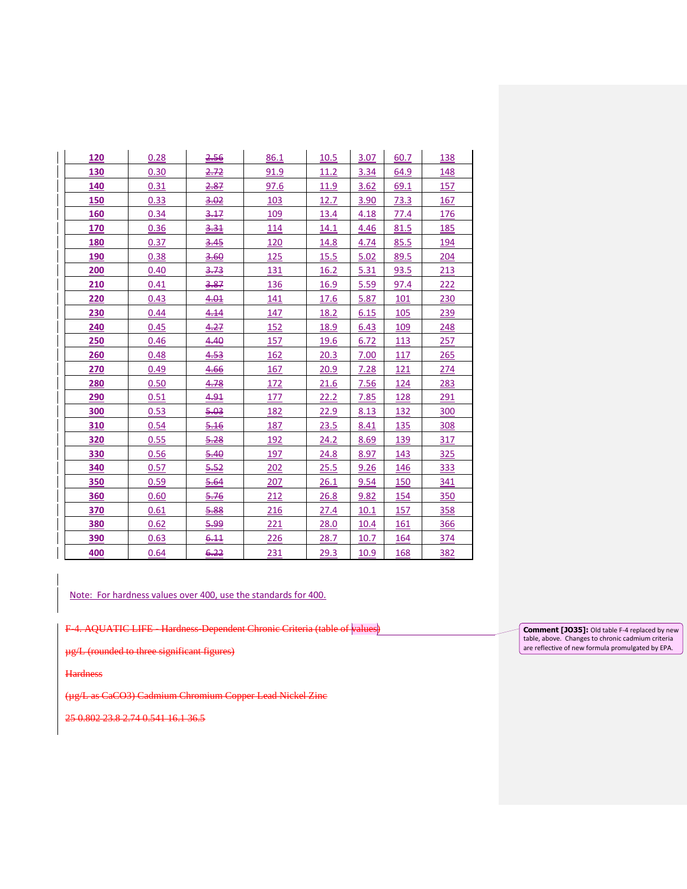| 120 | 0.28 | ~~2.56~~ | 86.1 | 10.5 | 3.07 | 60.7 | 138 |
|---|---|---|---|---|---|---|---|
| 130 | 0.30 | ~~2.72~~ | 91.9 | 11.2 | 3.34 | 64.9 | 148 |
| 140 | 0.31 | ~~2.87~~ | 97.6 | 11.9 | 3.62 | 69.1 | 157 |
| 150 | 0.33 | ~~3.02~~ | 103 | 12.7 | 3.90 | 73.3 | 167 |
| 160 | 0.34 | ~~3.17~~ | 109 | 13.4 | 4.18 | 77.4 | 176 |
| 170 | 0.36 | ~~3.31~~ | 114 | 14.1 | 4.46 | 81.5 | 185 |
| 180 | 0.37 | ~~3.45~~ | 120 | 14.8 | 4.74 | 85.5 | 194 |
| 190 | 0.38 | ~~3.60~~ | 125 | 15.5 | 5.02 | 89.5 | 204 |
| 200 | 0.40 | ~~3.73~~ | 131 | 16.2 | 5.31 | 93.5 | 213 |
| 210 | 0.41 | ~~3.87~~ | 136 | 16.9 | 5.59 | 97.4 | 222 |
| 220 | 0.43 | ~~4.01~~ | 141 | 17.6 | 5.87 | 101 | 230 |
| 230 | 0.44 | ~~4.14~~ | 147 | 18.2 | 6.15 | 105 | 239 |
| 240 | 0.45 | ~~4.27~~ | 152 | 18.9 | 6.43 | 109 | 248 |
| 250 | 0.46 | ~~4.40~~ | 157 | 19.6 | 6.72 | 113 | 257 |
| 260 | 0.48 | ~~4.53~~ | 162 | 20.3 | 7.00 | 117 | 265 |
| 270 | 0.49 | ~~4.66~~ | 167 | 20.9 | 7.28 | 121 | 274 |
| 280 | 0.50 | ~~4.78~~ | 172 | 21.6 | 7.56 | 124 | 283 |
| 290 | 0.51 | ~~4.91~~ | 177 | 22.2 | 7.85 | 128 | 291 |
| 300 | 0.53 | ~~5.03~~ | 182 | 22.9 | 8.13 | 132 | 300 |
| 310 | 0.54 | ~~5.16~~ | 187 | 23.5 | 8.41 | 135 | 308 |
| 320 | 0.55 | ~~5.28~~ | 192 | 24.2 | 8.69 | 139 | 317 |
| 330 | 0.56 | ~~5.40~~ | 197 | 24.8 | 8.97 | 143 | 325 |
| 340 | 0.57 | ~~5.52~~ | 202 | 25.5 | 9.26 | 146 | 333 |
| 350 | 0.59 | ~~5.64~~ | 207 | 26.1 | 9.54 | 150 | 341 |
| 360 | 0.60 | ~~5.76~~ | 212 | 26.8 | 9.82 | 154 | 350 |
| 370 | 0.61 | ~~5.88~~ | 216 | 27.4 | 10.1 | 157 | 358 |
| 380 | 0.62 | ~~5.99~~ | 221 | 28.0 | 10.4 | 161 | 366 |
| 390 | 0.63 | ~~6.11~~ | 226 | 28.7 | 10.7 | 164 | 374 |
| 400 | 0.64 | ~~6.22~~ | 231 | 29.3 | 10.9 | 168 | 382 |

Note: For hardness values over 400, use the standards for 400.

~~F-4. AQUATIC LIFE - Hardness-Dependent Chronic Criteria (table of values)~~

~~µg/L (rounded to three significant figures)~~

~~Hardness~~

~~(µg/L as CaCO3) Cadmium Chromium Copper Lead Nickel Zinc~~

~~25 0.802 23.8 2.74 0.541 16.1 36.5~~

**Comment [JO35]:** Old table F-4 replaced by new table, above. Changes to chronic cadmium criteria are reflective of new formula promulgated by EPA.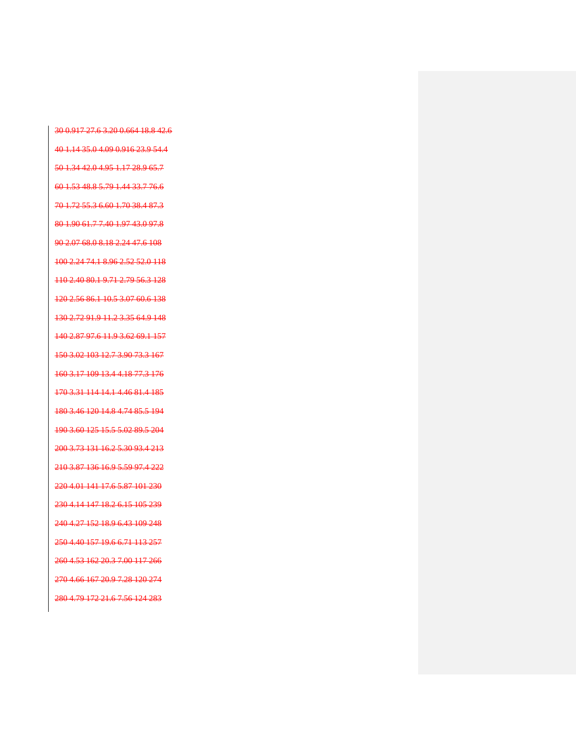~~30 0.917 27.6 3.20 0.664 18.8 42.6~~

~~40 1.14 35.0 4.09 0.916 23.9 54.4~~

~~50 1.34 42.0 4.95 1.17 28.9 65.7~~

~~60 1.53 48.8 5.79 1.44 33.7 76.6~~

~~70 1.72 55.3 6.60 1.70 38.4 87.3~~

~~80 1.90 61.7 7.40 1.97 43.0 97.8~~

~~90 2.07 68.0 8.18 2.24 47.6 108~~

~~100 2.24 74.1 8.96 2.52 52.0 118~~

~~110 2.40 80.1 9.71 2.79 56.3 128~~

~~120 2.56 86.1 10.5 3.07 60.6 138~~

~~130 2.72 91.9 11.2 3.35 64.9 148~~

~~140 2.87 97.6 11.9 3.62 69.1 157~~

~~150 3.02 103 12.7 3.90 73.3 167~~

~~160 3.17 109 13.4 4.18 77.3 176~~

~~170 3.31 114 14.1 4.46 81.4 185~~

~~180 3.46 120 14.8 4.74 85.5 194~~

~~190 3.60 125 15.5 5.02 89.5 204~~

~~200 3.73 131 16.2 5.30 93.4 213~~

~~210 3.87 136 16.9 5.59 97.4 222~~

~~220 4.01 141 17.6 5.87 101 230~~

~~230 4.14 147 18.2 6.15 105 239~~

~~240 4.27 152 18.9 6.43 109 248~~

~~250 4.40 157 19.6 6.71 113 257~~

~~260 4.53 162 20.3 7.00 117 266~~

~~270 4.66 167 20.9 7.28 120 274~~

~~280 4.79 172 21.6 7.56 124 283~~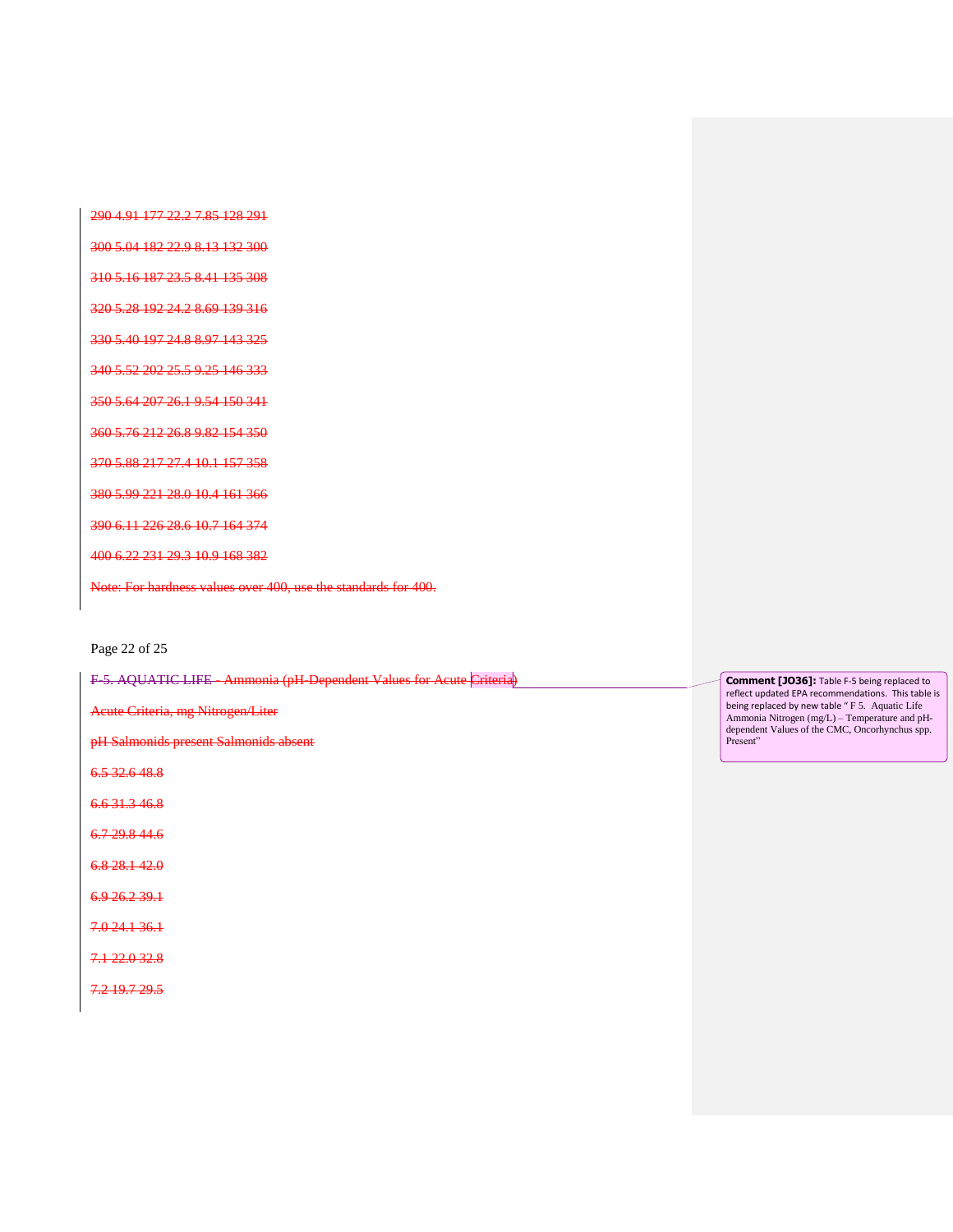~~290 4.91 177 22.2 7.85 128 291~~

~~300 5.04 182 22.9 8.13 132 300~~

~~310 5.16 187 23.5 8.41 135 308~~

~~320 5.28 192 24.2 8.69 139 316~~

~~330 5.40 197 24.8 8.97 143 325~~

~~340 5.52 202 25.5 9.25 146 333~~

~~350 5.64 207 26.1 9.54 150 341~~

~~360 5.76 212 26.8 9.82 154 350~~

~~370 5.88 217 27.4 10.1 157 358~~

~~380 5.99 221 28.0 10.4 161 366~~

~~390 6.11 226 28.6 10.7 164 374~~

~~400 6.22 231 29.3 10.9 168 382~~

~~Note: For hardness values over 400, use the standards for 400.~~

~~F-5. AQUATIC LIFE - Ammonia (pH-Dependent Values for Acute Criteria)~~

~~Acute Criteria, mg Nitrogen/Liter~~

~~pH Salmonids present Salmonids absent~~

~~6.5 32.6 48.8~~

~~6.6 31.3 46.8~~

~~6.7 29.8 44.6~~

~~6.8 28.1 42.0~~

~~6.9 26.2 39.1~~

~~7.0 24.1 36.1~~

~~7.1 22.0 32.8~~

~~7.2 19.7 29.5~~

**Comment [JO36]:** Table F-5 being replaced to reflect updated EPA recommendations. This table is being replaced by new table " F 5. Aquatic Life Ammonia Nitrogen (mg/L) – Temperature and pH-dependent Values of the CMC, Oncorhynchus spp. Present"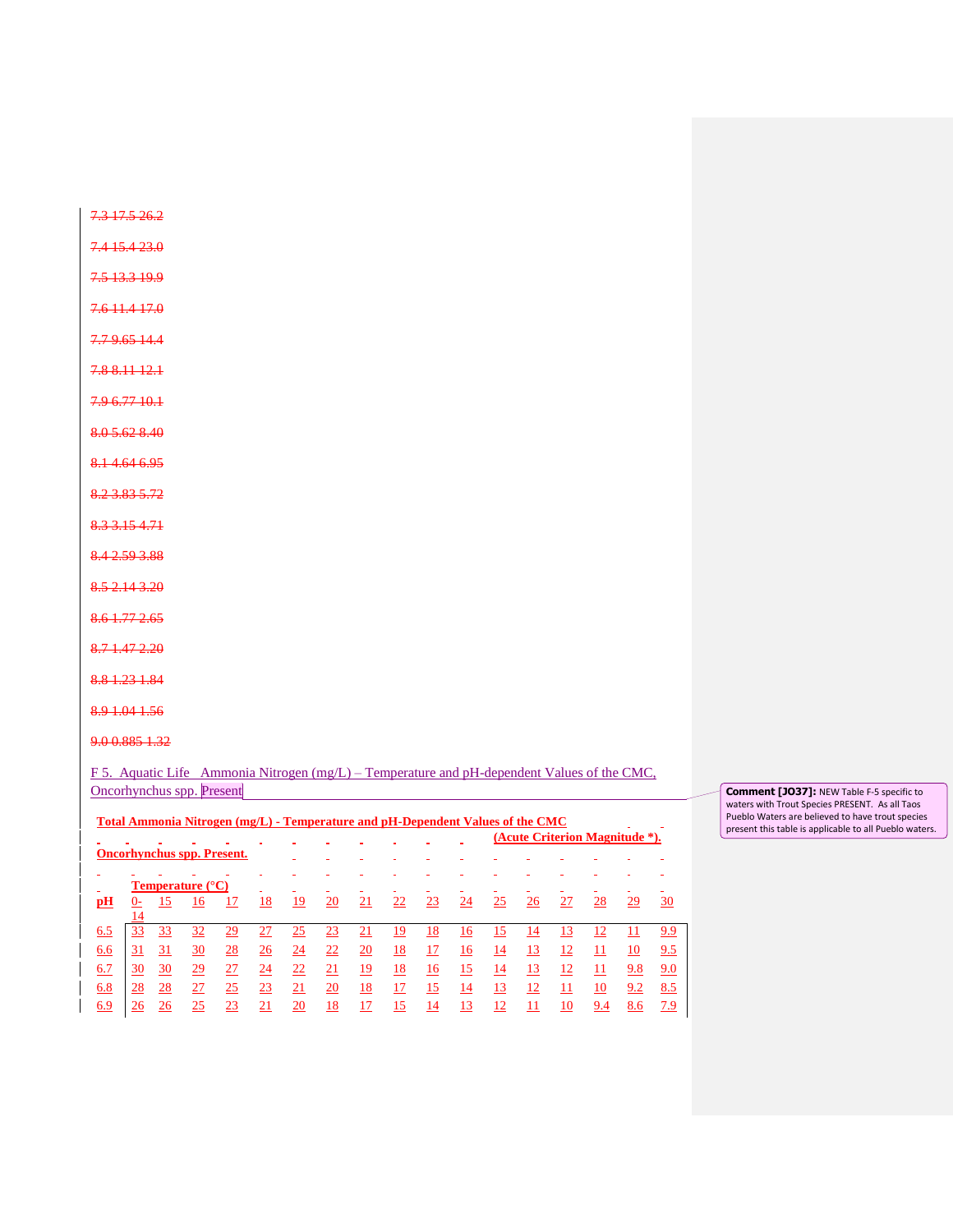7.3 17.5 26.2

7.4 15.4 23.0

7.5 13.3 19.9

7.6 11.4 17.0

7.7 9.65 14.4

7.8 8.11 12.1

7.9 6.77 10.1

8.0 5.62 8.40

8.1 4.64 6.95

8.2 3.83 5.72

8.3 3.15 4.71

8.4 2.59 3.88

8.5 2.14 3.20

8.6 1.77 2.65

8.7 1.47 2.20

8.8 1.23 1.84

8.9 1.04 1.56

9.0 0.885 1.32

F 5. Aquatic Life Ammonia Nitrogen (mg/L) – Temperature and pH-dependent Values of the CMC, Oncorhynchus spp. Present

Comment [JO37]: NEW Table F-5 specific to waters with Trout Species PRESENT. As all Taos Pueblo Waters are believed to have trout species present this table is applicable to all Pueblo waters.

**Total Ammonia Nitrogen (mg/L) - Temperature and pH-Dependent Values of the CMC (Acute Criterion Magnitude *).**

**Oncorhynchus spp. Present.**

| | **Temperature (°C)** | | | | | | | | | | | | | | | |
|---|---|---|---|---|---|---|---|---|---|---|---|---|---|---|---|---|
| **pH** | 0-14 | 15 | 16 | 17 | 18 | 19 | 20 | 21 | 22 | 23 | 24 | 25 | 26 | 27 | 28 | 29 | 30 |
| 6.5 | 33 | 33 | 32 | 29 | 27 | 25 | 23 | 21 | 19 | 18 | 16 | 15 | 14 | 13 | 12 | 11 | 9.9 |
| 6.6 | 31 | 31 | 30 | 28 | 26 | 24 | 22 | 20 | 18 | 17 | 16 | 14 | 13 | 12 | 11 | 10 | 9.5 |
| 6.7 | 30 | 30 | 29 | 27 | 24 | 22 | 21 | 19 | 18 | 16 | 15 | 14 | 13 | 12 | 11 | 9.8 | 9.0 |
| 6.8 | 28 | 28 | 27 | 25 | 23 | 21 | 20 | 18 | 17 | 15 | 14 | 13 | 12 | 11 | 10 | 9.2 | 8.5 |
| 6.9 | 26 | 26 | 25 | 23 | 21 | 20 | 18 | 17 | 15 | 14 | 13 | 12 | 11 | 10 | 9.4 | 8.6 | 7.9 |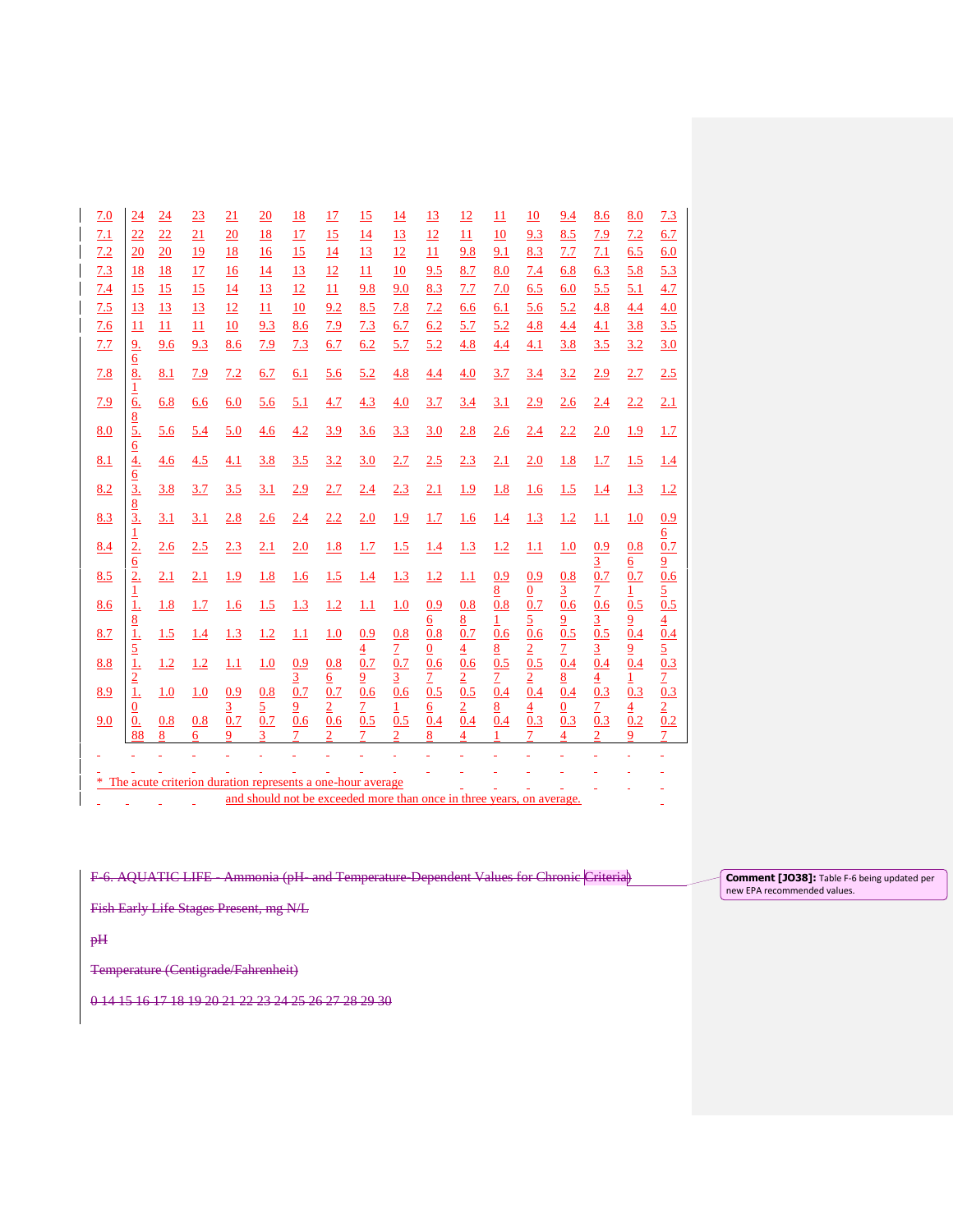| 7.0 | 24 | 24 | 23 | 21 | 20 | 18 | 17 | 15 | 14 | 13 | 12 | 11 | 10 | 9.4 | 8.6 | 8.0 | 7.3 |
|---|---|---|---|---|---|---|---|---|---|---|---|---|---|---|---|---|---|
| 7.1 | 22 | 22 | 21 | 20 | 18 | 17 | 15 | 14 | 13 | 12 | 11 | 10 | 9.3 | 8.5 | 7.9 | 7.2 | 6.7 |
| 7.2 | 20 | 20 | 19 | 18 | 16 | 15 | 14 | 13 | 12 | 11 | 9.8 | 9.1 | 8.3 | 7.7 | 7.1 | 6.5 | 6.0 |
| 7.3 | 18 | 18 | 17 | 16 | 14 | 13 | 12 | 11 | 10 | 9.5 | 8.7 | 8.0 | 7.4 | 6.8 | 6.3 | 5.8 | 5.3 |
| 7.4 | 15 | 15 | 15 | 14 | 13 | 12 | 11 | 9.8 | 9.0 | 8.3 | 7.7 | 7.0 | 6.5 | 6.0 | 5.5 | 5.1 | 4.7 |
| 7.5 | 13 | 13 | 13 | 12 | 11 | 10 | 9.2 | 8.5 | 7.8 | 7.2 | 6.6 | 6.1 | 5.6 | 5.2 | 4.8 | 4.4 | 4.0 |
| 7.6 | 11 | 11 | 11 | 10 | 9.3 | 8.6 | 7.9 | 7.3 | 6.7 | 6.2 | 5.7 | 5.2 | 4.8 | 4.4 | 4.1 | 3.8 | 3.5 |
| 7.7 | 9.6 | 9.6 | 9.3 | 8.6 | 7.9 | 7.3 | 6.7 | 6.2 | 5.7 | 5.2 | 4.8 | 4.4 | 4.1 | 3.8 | 3.5 | 3.2 | 3.0 |
| 7.8 | 8.1 | 8.1 | 7.9 | 7.2 | 6.7 | 6.1 | 5.6 | 5.2 | 4.8 | 4.4 | 4.0 | 3.7 | 3.4 | 3.2 | 2.9 | 2.7 | 2.5 |
| 7.9 | 6.8 | 6.8 | 6.6 | 6.0 | 5.6 | 5.1 | 4.7 | 4.3 | 4.0 | 3.7 | 3.4 | 3.1 | 2.9 | 2.6 | 2.4 | 2.2 | 2.1 |
| 8.0 | 5.6 | 5.6 | 5.4 | 5.0 | 4.6 | 4.2 | 3.9 | 3.6 | 3.3 | 3.0 | 2.8 | 2.6 | 2.4 | 2.2 | 2.0 | 1.9 | 1.7 |
| 8.1 | 4.6 | 4.6 | 4.5 | 4.1 | 3.8 | 3.5 | 3.2 | 3.0 | 2.7 | 2.5 | 2.3 | 2.1 | 2.0 | 1.8 | 1.7 | 1.5 | 1.4 |
| 8.2 | 3.8 | 3.8 | 3.7 | 3.5 | 3.1 | 2.9 | 2.7 | 2.4 | 2.3 | 2.1 | 1.9 | 1.8 | 1.6 | 1.5 | 1.4 | 1.3 | 1.2 |
| 8.3 | 3.1 | 3.1 | 3.1 | 2.8 | 2.6 | 2.4 | 2.2 | 2.0 | 1.9 | 1.7 | 1.6 | 1.4 | 1.3 | 1.2 | 1.1 | 1.0 | 0.96 |
| 8.4 | 2.6 | 2.6 | 2.5 | 2.3 | 2.1 | 2.0 | 1.8 | 1.7 | 1.5 | 1.4 | 1.3 | 1.2 | 1.1 | 1.0 | 0.93 | 0.86 | 0.79 |
| 8.5 | 2.1 | 2.1 | 2.1 | 1.9 | 1.8 | 1.6 | 1.5 | 1.4 | 1.3 | 1.2 | 1.1 | 0.98 | 0.90 | 0.83 | 0.77 | 0.71 | 0.65 |
| 8.6 | 1.8 | 1.8 | 1.7 | 1.6 | 1.5 | 1.3 | 1.2 | 1.1 | 1.0 | 0.96 | 0.88 | 0.81 | 0.75 | 0.69 | 0.63 | 0.59 | 0.54 |
| 8.7 | 1.5 | 1.5 | 1.4 | 1.3 | 1.2 | 1.1 | 1.0 | 0.94 | 0.87 | 0.80 | 0.74 | 0.68 | 0.62 | 0.57 | 0.53 | 0.49 | 0.45 |
| 8.8 | 1.2 | 1.2 | 1.2 | 1.1 | 1.0 | 0.93 | 0.86 | 0.79 | 0.73 | 0.67 | 0.62 | 0.57 | 0.52 | 0.48 | 0.44 | 0.41 | 0.37 |
| 8.9 | 1.0 | 1.0 | 1.0 | 0.93 | 0.85 | 0.79 | 0.72 | 0.67 | 0.61 | 0.56 | 0.52 | 0.48 | 0.44 | 0.40 | 0.37 | 0.34 | 0.32 |
| 9.0 | 0.88 | 0.88 | 0.86 | 0.79 | 0.73 | 0.67 | 0.62 | 0.57 | 0.52 | 0.48 | 0.44 | 0.41 | 0.37 | 0.34 | 0.32 | 0.29 | 0.27 |

* The acute criterion duration represents a one-hour average and should not be exceeded more than once in three years, on average.

~~F-6. AQUATIC LIFE - Ammonia (pH- and Temperature-Dependent Values for Chronic Criteria)~~

**Comment [JO38]:** Table F-6 being updated per new EPA recommended values.

~~Fish Early Life Stages Present, mg N/L~~

~~pH~~

~~Temperature (Centigrade/Fahrenheit)~~

~~0 14 15 16 17 18 19 20 21 22 23 24 25 26 27 28 29 30~~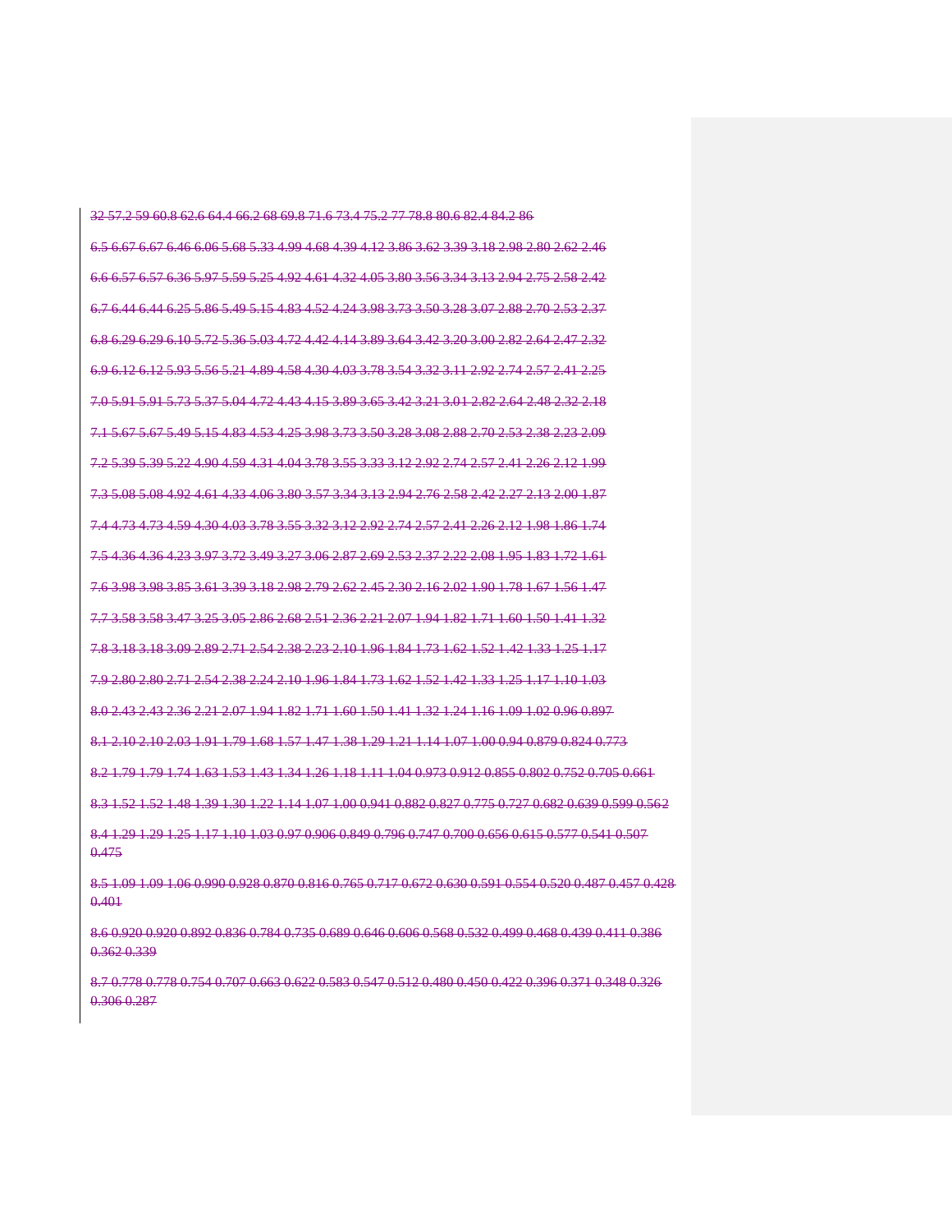~~32 57.2 59 60.8 62.6 64.4 66.2 68 69.8 71.6 73.4 75.2 77 78.8 80.6 82.4 84.2 86~~

~~6.5 6.67 6.67 6.46 6.06 5.68 5.33 4.99 4.68 4.39 4.12 3.86 3.62 3.39 3.18 2.98 2.80 2.62 2.46~~

~~6.6 6.57 6.57 6.36 5.97 5.59 5.25 4.92 4.61 4.32 4.05 3.80 3.56 3.34 3.13 2.94 2.75 2.58 2.42~~

~~6.7 6.44 6.44 6.25 5.86 5.49 5.15 4.83 4.52 4.24 3.98 3.73 3.50 3.28 3.07 2.88 2.70 2.53 2.37~~

~~6.8 6.29 6.29 6.10 5.72 5.36 5.03 4.72 4.42 4.14 3.89 3.64 3.42 3.20 3.00 2.82 2.64 2.47 2.32~~

~~6.9 6.12 6.12 5.93 5.56 5.21 4.89 4.58 4.30 4.03 3.78 3.54 3.32 3.11 2.92 2.74 2.57 2.41 2.25~~

~~7.0 5.91 5.91 5.73 5.37 5.04 4.72 4.43 4.15 3.89 3.65 3.42 3.21 3.01 2.82 2.64 2.48 2.32 2.18~~

~~7.1 5.67 5.67 5.49 5.15 4.83 4.53 4.25 3.98 3.73 3.50 3.28 3.08 2.88 2.70 2.53 2.38 2.23 2.09~~

~~7.2 5.39 5.39 5.22 4.90 4.59 4.31 4.04 3.78 3.55 3.33 3.12 2.92 2.74 2.57 2.41 2.26 2.12 1.99~~

~~7.3 5.08 5.08 4.92 4.61 4.33 4.06 3.80 3.57 3.34 3.13 2.94 2.76 2.58 2.42 2.27 2.13 2.00 1.87~~

~~7.4 4.73 4.73 4.59 4.30 4.03 3.78 3.55 3.32 3.12 2.92 2.74 2.57 2.41 2.26 2.12 1.98 1.86 1.74~~

~~7.5 4.36 4.36 4.23 3.97 3.72 3.49 3.27 3.06 2.87 2.69 2.53 2.37 2.22 2.08 1.95 1.83 1.72 1.61~~

~~7.6 3.98 3.98 3.85 3.61 3.39 3.18 2.98 2.79 2.62 2.45 2.30 2.16 2.02 1.90 1.78 1.67 1.56 1.47~~

~~7.7 3.58 3.58 3.47 3.25 3.05 2.86 2.68 2.51 2.36 2.21 2.07 1.94 1.82 1.71 1.60 1.50 1.41 1.32~~

~~7.8 3.18 3.18 3.09 2.89 2.71 2.54 2.38 2.23 2.10 1.96 1.84 1.73 1.62 1.52 1.42 1.33 1.25 1.17~~

~~7.9 2.80 2.80 2.71 2.54 2.38 2.24 2.10 1.96 1.84 1.73 1.62 1.52 1.42 1.33 1.25 1.17 1.10 1.03~~

~~8.0 2.43 2.43 2.36 2.21 2.07 1.94 1.82 1.71 1.60 1.50 1.41 1.32 1.24 1.16 1.09 1.02 0.96 0.897~~

~~8.1 2.10 2.10 2.03 1.91 1.79 1.68 1.57 1.47 1.38 1.29 1.21 1.14 1.07 1.00 0.94 0.879 0.824 0.773~~

~~8.2 1.79 1.79 1.74 1.63 1.53 1.43 1.34 1.26 1.18 1.11 1.04 0.973 0.912 0.855 0.802 0.752 0.705 0.661~~

~~8.3 1.52 1.52 1.48 1.39 1.30 1.22 1.14 1.07 1.00 0.941 0.882 0.827 0.775 0.727 0.682 0.639 0.599 0.562~~

~~8.4 1.29 1.29 1.25 1.17 1.10 1.03 0.97 0.906 0.849 0.796 0.747 0.700 0.656 0.615 0.577 0.541 0.507 0.475~~

~~8.5 1.09 1.09 1.06 0.990 0.928 0.870 0.816 0.765 0.717 0.672 0.630 0.591 0.554 0.520 0.487 0.457 0.428 0.401~~

~~8.6 0.920 0.920 0.892 0.836 0.784 0.735 0.689 0.646 0.606 0.568 0.532 0.499 0.468 0.439 0.411 0.386 0.362 0.339~~

~~8.7 0.778 0.778 0.754 0.707 0.663 0.622 0.583 0.547 0.512 0.480 0.450 0.422 0.396 0.371 0.348 0.326 0.306 0.287~~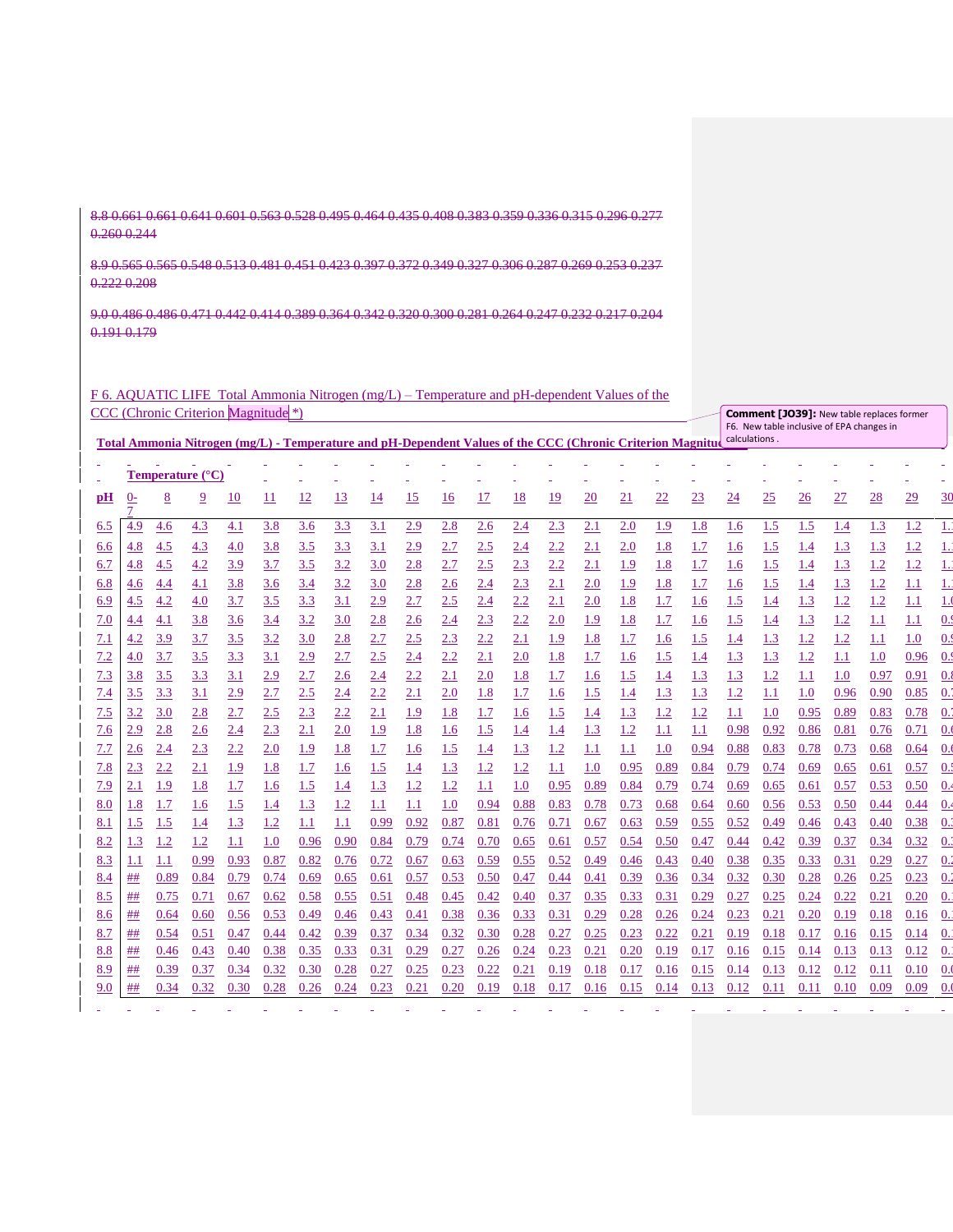8.8 0.661 0.661 0.641 0.601 0.563 0.528 0.495 0.464 0.435 0.408 0.383 0.359 0.336 0.315 0.296 0.277 0.260 0.244

8.9 0.565 0.565 0.548 0.513 0.481 0.451 0.423 0.397 0.372 0.349 0.327 0.306 0.287 0.269 0.253 0.237 0.222 0.208

9.0 0.486 0.486 0.471 0.442 0.414 0.389 0.364 0.342 0.320 0.300 0.281 0.264 0.247 0.232 0.217 0.204 0.191 0.179

F 6. AQUATIC LIFE Total Ammonia Nitrogen (mg/L) – Temperature and pH-dependent Values of the CCC (Chronic Criterion Magnitude *)

Comment [JO39]: New table replaces former F6. New table inclusive of EPA changes in calculations .

**Total Ammonia Nitrogen (mg/L) - Temperature and pH-Dependent Values of the CCC (Chronic Criterion Magnitude**

| | **Temperature (°C)** | | | | | | | | | | | | | | | | | | | | | | | |
|---|---|---|---|---|---|---|---|---|---|---|---|---|---|---|---|---|---|---|---|---|---|---|---|---|
| **pH** | 0-7 | 8 | 9 | 10 | 11 | 12 | 13 | 14 | 15 | 16 | 17 | 18 | 19 | 20 | 21 | 22 | 23 | 24 | 25 | 26 | 27 | 28 | 29 | 30 |
| 6.5 | 4.9 | 4.6 | 4.3 | 4.1 | 3.8 | 3.6 | 3.3 | 3.1 | 2.9 | 2.8 | 2.6 | 2.4 | 2.3 | 2.1 | 2.0 | 1.9 | 1.8 | 1.6 | 1.5 | 1.5 | 1.4 | 1.3 | 1.2 | 1. |
| 6.6 | 4.8 | 4.5 | 4.3 | 4.0 | 3.8 | 3.5 | 3.3 | 3.1 | 2.9 | 2.7 | 2.5 | 2.4 | 2.2 | 2.1 | 2.0 | 1.8 | 1.7 | 1.6 | 1.5 | 1.4 | 1.3 | 1.3 | 1.2 | 1. |
| 6.7 | 4.8 | 4.5 | 4.2 | 3.9 | 3.7 | 3.5 | 3.2 | 3.0 | 2.8 | 2.7 | 2.5 | 2.3 | 2.2 | 2.1 | 1.9 | 1.8 | 1.7 | 1.6 | 1.5 | 1.4 | 1.3 | 1.2 | 1.2 | 1. |
| 6.8 | 4.6 | 4.4 | 4.1 | 3.8 | 3.6 | 3.4 | 3.2 | 3.0 | 2.8 | 2.6 | 2.4 | 2.3 | 2.1 | 2.0 | 1.9 | 1.8 | 1.7 | 1.6 | 1.5 | 1.4 | 1.3 | 1.2 | 1.1 | 1. |
| 6.9 | 4.5 | 4.2 | 4.0 | 3.7 | 3.5 | 3.3 | 3.1 | 2.9 | 2.7 | 2.5 | 2.4 | 2.2 | 2.1 | 2.0 | 1.8 | 1.7 | 1.6 | 1.5 | 1.4 | 1.3 | 1.2 | 1.2 | 1.1 | 1.0 |
| 7.0 | 4.4 | 4.1 | 3.8 | 3.6 | 3.4 | 3.2 | 3.0 | 2.8 | 2.6 | 2.4 | 2.3 | 2.2 | 2.0 | 1.9 | 1.8 | 1.7 | 1.6 | 1.5 | 1.4 | 1.3 | 1.2 | 1.1 | 1.1 | 0. |
| 7.1 | 4.2 | 3.9 | 3.7 | 3.5 | 3.2 | 3.0 | 2.8 | 2.7 | 2.5 | 2.3 | 2.2 | 2.1 | 1.9 | 1.8 | 1.7 | 1.6 | 1.5 | 1.4 | 1.3 | 1.2 | 1.2 | 1.1 | 1.0 | 0. |
| 7.2 | 4.0 | 3.7 | 3.5 | 3.3 | 3.1 | 2.9 | 2.7 | 2.5 | 2.4 | 2.2 | 2.1 | 2.0 | 1.8 | 1.7 | 1.6 | 1.5 | 1.4 | 1.3 | 1.3 | 1.2 | 1.1 | 1.0 | 0.96 | 0. |
| 7.3 | 3.8 | 3.5 | 3.3 | 3.1 | 2.9 | 2.7 | 2.6 | 2.4 | 2.2 | 2.1 | 2.0 | 1.8 | 1.7 | 1.6 | 1.5 | 1.4 | 1.3 | 1.3 | 1.2 | 1.1 | 1.0 | 0.97 | 0.91 | 0. |
| 7.4 | 3.5 | 3.3 | 3.1 | 2.9 | 2.7 | 2.5 | 2.4 | 2.2 | 2.1 | 2.0 | 1.8 | 1.7 | 1.6 | 1.5 | 1.4 | 1.3 | 1.3 | 1.2 | 1.1 | 1.0 | 0.96 | 0.90 | 0.85 | 0. |
| 7.5 | 3.2 | 3.0 | 2.8 | 2.7 | 2.5 | 2.3 | 2.2 | 2.1 | 1.9 | 1.8 | 1.7 | 1.6 | 1.5 | 1.4 | 1.3 | 1.2 | 1.2 | 1.1 | 1.0 | 0.95 | 0.89 | 0.83 | 0.78 | 0. |
| 7.6 | 2.9 | 2.8 | 2.6 | 2.4 | 2.3 | 2.1 | 2.0 | 1.9 | 1.8 | 1.6 | 1.5 | 1.4 | 1.4 | 1.3 | 1.2 | 1.1 | 1.1 | 0.98 | 0.92 | 0.86 | 0.81 | 0.76 | 0.71 | 0. |
| 7.7 | 2.6 | 2.4 | 2.3 | 2.2 | 2.0 | 1.9 | 1.8 | 1.7 | 1.6 | 1.5 | 1.4 | 1.3 | 1.2 | 1.1 | 1.1 | 1.0 | 0.94 | 0.88 | 0.83 | 0.78 | 0.73 | 0.68 | 0.64 | 0. |
| 7.8 | 2.3 | 2.2 | 2.1 | 1.9 | 1.8 | 1.7 | 1.6 | 1.5 | 1.4 | 1.3 | 1.2 | 1.2 | 1.1 | 1.0 | 0.95 | 0.89 | 0.84 | 0.79 | 0.74 | 0.69 | 0.65 | 0.61 | 0.57 | 0. |
| 7.9 | 2.1 | 1.9 | 1.8 | 1.7 | 1.6 | 1.5 | 1.4 | 1.3 | 1.2 | 1.2 | 1.1 | 1.0 | 0.95 | 0.89 | 0.84 | 0.79 | 0.74 | 0.69 | 0.65 | 0.61 | 0.57 | 0.53 | 0.50 | 0. |
| 8.0 | 1.8 | 1.7 | 1.6 | 1.5 | 1.4 | 1.3 | 1.2 | 1.1 | 1.1 | 1.0 | 0.94 | 0.88 | 0.83 | 0.78 | 0.73 | 0.68 | 0.64 | 0.60 | 0.56 | 0.53 | 0.50 | 0.44 | 0.44 | 0. |
| 8.1 | 1.5 | 1.5 | 1.4 | 1.3 | 1.2 | 1.1 | 1.1 | 0.99 | 0.92 | 0.87 | 0.81 | 0.76 | 0.71 | 0.67 | 0.63 | 0.59 | 0.55 | 0.52 | 0.49 | 0.46 | 0.43 | 0.40 | 0.38 | 0. |
| 8.2 | 1.3 | 1.2 | 1.2 | 1.1 | 1.0 | 0.96 | 0.90 | 0.84 | 0.79 | 0.74 | 0.70 | 0.65 | 0.61 | 0.57 | 0.54 | 0.50 | 0.47 | 0.44 | 0.42 | 0.39 | 0.37 | 0.34 | 0.32 | 0. |
| 8.3 | 1.1 | 1.1 | 0.99 | 0.93 | 0.87 | 0.82 | 0.76 | 0.72 | 0.67 | 0.63 | 0.59 | 0.55 | 0.52 | 0.49 | 0.46 | 0.43 | 0.40 | 0.38 | 0.35 | 0.33 | 0.31 | 0.29 | 0.27 | 0. |
| 8.4 | ## | 0.89 | 0.84 | 0.79 | 0.74 | 0.69 | 0.65 | 0.61 | 0.57 | 0.53 | 0.50 | 0.47 | 0.44 | 0.41 | 0.39 | 0.36 | 0.34 | 0.32 | 0.30 | 0.28 | 0.26 | 0.25 | 0.23 | 0. |
| 8.5 | ## | 0.75 | 0.71 | 0.67 | 0.62 | 0.58 | 0.55 | 0.51 | 0.48 | 0.45 | 0.42 | 0.40 | 0.37 | 0.35 | 0.33 | 0.31 | 0.29 | 0.27 | 0.25 | 0.24 | 0.22 | 0.21 | 0.20 | 0. |
| 8.6 | ## | 0.64 | 0.60 | 0.56 | 0.53 | 0.49 | 0.46 | 0.43 | 0.41 | 0.38 | 0.36 | 0.33 | 0.31 | 0.29 | 0.28 | 0.26 | 0.24 | 0.23 | 0.21 | 0.20 | 0.19 | 0.18 | 0.16 | 0. |
| 8.7 | ## | 0.54 | 0.51 | 0.47 | 0.44 | 0.42 | 0.39 | 0.37 | 0.34 | 0.32 | 0.30 | 0.28 | 0.27 | 0.25 | 0.23 | 0.22 | 0.21 | 0.19 | 0.18 | 0.17 | 0.16 | 0.15 | 0.14 | 0. |
| 8.8 | ## | 0.46 | 0.43 | 0.40 | 0.38 | 0.35 | 0.33 | 0.31 | 0.29 | 0.27 | 0.26 | 0.24 | 0.23 | 0.21 | 0.20 | 0.19 | 0.17 | 0.16 | 0.15 | 0.14 | 0.13 | 0.13 | 0.12 | 0. |
| 8.9 | ## | 0.39 | 0.37 | 0.34 | 0.32 | 0.30 | 0.28 | 0.27 | 0.25 | 0.23 | 0.22 | 0.21 | 0.19 | 0.18 | 0.17 | 0.16 | 0.15 | 0.14 | 0.13 | 0.12 | 0.12 | 0.11 | 0.10 | 0.0 |
| 9.0 | ## | 0.34 | 0.32 | 0.30 | 0.28 | 0.26 | 0.24 | 0.23 | 0.21 | 0.20 | 0.19 | 0.18 | 0.17 | 0.16 | 0.15 | 0.14 | 0.13 | 0.12 | 0.11 | 0.11 | 0.10 | 0.09 | 0.09 | 0.0 |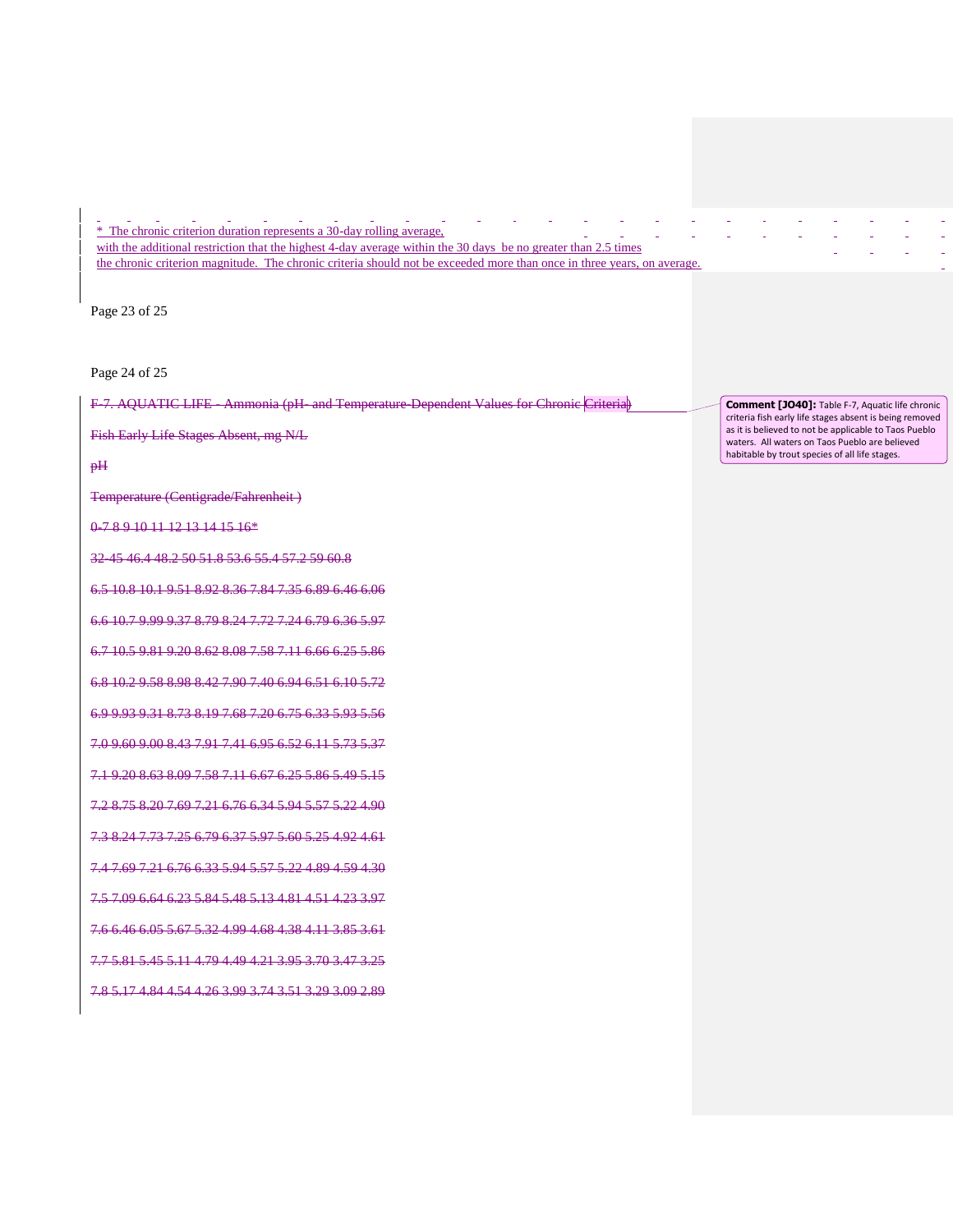\* The chronic criterion duration represents a 30-day rolling average, with the additional restriction that the highest 4-day average within the 30 days be no greater than 2.5 times the chronic criterion magnitude. The chronic criteria should not be exceeded more than once in three years, on average.

~~F-7. AQUATIC LIFE - Ammonia (pH- and Temperature-Dependent Values for Chronic Criteria)~~

~~Fish Early Life Stages Absent, mg N/L~~

| ~~pH~~ | ~~Temperature (Centigrade/Fahrenheit)~~ | | | | | | | | | |
|---|---|---|---|---|---|---|---|---|---|---|
| | ~~0-7~~ | ~~8~~ | ~~9~~ | ~~10~~ | ~~11~~ | ~~12~~ | ~~13~~ | ~~14~~ | ~~15~~ | ~~16\*~~ |
| | ~~32-45~~ | ~~46.4~~ | ~~48.2~~ | ~~50~~ | ~~51.8~~ | ~~53.6~~ | ~~55.4~~ | ~~57.2~~ | ~~59~~ | ~~60.8~~ |
| ~~6.5~~ | ~~10.8~~ | ~~10.1~~ | ~~9.51~~ | ~~8.92~~ | ~~8.36~~ | ~~7.84~~ | ~~7.35~~ | ~~6.89~~ | ~~6.46~~ | ~~6.06~~ |
| ~~6.6~~ | ~~10.7~~ | ~~9.99~~ | ~~9.37~~ | ~~8.79~~ | ~~8.24~~ | ~~7.72~~ | ~~7.24~~ | ~~6.79~~ | ~~6.36~~ | ~~5.97~~ |
| ~~6.7~~ | ~~10.5~~ | ~~9.81~~ | ~~9.20~~ | ~~8.62~~ | ~~8.08~~ | ~~7.58~~ | ~~7.11~~ | ~~6.66~~ | ~~6.25~~ | ~~5.86~~ |
| ~~6.8~~ | ~~10.2~~ | ~~9.58~~ | ~~8.98~~ | ~~8.42~~ | ~~7.90~~ | ~~7.40~~ | ~~6.94~~ | ~~6.51~~ | ~~6.10~~ | ~~5.72~~ |
| ~~6.9~~ | ~~9.93~~ | ~~9.31~~ | ~~8.73~~ | ~~8.19~~ | ~~7.68~~ | ~~7.20~~ | ~~6.75~~ | ~~6.33~~ | ~~5.93~~ | ~~5.56~~ |
| ~~7.0~~ | ~~9.60~~ | ~~9.00~~ | ~~8.43~~ | ~~7.91~~ | ~~7.41~~ | ~~6.95~~ | ~~6.52~~ | ~~6.11~~ | ~~5.73~~ | ~~5.37~~ |
| ~~7.1~~ | ~~9.20~~ | ~~8.63~~ | ~~8.09~~ | ~~7.58~~ | ~~7.11~~ | ~~6.67~~ | ~~6.25~~ | ~~5.86~~ | ~~5.49~~ | ~~5.15~~ |
| ~~7.2~~ | ~~8.75~~ | ~~8.20~~ | ~~7.69~~ | ~~7.21~~ | ~~6.76~~ | ~~6.34~~ | ~~5.94~~ | ~~5.57~~ | ~~5.22~~ | ~~4.90~~ |
| ~~7.3~~ | ~~8.24~~ | ~~7.73~~ | ~~7.25~~ | ~~6.79~~ | ~~6.37~~ | ~~5.97~~ | ~~5.60~~ | ~~5.25~~ | ~~4.92~~ | ~~4.61~~ |
| ~~7.4~~ | ~~7.69~~ | ~~7.21~~ | ~~6.76~~ | ~~6.33~~ | ~~5.94~~ | ~~5.57~~ | ~~5.22~~ | ~~4.89~~ | ~~4.59~~ | ~~4.30~~ |
| ~~7.5~~ | ~~7.09~~ | ~~6.64~~ | ~~6.23~~ | ~~5.84~~ | ~~5.48~~ | ~~5.13~~ | ~~4.81~~ | ~~4.51~~ | ~~4.23~~ | ~~3.97~~ |
| ~~7.6~~ | ~~6.46~~ | ~~6.05~~ | ~~5.67~~ | ~~5.32~~ | ~~4.99~~ | ~~4.68~~ | ~~4.38~~ | ~~4.11~~ | ~~3.85~~ | ~~3.61~~ |
| ~~7.7~~ | ~~5.81~~ | ~~5.45~~ | ~~5.11~~ | ~~4.79~~ | ~~4.49~~ | ~~4.21~~ | ~~3.95~~ | ~~3.70~~ | ~~3.47~~ | ~~3.25~~ |
| ~~7.8~~ | ~~5.17~~ | ~~4.84~~ | ~~4.54~~ | ~~4.26~~ | ~~3.99~~ | ~~3.74~~ | ~~3.51~~ | ~~3.29~~ | ~~3.09~~ | ~~2.89~~ |

**Comment [JO40]:** Table F-7, Aquatic life chronic criteria fish early life stages absent is being removed as it is believed to not be applicable to Taos Pueblo waters. All waters on Taos Pueblo are believed habitable by trout species of all life stages.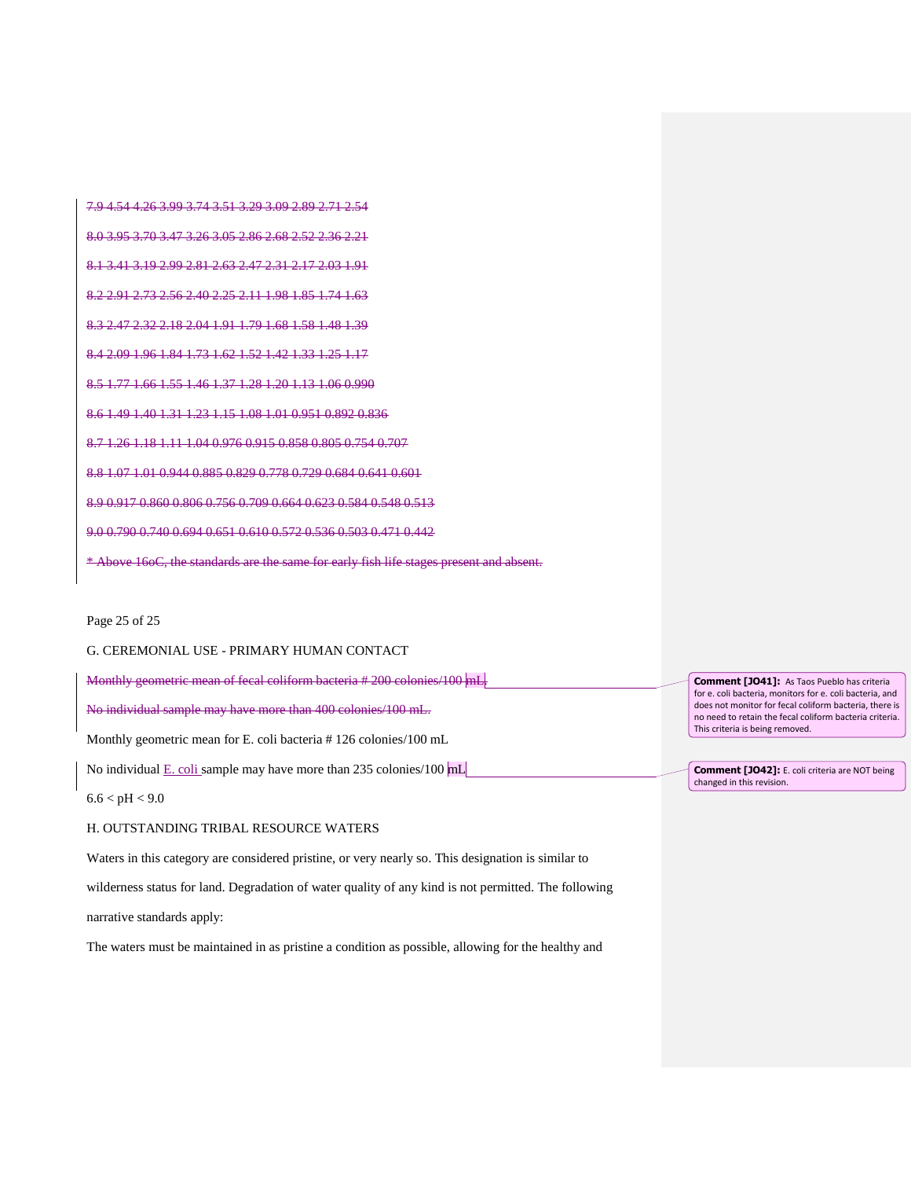~~7.9 4.54 4.26 3.99 3.74 3.51 3.29 3.09 2.89 2.71 2.54~~

~~8.0 3.95 3.70 3.47 3.26 3.05 2.86 2.68 2.52 2.36 2.21~~

~~8.1 3.41 3.19 2.99 2.81 2.63 2.47 2.31 2.17 2.03 1.91~~

~~8.2 2.91 2.73 2.56 2.40 2.25 2.11 1.98 1.85 1.74 1.63~~

~~8.3 2.47 2.32 2.18 2.04 1.91 1.79 1.68 1.58 1.48 1.39~~

~~8.4 2.09 1.96 1.84 1.73 1.62 1.52 1.42 1.33 1.25 1.17~~

~~8.5 1.77 1.66 1.55 1.46 1.37 1.28 1.20 1.13 1.06 0.990~~

~~8.6 1.49 1.40 1.31 1.23 1.15 1.08 1.01 0.951 0.892 0.836~~

~~8.7 1.26 1.18 1.11 1.04 0.976 0.915 0.858 0.805 0.754 0.707~~

~~8.8 1.07 1.01 0.944 0.885 0.829 0.778 0.729 0.684 0.641 0.601~~

~~8.9 0.917 0.860 0.806 0.756 0.709 0.664 0.623 0.584 0.548 0.513~~

~~9.0 0.790 0.740 0.694 0.651 0.610 0.572 0.536 0.503 0.471 0.442~~

~~* Above 16oC, the standards are the same for early fish life stages present and absent.~~

Page 25 of 25

G. CEREMONIAL USE - PRIMARY HUMAN CONTACT

~~Monthly geometric mean of fecal coliform bacteria # 200 colonies/100 mL.~~

**Comment [JO41]:** As Taos Pueblo has criteria for e. coli bacteria, monitors for e. coli bacteria, and does not monitor for fecal coliform bacteria, there is no need to retain the fecal coliform bacteria criteria. This criteria is being removed.

~~No individual sample may have more than 400 colonies/100 mL.~~

Monthly geometric mean for E. coli bacteria # 126 colonies/100 mL

No individual E. coli sample may have more than 235 colonies/100 mL

**Comment [JO42]:** E. coli criteria are NOT being changed in this revision.

6.6 < pH < 9.0

H. OUTSTANDING TRIBAL RESOURCE WATERS

Waters in this category are considered pristine, or very nearly so. This designation is similar to wilderness status for land. Degradation of water quality of any kind is not permitted. The following narrative standards apply:

The waters must be maintained in as pristine a condition as possible, allowing for the healthy and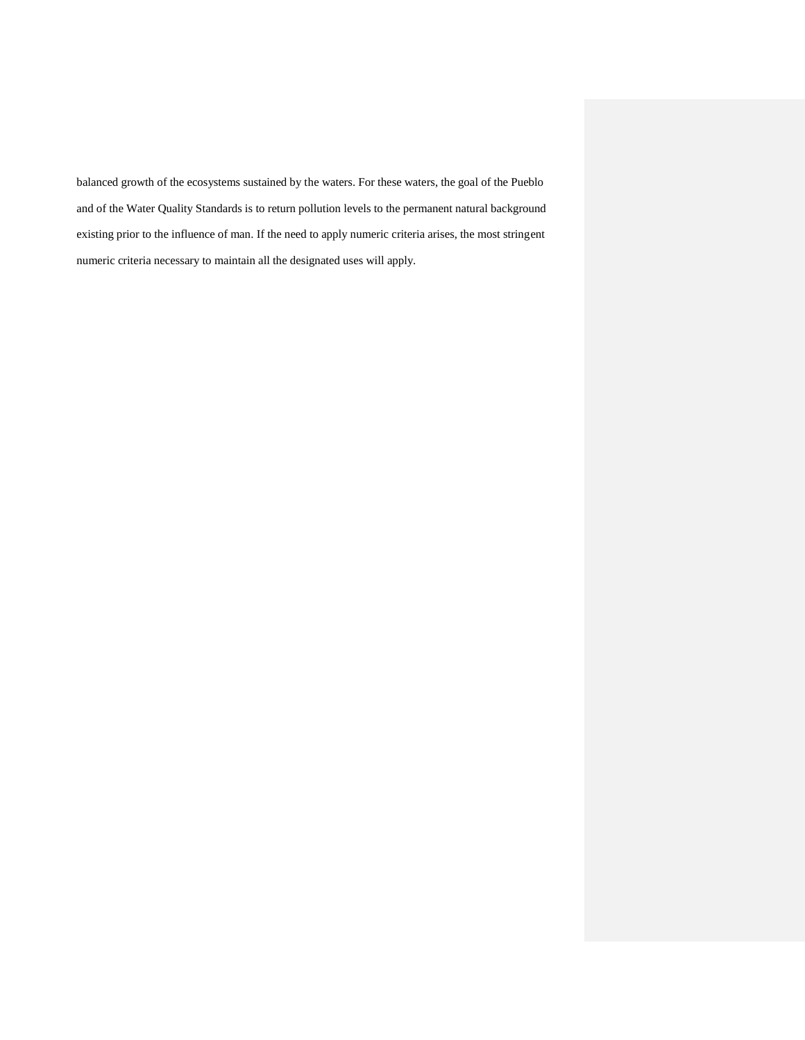balanced growth of the ecosystems sustained by the waters. For these waters, the goal of the Pueblo and of the Water Quality Standards is to return pollution levels to the permanent natural background existing prior to the influence of man. If the need to apply numeric criteria arises, the most stringent numeric criteria necessary to maintain all the designated uses will apply.